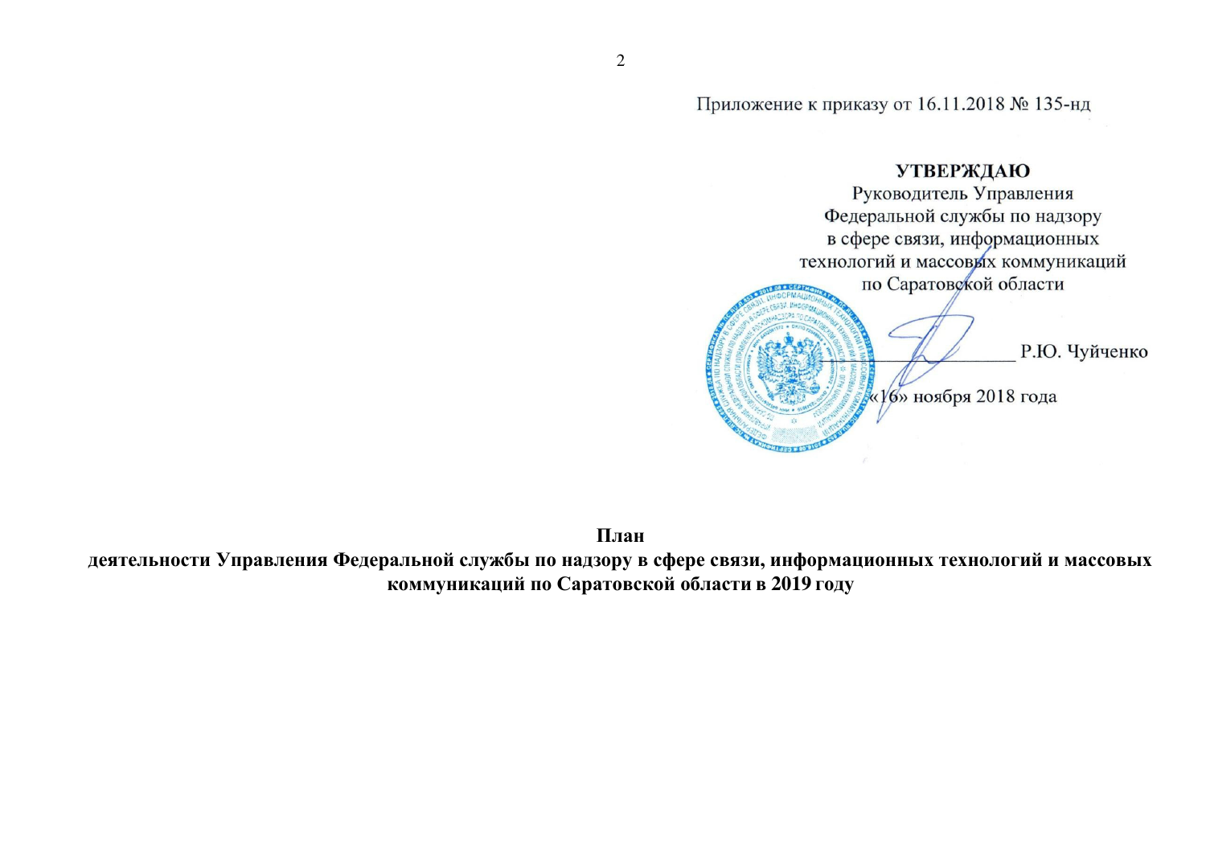Приложение к приказу от 16.11.2018 № 135-нд

**УТВЕРЖДАЮ**
Руководитель Управления
Федеральной службы по надзору
в сфере связи, информационных
технологий и массовых коммуникаций
по Саратовской области

_________________ Р.Ю. Чуйченко

«16» ноября 2018 года

**План**
**деятельности Управления Федеральной службы по надзору в сфере связи, информационных технологий и массовых коммуникаций по Саратовской области в 2019 году**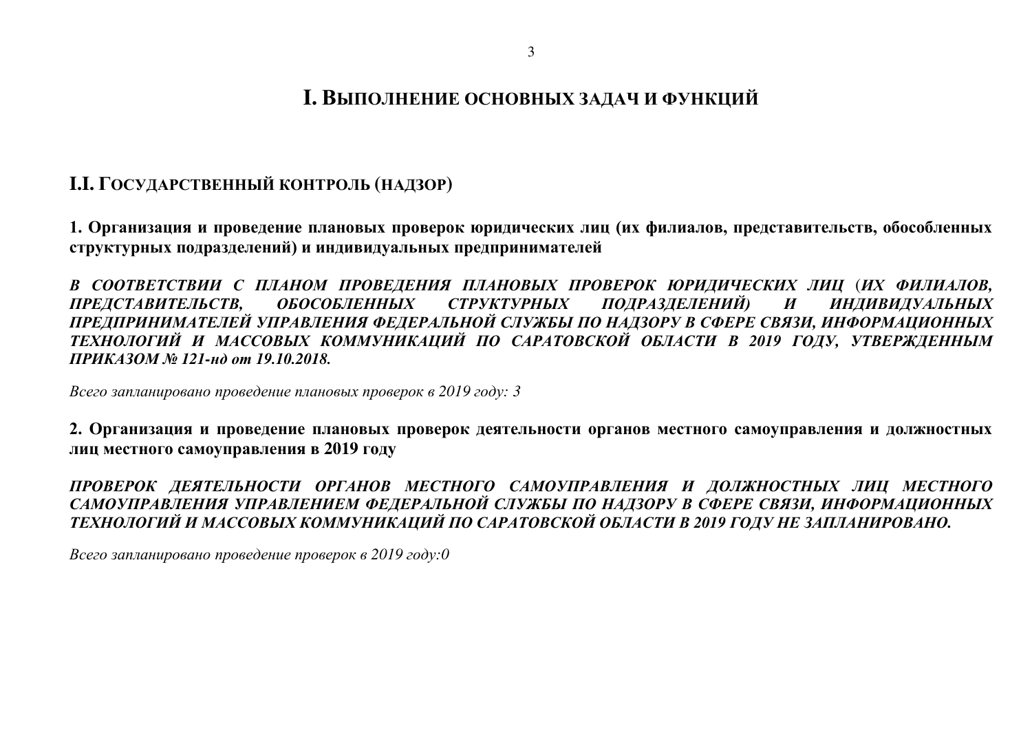# I. Выполнение основных задач и функций

## I.I. Государственный контроль (надзор)

**1. Организация и проведение плановых проверок юридических лиц (их филиалов, представительств, обособленных структурных подразделений) и индивидуальных предпринимателей**

***В СООТВЕТСТВИИ С ПЛАНОМ ПРОВЕДЕНИЯ ПЛАНОВЫХ ПРОВЕРОК ЮРИДИЧЕСКИХ ЛИЦ (ИХ ФИЛИАЛОВ, ПРЕДСТАВИТЕЛЬСТВ, ОБОСОБЛЕННЫХ СТРУКТУРНЫХ ПОДРАЗДЕЛЕНИЙ) И ИНДИВИДУАЛЬНЫХ ПРЕДПРИНИМАТЕЛЕЙ УПРАВЛЕНИЯ ФЕДЕРАЛЬНОЙ СЛУЖБЫ ПО НАДЗОРУ В СФЕРЕ СВЯЗИ, ИНФОРМАЦИОННЫХ ТЕХНОЛОГИЙ И МАССОВЫХ КОММУНИКАЦИЙ ПО САРАТОВСКОЙ ОБЛАСТИ В 2019 ГОДУ, УТВЕРЖДЕННЫМ ПРИКАЗОМ № 121-нд от 19.10.2018.***

*Всего запланировано проведение плановых проверок в 2019 году: 3*

**2. Организация и проведение плановых проверок деятельности органов местного самоуправления и должностных лиц местного самоуправления в 2019 году**

***ПРОВЕРОК ДЕЯТЕЛЬНОСТИ ОРГАНОВ МЕСТНОГО САМОУПРАВЛЕНИЯ И ДОЛЖНОСТНЫХ ЛИЦ МЕСТНОГО САМОУПРАВЛЕНИЯ УПРАВЛЕНИЕМ ФЕДЕРАЛЬНОЙ СЛУЖБЫ ПО НАДЗОРУ В СФЕРЕ СВЯЗИ, ИНФОРМАЦИОННЫХ ТЕХНОЛОГИЙ И МАССОВЫХ КОММУНИКАЦИЙ ПО САРАТОВСКОЙ ОБЛАСТИ В 2019 ГОДУ НЕ ЗАПЛАНИРОВАНО.***

*Всего запланировано проведение проверок в 2019 году:0*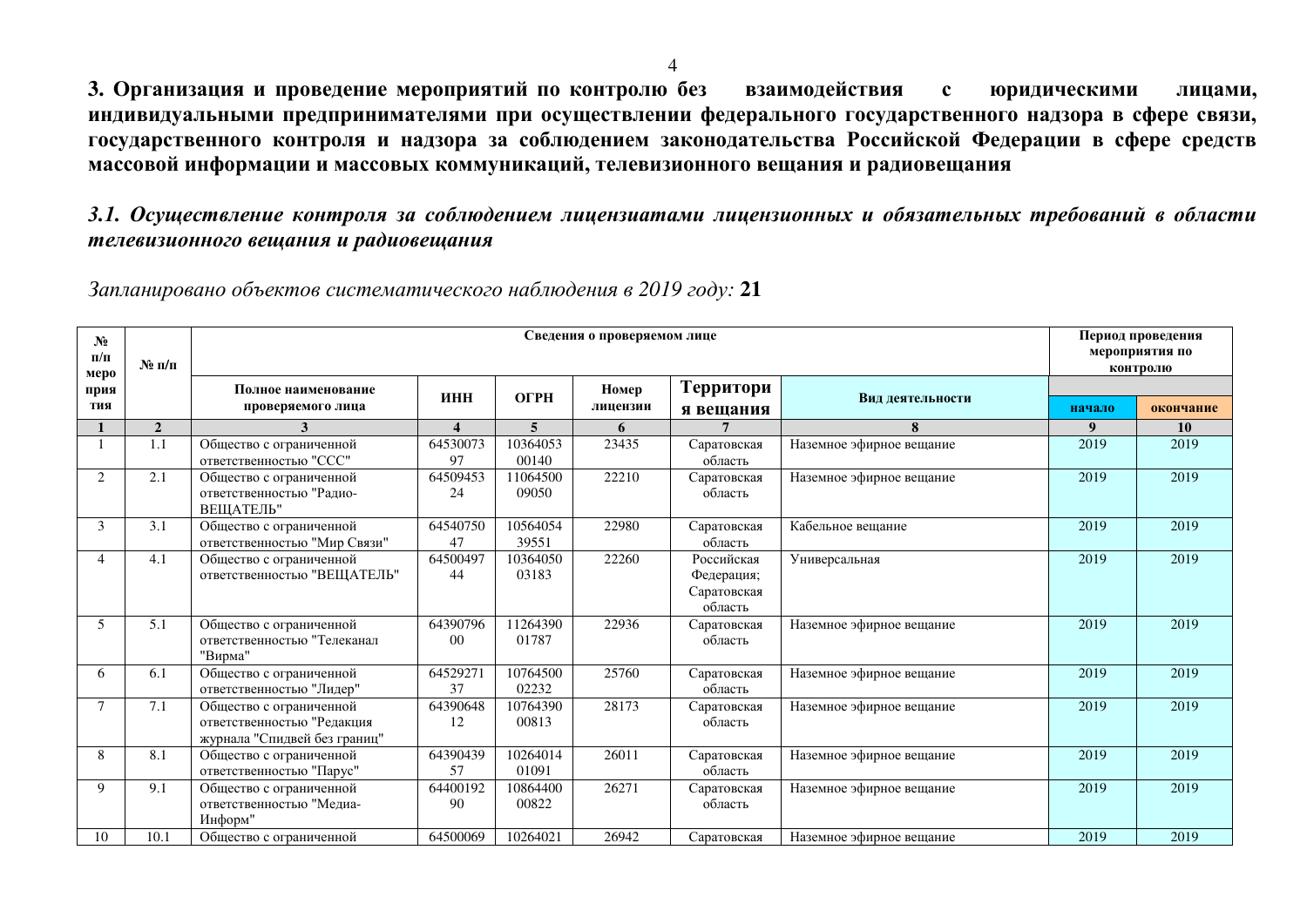## 3. Организация и проведение мероприятий по контролю без взаимодействия с юридическими лицами, индивидуальными предпринимателями при осуществлении федерального государственного надзора в сфере связи, государственного контроля и надзора за соблюдением законодательства Российской Федерации в сфере средств массовой информации и массовых коммуникаций, телевизионного вещания и радиовещания

### *3.1. Осуществление контроля за соблюдением лицензиатами лицензионных и обязательных требований в области телевизионного вещания и радиовещания*

*Запланировано объектов систематического наблюдения в 2019 году:* **21**

| № п/п мероприятия | № п/п | Сведения о проверяемом лице | | | | | | Период проведения мероприятия по контролю | |
|---|---|---|---|---|---|---|---|---|---|
| | | Полное наименование проверяемого лица | ИНН | ОГРН | Номер лицензии | Территория вещания | Вид деятельности | начало | окончание |
| 1 | 2 | 3 | 4 | 5 | 6 | 7 | 8 | 9 | 10 |
| 1 | 1.1 | Общество с ограниченной ответственностью "ССС" | 6453007397 | 1036405300140 | 23435 | Саратовская область | Наземное эфирное вещание | 2019 | 2019 |
| 2 | 2.1 | Общество с ограниченной ответственностью "Радио-ВЕЩАТЕЛЬ" | 6450945324 | 1106450009050 | 22210 | Саратовская область | Наземное эфирное вещание | 2019 | 2019 |
| 3 | 3.1 | Общество с ограниченной ответственностью "Мир Связи" | 6454075047 | 1056405439551 | 22980 | Саратовская область | Кабельное вещание | 2019 | 2019 |
| 4 | 4.1 | Общество с ограниченной ответственностью "ВЕЩАТЕЛЬ" | 6450049744 | 1036405003183 | 22260 | Российская Федерация; Саратовская область | Универсальная | 2019 | 2019 |
| 5 | 5.1 | Общество с ограниченной ответственностью "Телеканал "Вирма" | 6439079600 | 1126439001787 | 22936 | Саратовская область | Наземное эфирное вещание | 2019 | 2019 |
| 6 | 6.1 | Общество с ограниченной ответственностью "Лидер" | 6452927137 | 1076450002232 | 25760 | Саратовская область | Наземное эфирное вещание | 2019 | 2019 |
| 7 | 7.1 | Общество с ограниченной ответственностью "Редакция журнала "Спидвей без границ" | 6439064812 | 1076439000813 | 28173 | Саратовская область | Наземное эфирное вещание | 2019 | 2019 |
| 8 | 8.1 | Общество с ограниченной ответственностью "Парус" | 6439043957 | 1026401401091 | 26011 | Саратовская область | Наземное эфирное вещание | 2019 | 2019 |
| 9 | 9.1 | Общество с ограниченной ответственностью "Медиа-Информ" | 6440019290 | 1086440000822 | 26271 | Саратовская область | Наземное эфирное вещание | 2019 | 2019 |
| 10 | 10.1 | Общество с ограниченной | 64500069 | 10264021 | 26942 | Саратовская | Наземное эфирное вещание | 2019 | 2019 |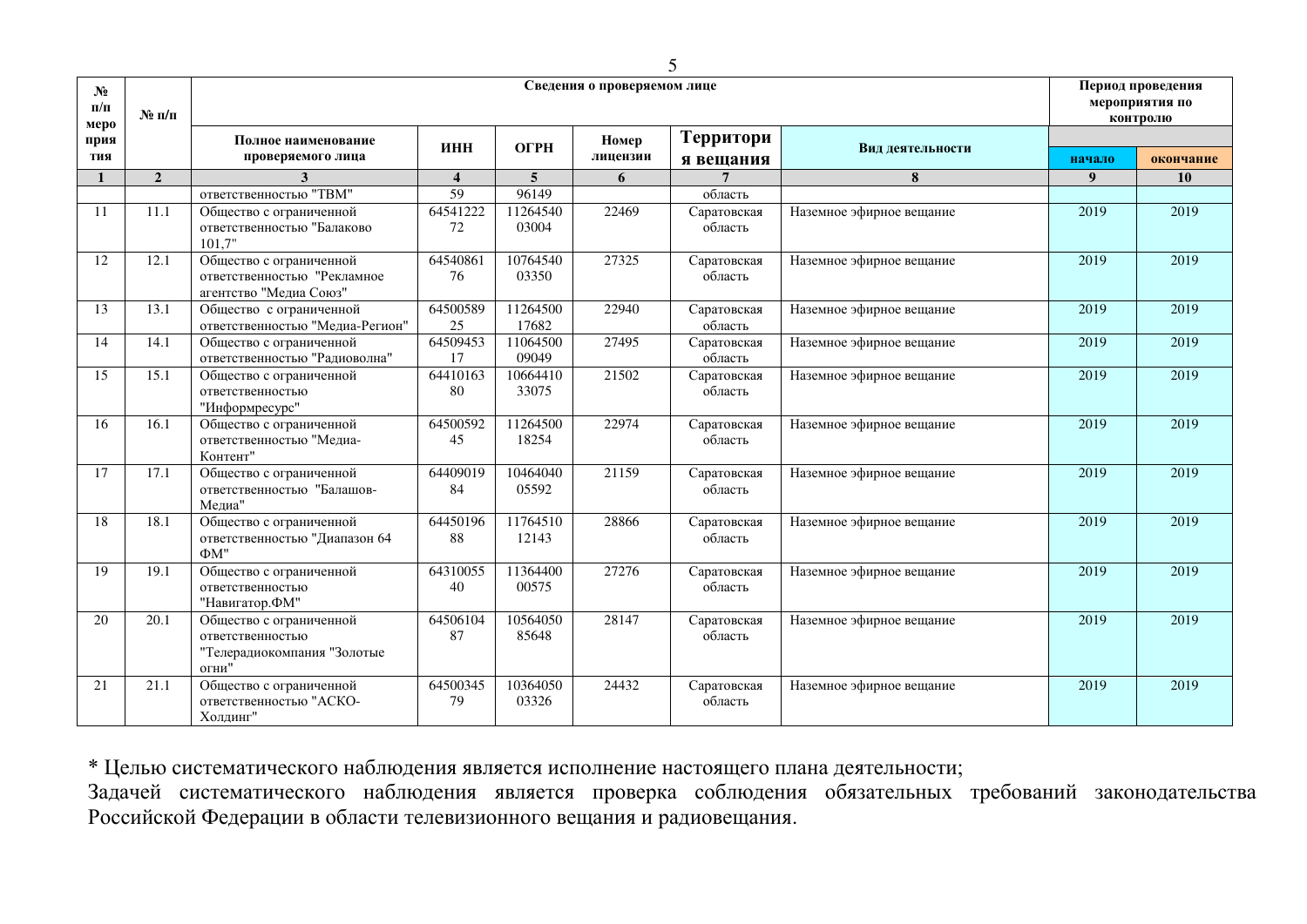| № п/п мероприятия | № п/п | Сведения о проверяемом лице | | | | | | Период проведения мероприятия по контролю | |
|---|---|---|---|---|---|---|---|---|---|
| | | Полное наименование проверяемого лица | ИНН | ОГРН | Номер лицензии | Территория вещания | Вид деятельности | начало | окончание |
| 1 | 2 | 3 | 4 | 5 | 6 | 7 | 8 | 9 | 10 |
| | | ответственностью "ТВМ" | 59 | 96149 | | область | | | |
| 11 | 11.1 | Общество с ограниченной ответственностью "Балаково 101,7" | 6454122272 | 1126454003004 | 22469 | Саратовская область | Наземное эфирное вещание | 2019 | 2019 |
| 12 | 12.1 | Общество с ограниченной ответственностью "Рекламное агентство "Медиа Союз" | 6454086176 | 1076454003350 | 27325 | Саратовская область | Наземное эфирное вещание | 2019 | 2019 |
| 13 | 13.1 | Общество с ограниченной ответственностью "Медиа-Регион" | 6450058925 | 1126450017682 | 22940 | Саратовская область | Наземное эфирное вещание | 2019 | 2019 |
| 14 | 14.1 | Общество с ограниченной ответственностью "Радиоволна" | 6450945317 | 1106450009049 | 27495 | Саратовская область | Наземное эфирное вещание | 2019 | 2019 |
| 15 | 15.1 | Общество с ограниченной ответственностью "Информресурс" | 6441016380 | 1066441033075 | 21502 | Саратовская область | Наземное эфирное вещание | 2019 | 2019 |
| 16 | 16.1 | Общество с ограниченной ответственностью "Медиа-Контент" | 6450059245 | 1126450018254 | 22974 | Саратовская область | Наземное эфирное вещание | 2019 | 2019 |
| 17 | 17.1 | Общество с ограниченной ответственностью "Балашов-Медиа" | 6440901984 | 1046404005592 | 21159 | Саратовская область | Наземное эфирное вещание | 2019 | 2019 |
| 18 | 18.1 | Общество с ограниченной ответственностью "Диапазон 64 ФМ" | 6445019688 | 1176451012143 | 28866 | Саратовская область | Наземное эфирное вещание | 2019 | 2019 |
| 19 | 19.1 | Общество с ограниченной ответственностью "Навигатор.ФМ" | 6431005540 | 1136440000575 | 27276 | Саратовская область | Наземное эфирное вещание | 2019 | 2019 |
| 20 | 20.1 | Общество с ограниченной ответственностью "Телерадиокомпания "Золотые огни" | 6450610487 | 1056405085648 | 28147 | Саратовская область | Наземное эфирное вещание | 2019 | 2019 |
| 21 | 21.1 | Общество с ограниченной ответственностью "АСКО-Холдинг" | 6450034579 | 1036405003326 | 24432 | Саратовская область | Наземное эфирное вещание | 2019 | 2019 |

* Целью систематического наблюдения является исполнение настоящего плана деятельности;
Задачей систематического наблюдения является проверка соблюдения обязательных требований законодательства Российской Федерации в области телевизионного вещания и радиовещания.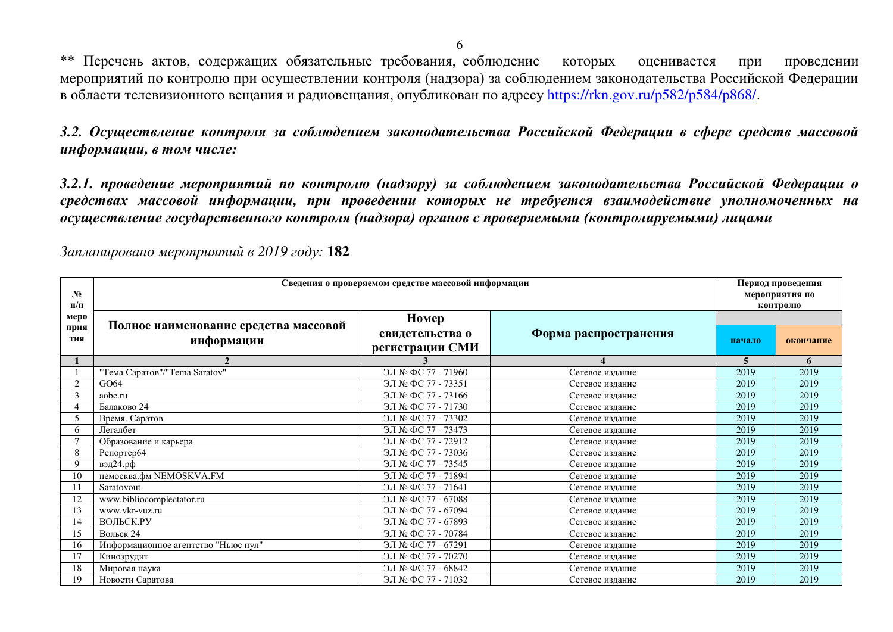** Перечень актов, содержащих обязательные требования, соблюдение которых оценивается при проведении мероприятий по контролю при осуществлении контроля (надзора) за соблюдением законодательства Российской Федерации в области телевизионного вещания и радиовещания, опубликован по адресу https://rkn.gov.ru/p582/p584/p868/.

### *3.2. Осуществление контроля за соблюдением законодательства Российской Федерации в сфере средств массовой информации, в том числе:*

#### *3.2.1. проведение мероприятий по контролю (надзору) за соблюдением законодательства Российской Федерации о средствах массовой информации, при проведении которых не требуется взаимодействие уполномоченных на осуществление государственного контроля (надзора) органов с проверяемыми (контролируемыми) лицами*

*Запланировано мероприятий в 2019 году:* **182**

| № п/п мероприятия | Сведения о проверяемом средстве массовой информации | | | Период проведения мероприятия по контролю | |
|---|---|---|---|---|---|
| | Полное наименование средства массовой информации | Номер свидетельства о регистрации СМИ | Форма распространения | начало | окончание |
| 1 | 2 | 3 | 4 | 5 | 6 |
| 1 | "Тема Саратов"/"Tema Saratov" | ЭЛ № ФС 77 - 71960 | Сетевое издание | 2019 | 2019 |
| 2 | GO64 | ЭЛ № ФС 77 - 73351 | Сетевое издание | 2019 | 2019 |
| 3 | aobe.ru | ЭЛ № ФС 77 - 73166 | Сетевое издание | 2019 | 2019 |
| 4 | Балаково 24 | ЭЛ № ФС 77 - 71730 | Сетевое издание | 2019 | 2019 |
| 5 | Время. Саратов | ЭЛ № ФС 77 - 73302 | Сетевое издание | 2019 | 2019 |
| 6 | Легалбет | ЭЛ № ФС 77 - 73473 | Сетевое издание | 2019 | 2019 |
| 7 | Образование и карьера | ЭЛ № ФС 77 - 72912 | Сетевое издание | 2019 | 2019 |
| 8 | Репортер64 | ЭЛ № ФС 77 - 73036 | Сетевое издание | 2019 | 2019 |
| 9 | вэд24.рф | ЭЛ № ФС 77 - 73545 | Сетевое издание | 2019 | 2019 |
| 10 | немосква.фм NEMOSKVA.FM | ЭЛ № ФС 77 - 71894 | Сетевое издание | 2019 | 2019 |
| 11 | Saratovout | ЭЛ № ФС 77 - 71641 | Сетевое издание | 2019 | 2019 |
| 12 | www.bibliocomplectator.ru | ЭЛ № ФС 77 - 67088 | Сетевое издание | 2019 | 2019 |
| 13 | www.vkr-vuz.ru | ЭЛ № ФС 77 - 67094 | Сетевое издание | 2019 | 2019 |
| 14 | ВОЛЬСК.РУ | ЭЛ № ФС 77 - 67893 | Сетевое издание | 2019 | 2019 |
| 15 | Вольск 24 | ЭЛ № ФС 77 - 70784 | Сетевое издание | 2019 | 2019 |
| 16 | Информационное агентство "Ньюс пул" | ЭЛ № ФС 77 - 67291 | Сетевое издание | 2019 | 2019 |
| 17 | Киноэрудит | ЭЛ № ФС 77 - 70270 | Сетевое издание | 2019 | 2019 |
| 18 | Мировая наука | ЭЛ № ФС 77 - 68842 | Сетевое издание | 2019 | 2019 |
| 19 | Новости Саратова | ЭЛ № ФС 77 - 71032 | Сетевое издание | 2019 | 2019 |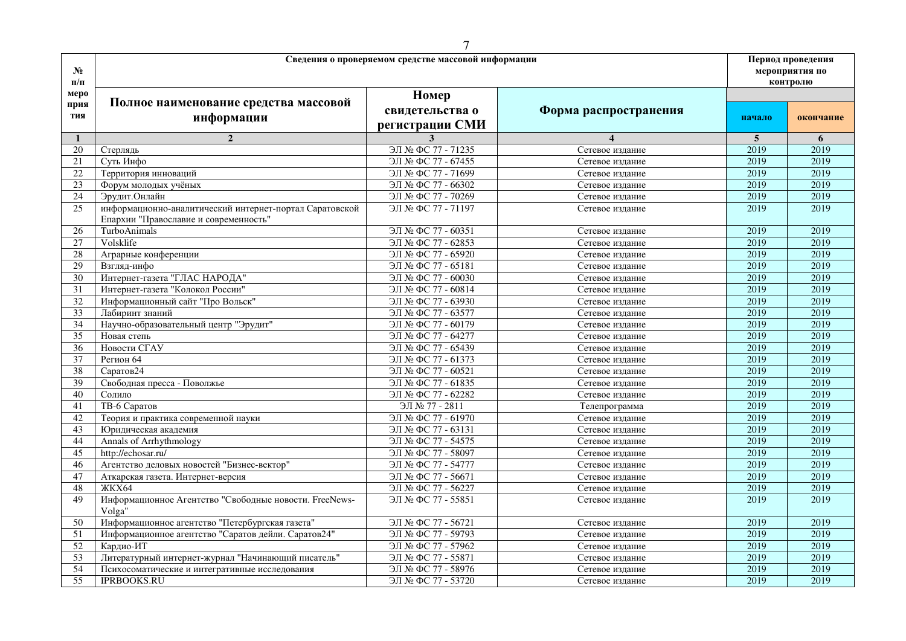| № п/п мероприятия | Сведения о проверяемом средстве массовой информации | | | Период проведения мероприятия по контролю | |
|---|---|---|---|---|---|
| | Полное наименование средства массовой информации | Номер свидетельства о регистрации СМИ | Форма распространения | начало | окончание |
| 1 | 2 | 3 | 4 | 5 | 6 |
| 20 | Стерлядь | ЭЛ № ФС 77 - 71235 | Сетевое издание | 2019 | 2019 |
| 21 | Суть Инфо | ЭЛ № ФС 77 - 67455 | Сетевое издание | 2019 | 2019 |
| 22 | Территория инноваций | ЭЛ № ФС 77 - 71699 | Сетевое издание | 2019 | 2019 |
| 23 | Форум молодых учёных | ЭЛ № ФС 77 - 66302 | Сетевое издание | 2019 | 2019 |
| 24 | Эрудит.Онлайн | ЭЛ № ФС 77 - 70269 | Сетевое издание | 2019 | 2019 |
| 25 | информационно-аналитический интернет-портал Саратовской Епархии "Православие и современность" | ЭЛ № ФС 77 - 71197 | Сетевое издание | 2019 | 2019 |
| 26 | TurboAnimals | ЭЛ № ФС 77 - 60351 | Сетевое издание | 2019 | 2019 |
| 27 | Volsklife | ЭЛ № ФС 77 - 62853 | Сетевое издание | 2019 | 2019 |
| 28 | Аграрные конференции | ЭЛ № ФС 77 - 65920 | Сетевое издание | 2019 | 2019 |
| 29 | Взгляд-инфо | ЭЛ № ФС 77 - 65181 | Сетевое издание | 2019 | 2019 |
| 30 | Интернет-газета "ГЛАС НАРОДА" | ЭЛ № ФС 77 - 60030 | Сетевое издание | 2019 | 2019 |
| 31 | Интернет-газета "Колокол России" | ЭЛ № ФС 77 - 60814 | Сетевое издание | 2019 | 2019 |
| 32 | Информационный сайт "Про Вольск" | ЭЛ № ФС 77 - 63930 | Сетевое издание | 2019 | 2019 |
| 33 | Лабиринт знаний | ЭЛ № ФС 77 - 63577 | Сетевое издание | 2019 | 2019 |
| 34 | Научно-образовательный центр "Эрудит" | ЭЛ № ФС 77 - 60179 | Сетевое издание | 2019 | 2019 |
| 35 | Новая степь | ЭЛ № ФС 77 - 64277 | Сетевое издание | 2019 | 2019 |
| 36 | Новости СГАУ | ЭЛ № ФС 77 - 65439 | Сетевое издание | 2019 | 2019 |
| 37 | Регион 64 | ЭЛ № ФС 77 - 61373 | Сетевое издание | 2019 | 2019 |
| 38 | Саратов24 | ЭЛ № ФС 77 - 60521 | Сетевое издание | 2019 | 2019 |
| 39 | Свободная пресса - Поволжье | ЭЛ № ФС 77 - 61835 | Сетевое издание | 2019 | 2019 |
| 40 | Солило | ЭЛ № ФС 77 - 62282 | Сетевое издание | 2019 | 2019 |
| 41 | ТВ-6 Саратов | ЭЛ № 77 - 2811 | Телепрограмма | 2019 | 2019 |
| 42 | Теория и практика современной науки | ЭЛ № ФС 77 - 61970 | Сетевое издание | 2019 | 2019 |
| 43 | Юридическая академия | ЭЛ № ФС 77 - 63131 | Сетевое издание | 2019 | 2019 |
| 44 | Annals of Arrhythmology | ЭЛ № ФС 77 - 54575 | Сетевое издание | 2019 | 2019 |
| 45 | http://echosar.ru/ | ЭЛ № ФС 77 - 58097 | Сетевое издание | 2019 | 2019 |
| 46 | Агентство деловых новостей "Бизнес-вектор" | ЭЛ № ФС 77 - 54777 | Сетевое издание | 2019 | 2019 |
| 47 | Аткарская газета. Интернет-версия | ЭЛ № ФС 77 - 56671 | Сетевое издание | 2019 | 2019 |
| 48 | ЖКХ64 | ЭЛ № ФС 77 - 56227 | Сетевое издание | 2019 | 2019 |
| 49 | Информационное Агентство "Свободные новости. FreeNews-Volga" | ЭЛ № ФС 77 - 55851 | Сетевое издание | 2019 | 2019 |
| 50 | Информационное агентство "Петербургская газета" | ЭЛ № ФС 77 - 56721 | Сетевое издание | 2019 | 2019 |
| 51 | Информационное агентство "Саратов дейли. Саратов24" | ЭЛ № ФС 77 - 59793 | Сетевое издание | 2019 | 2019 |
| 52 | Кардио-ИТ | ЭЛ № ФС 77 - 57962 | Сетевое издание | 2019 | 2019 |
| 53 | Литературный интернет-журнал "Начинающий писатель" | ЭЛ № ФС 77 - 55871 | Сетевое издание | 2019 | 2019 |
| 54 | Психосоматические и интегративные исследования | ЭЛ № ФС 77 - 58976 | Сетевое издание | 2019 | 2019 |
| 55 | IPRBOOKS.RU | ЭЛ № ФС 77 - 53720 | Сетевое издание | 2019 | 2019 |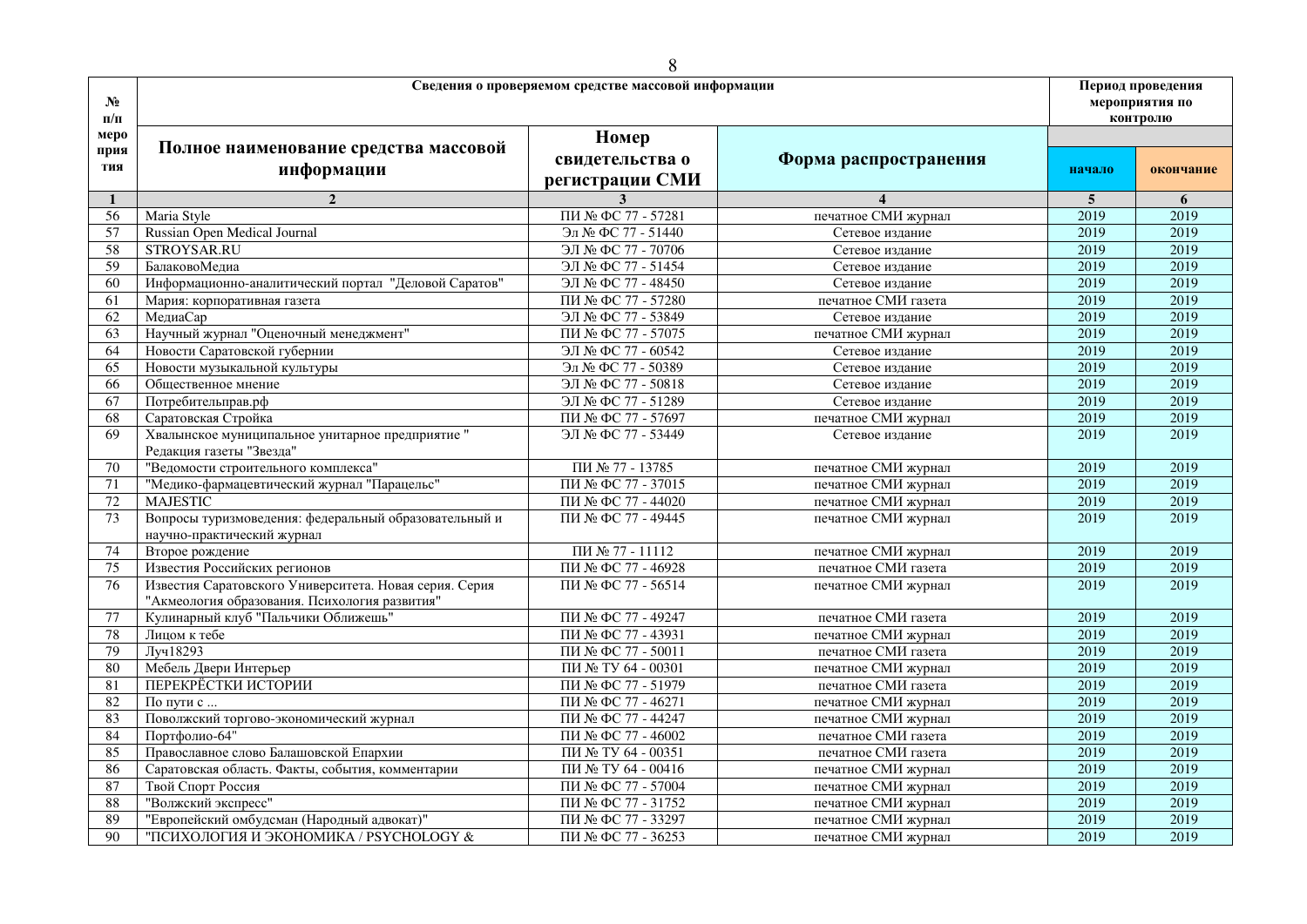| № п/п мероприятия | Сведения о проверяемом средстве массовой информации | | | Период проведения мероприятия по контролю | |
|---|---|---|---|---|---|
| | Полное наименование средства массовой информации | Номер свидетельства о регистрации СМИ | Форма распространения | начало | окончание |
| 1 | 2 | 3 | 4 | 5 | 6 |
| 56 | Maria Style | ПИ № ФС 77 - 57281 | печатное СМИ журнал | 2019 | 2019 |
| 57 | Russian Open Medical Journal | Эл № ФС 77 - 51440 | Сетевое издание | 2019 | 2019 |
| 58 | STROYSAR.RU | ЭЛ № ФС 77 - 70706 | Сетевое издание | 2019 | 2019 |
| 59 | БалаковоМедиа | ЭЛ № ФС 77 - 51454 | Сетевое издание | 2019 | 2019 |
| 60 | Информационно-аналитический портал "Деловой Саратов" | ЭЛ № ФС 77 - 48450 | Сетевое издание | 2019 | 2019 |
| 61 | Мария: корпоративная газета | ПИ № ФС 77 - 57280 | печатное СМИ газета | 2019 | 2019 |
| 62 | МедиаСар | ЭЛ № ФС 77 - 53849 | Сетевое издание | 2019 | 2019 |
| 63 | Научный журнал "Оценочный менеджмент" | ПИ № ФС 77 - 57075 | печатное СМИ журнал | 2019 | 2019 |
| 64 | Новости Саратовской губернии | ЭЛ № ФС 77 - 60542 | Сетевое издание | 2019 | 2019 |
| 65 | Новости музыкальной культуры | Эл № ФС 77 - 50389 | Сетевое издание | 2019 | 2019 |
| 66 | Общественное мнение | ЭЛ № ФС 77 - 50818 | Сетевое издание | 2019 | 2019 |
| 67 | Потребительправ.рф | ЭЛ № ФС 77 - 51289 | Сетевое издание | 2019 | 2019 |
| 68 | Саратовская Стройка | ПИ № ФС 77 - 57697 | печатное СМИ журнал | 2019 | 2019 |
| 69 | Хвалынское муниципальное унитарное предприятие " Редакция газеты "Звезда" | ЭЛ № ФС 77 - 53449 | Сетевое издание | 2019 | 2019 |
| 70 | "Ведомости строительного комплекса" | ПИ № 77 - 13785 | печатное СМИ журнал | 2019 | 2019 |
| 71 | "Медико-фармацевтический журнал "Парацельс" | ПИ № ФС 77 - 37015 | печатное СМИ журнал | 2019 | 2019 |
| 72 | MAJESTIC | ПИ № ФС 77 - 44020 | печатное СМИ журнал | 2019 | 2019 |
| 73 | Вопросы туризмоведения: федеральный образовательный и научно-практический журнал | ПИ № ФС 77 - 49445 | печатное СМИ журнал | 2019 | 2019 |
| 74 | Второе рождение | ПИ № 77 - 11112 | печатное СМИ журнал | 2019 | 2019 |
| 75 | Известия Российских регионов | ПИ № ФС 77 - 46928 | печатное СМИ газета | 2019 | 2019 |
| 76 | Известия Саратовского Университета. Новая серия. Серия "Акмеология образования. Психология развития" | ПИ № ФС 77 - 56514 | печатное СМИ журнал | 2019 | 2019 |
| 77 | Кулинарный клуб "Пальчики Оближешь" | ПИ № ФС 77 - 49247 | печатное СМИ газета | 2019 | 2019 |
| 78 | Лицом к тебе | ПИ № ФС 77 - 43931 | печатное СМИ журнал | 2019 | 2019 |
| 79 | Луч18293 | ПИ № ФС 77 - 50011 | печатное СМИ газета | 2019 | 2019 |
| 80 | Мебель Двери Интерьер | ПИ № ТУ 64 - 00301 | печатное СМИ журнал | 2019 | 2019 |
| 81 | ПЕРЕКРЁСТКИ ИСТОРИИ | ПИ № ФС 77 - 51979 | печатное СМИ газета | 2019 | 2019 |
| 82 | По пути с ... | ПИ № ФС 77 - 46271 | печатное СМИ журнал | 2019 | 2019 |
| 83 | Поволжский торгово-экономический журнал | ПИ № ФС 77 - 44247 | печатное СМИ журнал | 2019 | 2019 |
| 84 | Портфолио-64" | ПИ № ФС 77 - 46002 | печатное СМИ газета | 2019 | 2019 |
| 85 | Православное слово Балашовской Епархии | ПИ № ТУ 64 - 00351 | печатное СМИ газета | 2019 | 2019 |
| 86 | Саратовская область. Факты, события, комментарии | ПИ № ТУ 64 - 00416 | печатное СМИ журнал | 2019 | 2019 |
| 87 | Твой Спорт Россия | ПИ № ФС 77 - 57004 | печатное СМИ журнал | 2019 | 2019 |
| 88 | "Волжский экспресс" | ПИ № ФС 77 - 31752 | печатное СМИ журнал | 2019 | 2019 |
| 89 | "Европейский омбудсман (Народный адвокат)" | ПИ № ФС 77 - 33297 | печатное СМИ журнал | 2019 | 2019 |
| 90 | "ПСИХОЛОГИЯ И ЭКОНОМИКА / PSYCHOLOGY & | ПИ № ФС 77 - 36253 | печатное СМИ журнал | 2019 | 2019 |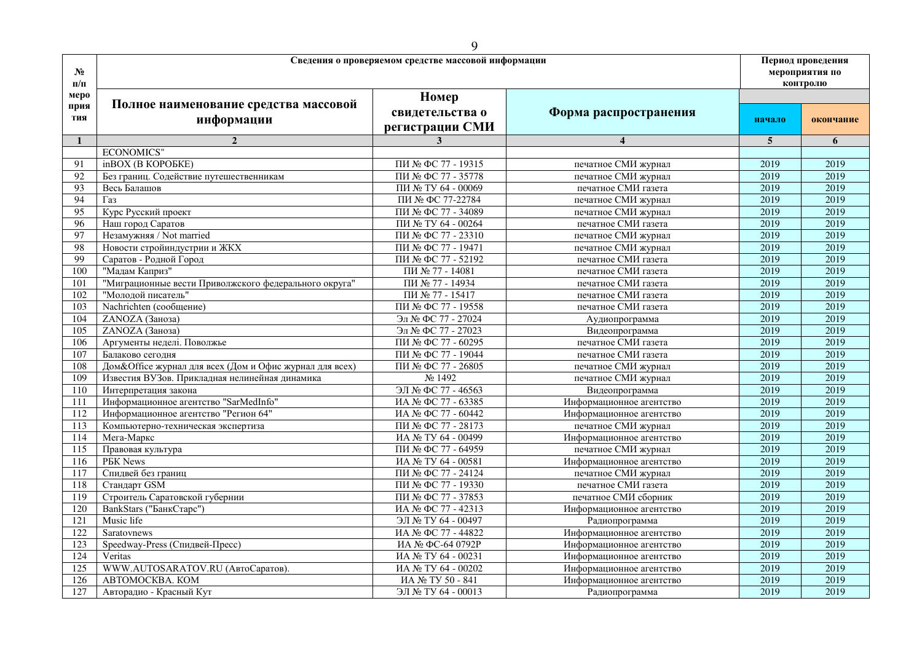| № п/п мероприятия | Сведения о проверяемом средстве массовой информации | | | Период проведения мероприятия по контролю | |
|---|---|---|---|---|---|
| | Полное наименование средства массовой информации | Номер свидетельства о регистрации СМИ | Форма распространения | начало | окончание |
| 1 | 2 | 3 | 4 | 5 | 6 |
| | ECONOMICS" | | | | |
| 91 | inBOX (В КОРОБКЕ) | ПИ № ФС 77 - 19315 | печатное СМИ журнал | 2019 | 2019 |
| 92 | Без границ. Содействие путешественникам | ПИ № ФС 77 - 35778 | печатное СМИ журнал | 2019 | 2019 |
| 93 | Весь Балашов | ПИ № ТУ 64 - 00069 | печатное СМИ газета | 2019 | 2019 |
| 94 | Газ | ПИ № ФС 77-22784 | печатное СМИ журнал | 2019 | 2019 |
| 95 | Курс Русский проект | ПИ № ФС 77 - 34089 | печатное СМИ журнал | 2019 | 2019 |
| 96 | Наш город Саратов | ПИ № ТУ 64 - 00264 | печатное СМИ газета | 2019 | 2019 |
| 97 | Незамужняя / Not married | ПИ № ФС 77 - 23310 | печатное СМИ журнал | 2019 | 2019 |
| 98 | Новости стройиндустрии и ЖКХ | ПИ № ФС 77 - 19471 | печатное СМИ журнал | 2019 | 2019 |
| 99 | Саратов - Родной Город | ПИ № ФС 77 - 52192 | печатное СМИ газета | 2019 | 2019 |
| 100 | "Мадам Каприз" | ПИ № 77 - 14081 | печатное СМИ газета | 2019 | 2019 |
| 101 | "Миграционные вести Приволжского федерального округа" | ПИ № 77 - 14934 | печатное СМИ газета | 2019 | 2019 |
| 102 | "Молодой писатель" | ПИ № 77 - 15417 | печатное СМИ газета | 2019 | 2019 |
| 103 | Nachrichten (сообщение) | ПИ № ФС 77 - 19558 | печатное СМИ газета | 2019 | 2019 |
| 104 | ZANOZA (Заноза) | Эл № ФС 77 - 27024 | Аудиопрограмма | 2019 | 2019 |
| 105 | ZANOZA (Заноза) | Эл № ФС 77 - 27023 | Видеопрограмма | 2019 | 2019 |
| 106 | Аргументы неделі. Поволжье | ПИ № ФС 77 - 60295 | печатное СМИ газета | 2019 | 2019 |
| 107 | Балаково сегодня | ПИ № ФС 77 - 19044 | печатное СМИ газета | 2019 | 2019 |
| 108 | Дом&Office журнал для всех (Дом и Офис журнал для всех) | ПИ № ФС 77 - 26805 | печатное СМИ журнал | 2019 | 2019 |
| 109 | Известия ВУЗов. Прикладная нелинейная динамика | № 1492 | печатное СМИ журнал | 2019 | 2019 |
| 110 | Интерпретация закона | ЭЛ № ФС 77 - 46563 | Видеопрограмма | 2019 | 2019 |
| 111 | Информационное агентство "SarMedInfo" | ИА № ФС 77 - 63385 | Информационное агентство | 2019 | 2019 |
| 112 | Информационное агентство "Регион 64" | ИА № ФС 77 - 60442 | Информационное агентство | 2019 | 2019 |
| 113 | Компьютерно-техническая экспертиза | ПИ № ФС 77 - 28173 | печатное СМИ журнал | 2019 | 2019 |
| 114 | Мега-Маркс | ИА № ТУ 64 - 00499 | Информационное агентство | 2019 | 2019 |
| 115 | Правовая культура | ПИ № ФС 77 - 64959 | печатное СМИ журнал | 2019 | 2019 |
| 116 | РБК News | ИА № ТУ 64 - 00581 | Информационное агентство | 2019 | 2019 |
| 117 | Спидвей без границ | ПИ № ФС 77 - 24124 | печатное СМИ журнал | 2019 | 2019 |
| 118 | Стандарт GSM | ПИ № ФС 77 - 19330 | печатное СМИ газета | 2019 | 2019 |
| 119 | Строитель Саратовской губернии | ПИ № ФС 77 - 37853 | печатное СМИ сборник | 2019 | 2019 |
| 120 | BankStars ("БанкСтарс") | ИА № ФС 77 - 42313 | Информационное агентство | 2019 | 2019 |
| 121 | Music life | ЭЛ № ТУ 64 - 00497 | Радиопрограмма | 2019 | 2019 |
| 122 | Saratovnews | ИА № ФС 77 - 44822 | Информационное агентство | 2019 | 2019 |
| 123 | Speedway-Press (Спидвей-Пресс) | ИА № ФС-64 0792Р | Информационное агентство | 2019 | 2019 |
| 124 | Veritas | ИА № ТУ 64 - 00231 | Информационное агентство | 2019 | 2019 |
| 125 | WWW.AUTOSARATOV.RU (АвтоСаратов). | ИА № ТУ 64 - 00202 | Информационное агентство | 2019 | 2019 |
| 126 | АВТОМОСКВА. КОМ | ИА № ТУ 50 - 841 | Информационное агентство | 2019 | 2019 |
| 127 | Авторадио - Красный Кут | ЭЛ № ТУ 64 - 00013 | Радиопрограмма | 2019 | 2019 |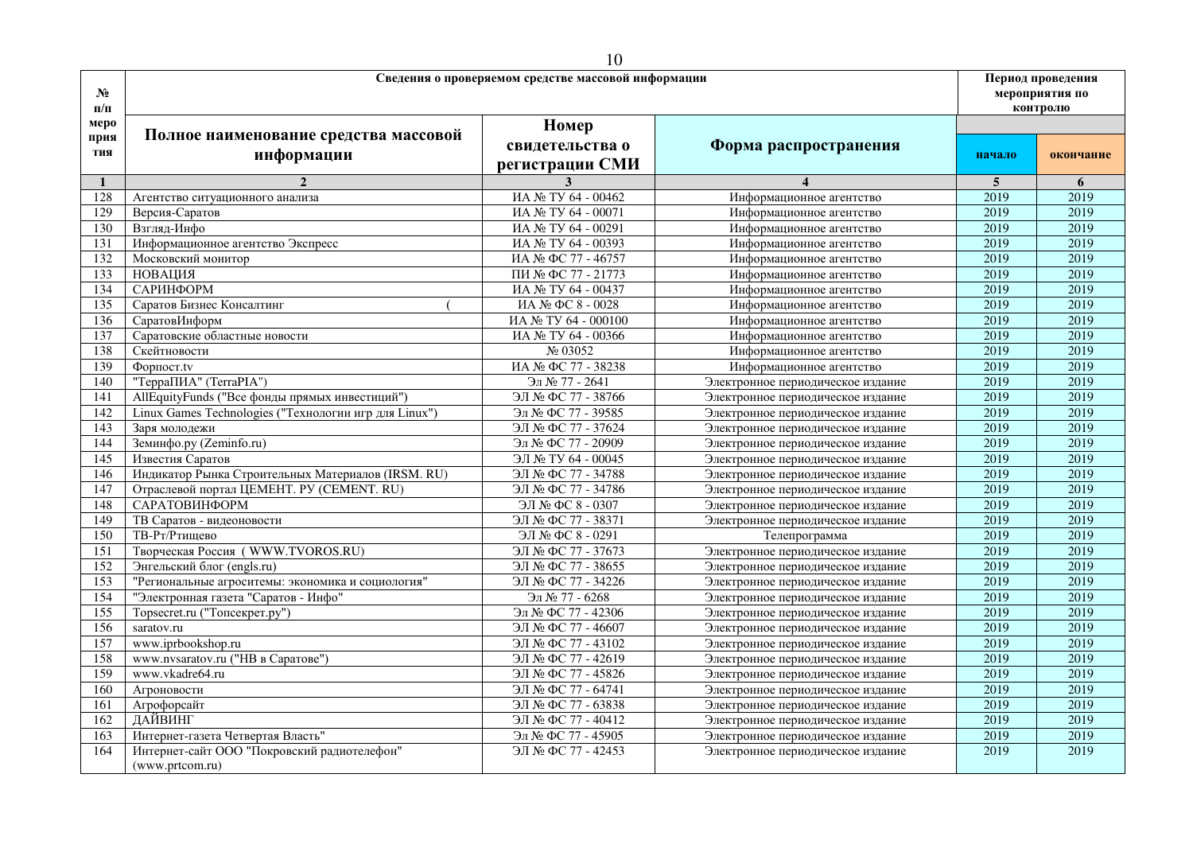| № п/п мероприятия | Сведения о проверяемом средстве массовой информации | | | Период проведения мероприятия по контролю | |
|---|---|---|---|---|---|
| | Полное наименование средства массовой информации | Номер свидетельства о регистрации СМИ | Форма распространения | начало | окончание |
| 1 | 2 | 3 | 4 | 5 | 6 |
| 128 | Агентство ситуационного анализа | ИА № ТУ 64 - 00462 | Информационное агентство | 2019 | 2019 |
| 129 | Версия-Саратов | ИА № ТУ 64 - 00071 | Информационное агентство | 2019 | 2019 |
| 130 | Взгляд-Инфо | ИА № ТУ 64 - 00291 | Информационное агентство | 2019 | 2019 |
| 131 | Информационное агентство Экспресс | ИА № ТУ 64 - 00393 | Информационное агентство | 2019 | 2019 |
| 132 | Московский монитор | ИА № ФС 77 - 46757 | Информационное агентство | 2019 | 2019 |
| 133 | НОВАЦИЯ | ПИ № ФС 77 - 21773 | Информационное агентство | 2019 | 2019 |
| 134 | САРИНФОРМ | ИА № ТУ 64 - 00437 | Информационное агентство | 2019 | 2019 |
| 135 | Саратов Бизнес Консалтинг ( | ИА № ФС 8 - 0028 | Информационное агентство | 2019 | 2019 |
| 136 | СаратовИнформ | ИА № ТУ 64 - 000100 | Информационное агентство | 2019 | 2019 |
| 137 | Саратовские областные новости | ИА № ТУ 64 - 00366 | Информационное агентство | 2019 | 2019 |
| 138 | Скейтновости | № 03052 | Информационное агентство | 2019 | 2019 |
| 139 | Форпост.tv | ИА № ФС 77 - 38238 | Информационное агентство | 2019 | 2019 |
| 140 | "ТерраПИА" (TerraPIA") | Эл № 77 - 2641 | Электронное периодическое издание | 2019 | 2019 |
| 141 | AllEquityFunds ("Все фонды прямых инвестиций") | ЭЛ № ФС 77 - 38766 | Электронное периодическое издание | 2019 | 2019 |
| 142 | Linux Games Technologies ("Технологии игр для Linux") | Эл № ФС 77 - 39585 | Электронное периодическое издание | 2019 | 2019 |
| 143 | Заря молодежи | ЭЛ № ФС 77 - 37624 | Электронное периодическое издание | 2019 | 2019 |
| 144 | Земинфо.ру (Zeminfo.ru) | Эл № ФС 77 - 20909 | Электронное периодическое издание | 2019 | 2019 |
| 145 | Известия Саратов | ЭЛ № ТУ 64 - 00045 | Электронное периодическое издание | 2019 | 2019 |
| 146 | Индикатор Рынка Строительных Материалов (IRSM. RU) | ЭЛ № ФС 77 - 34788 | Электронное периодическое издание | 2019 | 2019 |
| 147 | Отраслевой портал ЦЕМЕНТ. РУ (CEMENT. RU) | ЭЛ № ФС 77 - 34786 | Электронное периодическое издание | 2019 | 2019 |
| 148 | САРАТОВИНФОРМ | ЭЛ № ФС 8 - 0307 | Электронное периодическое издание | 2019 | 2019 |
| 149 | ТВ Саратов - видеоновости | ЭЛ № ФС 77 - 38371 | Электронное периодическое издание | 2019 | 2019 |
| 150 | ТВ-Рт/Ртищево | ЭЛ № ФС 8 - 0291 | Телепрограмма | 2019 | 2019 |
| 151 | Творческая Россия ( WWW.TVOROS.RU) | ЭЛ № ФС 77 - 37673 | Электронное периодическое издание | 2019 | 2019 |
| 152 | Энгельский блог (engls.ru) | ЭЛ № ФС 77 - 38655 | Электронное периодическое издание | 2019 | 2019 |
| 153 | "Региональные агросистемы: экономика и социология" | ЭЛ № ФС 77 - 34226 | Электронное периодическое издание | 2019 | 2019 |
| 154 | "Электронная газета "Саратов - Инфо" | Эл № 77 - 6268 | Электронное периодическое издание | 2019 | 2019 |
| 155 | Topsecret.ru ("Топсекрет.ру") | Эл № ФС 77 - 42306 | Электронное периодическое издание | 2019 | 2019 |
| 156 | saratov.ru | ЭЛ № ФС 77 - 46607 | Электронное периодическое издание | 2019 | 2019 |
| 157 | www.iprbookshop.ru | ЭЛ № ФС 77 - 43102 | Электронное периодическое издание | 2019 | 2019 |
| 158 | www.nvsaratov.ru ("НВ в Саратове") | ЭЛ № ФС 77 - 42619 | Электронное периодическое издание | 2019 | 2019 |
| 159 | www.vkadre64.ru | ЭЛ № ФС 77 - 45826 | Электронное периодическое издание | 2019 | 2019 |
| 160 | Агроновости | ЭЛ № ФС 77 - 64741 | Электронное периодическое издание | 2019 | 2019 |
| 161 | Агрофорсайт | ЭЛ № ФС 77 - 63838 | Электронное периодическое издание | 2019 | 2019 |
| 162 | ДАЙВИНГ | ЭЛ № ФС 77 - 40412 | Электронное периодическое издание | 2019 | 2019 |
| 163 | Интернет-газета Четвертая Власть" | Эл № ФС 77 - 45905 | Электронное периодическое издание | 2019 | 2019 |
| 164 | Интернет-сайт ООО "Покровский радиотелефон" (www.prtcom.ru) | ЭЛ № ФС 77 - 42453 | Электронное периодическое издание | 2019 | 2019 |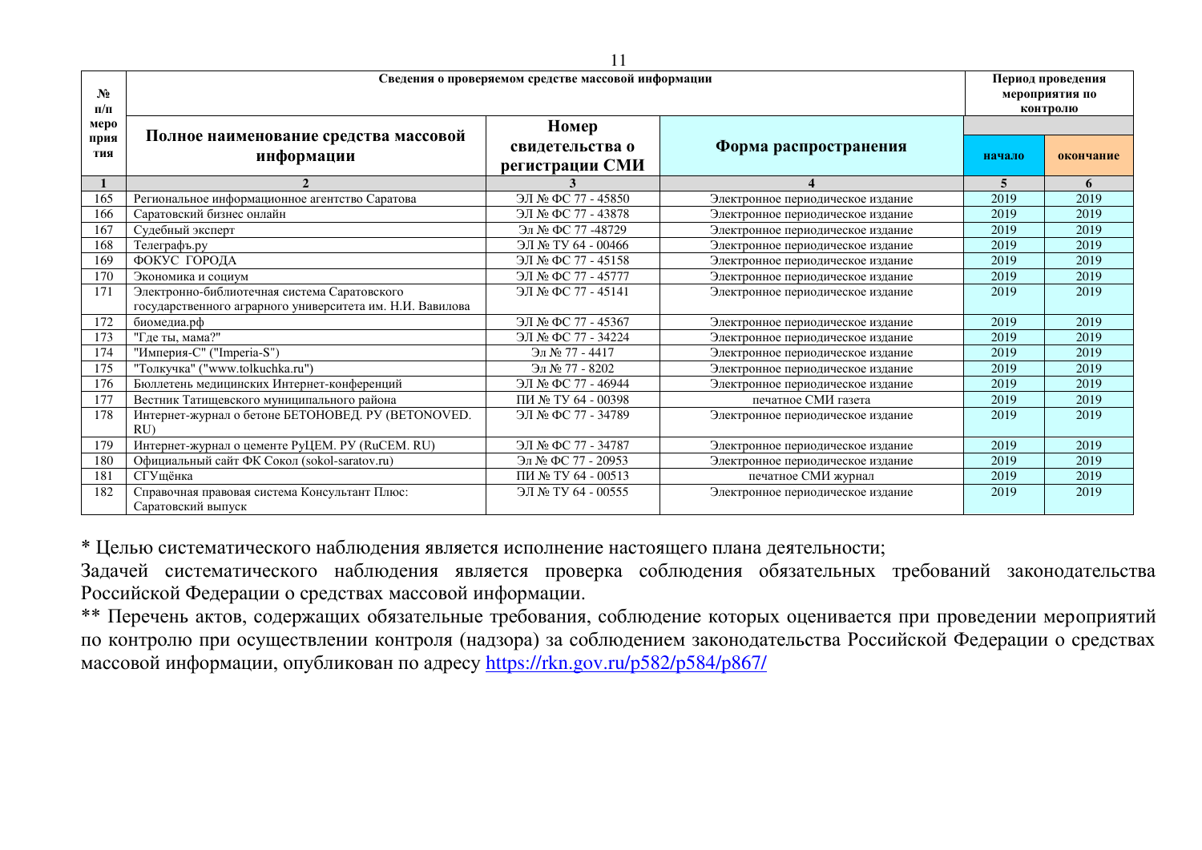| № п/п мероприятия | Сведения о проверяемом средстве массовой информации | | | Период проведения мероприятия по контролю | |
|---|---|---|---|---|---|
| | Полное наименование средства массовой информации | Номер свидетельства о регистрации СМИ | Форма распространения | начало | окончание |
| 1 | 2 | 3 | 4 | 5 | 6 |
| 165 | Региональное информационное агентство Саратова | ЭЛ № ФС 77 - 45850 | Электронное периодическое издание | 2019 | 2019 |
| 166 | Саратовский бизнес онлайн | ЭЛ № ФС 77 - 43878 | Электронное периодическое издание | 2019 | 2019 |
| 167 | Судебный эксперт | Эл № ФС 77 -48729 | Электронное периодическое издание | 2019 | 2019 |
| 168 | Телеграфъ.ру | ЭЛ № ТУ 64 - 00466 | Электронное периодическое издание | 2019 | 2019 |
| 169 | ФОКУС ГОРОДА | ЭЛ № ФС 77 - 45158 | Электронное периодическое издание | 2019 | 2019 |
| 170 | Экономика и социум | ЭЛ № ФС 77 - 45777 | Электронное периодическое издание | 2019 | 2019 |
| 171 | Электронно-библиотечная система Саратовского государственного аграрного университета им. Н.И. Вавилова | ЭЛ № ФС 77 - 45141 | Электронное периодическое издание | 2019 | 2019 |
| 172 | биомедиа.рф | ЭЛ № ФС 77 - 45367 | Электронное периодическое издание | 2019 | 2019 |
| 173 | "Где ты, мама?" | ЭЛ № ФС 77 - 34224 | Электронное периодическое издание | 2019 | 2019 |
| 174 | "Империя-С" ("Imperia-S") | Эл № 77 - 4417 | Электронное периодическое издание | 2019 | 2019 |
| 175 | "Толкучка" ("www.tolkuchka.ru") | Эл № 77 - 8202 | Электронное периодическое издание | 2019 | 2019 |
| 176 | Бюллетень медицинских Интернет-конференций | ЭЛ № ФС 77 - 46944 | Электронное периодическое издание | 2019 | 2019 |
| 177 | Вестник Татищевского муниципального района | ПИ № ТУ 64 - 00398 | печатное СМИ газета | 2019 | 2019 |
| 178 | Интернет-журнал о бетоне БЕТОНОВЕД. РУ (BETONOVED. RU) | ЭЛ № ФС 77 - 34789 | Электронное периодическое издание | 2019 | 2019 |
| 179 | Интернет-журнал о цементе РуЦЕМ. РУ (RuCEM. RU) | ЭЛ № ФС 77 - 34787 | Электронное периодическое издание | 2019 | 2019 |
| 180 | Официальный сайт ФК Сокол (sokol-saratov.ru) | Эл № ФС 77 - 20953 | Электронное периодическое издание | 2019 | 2019 |
| 181 | СГУщёнка | ПИ № ТУ 64 - 00513 | печатное СМИ журнал | 2019 | 2019 |
| 182 | Справочная правовая система Консультант Плюс: Саратовский выпуск | ЭЛ № ТУ 64 - 00555 | Электронное периодическое издание | 2019 | 2019 |

* Целью систематического наблюдения является исполнение настоящего плана деятельности;

Задачей систематического наблюдения является проверка соблюдения обязательных требований законодательства Российской Федерации о средствах массовой информации.

** Перечень актов, содержащих обязательные требования, соблюдение которых оценивается при проведении мероприятий по контролю при осуществлении контроля (надзора) за соблюдением законодательства Российской Федерации о средствах массовой информации, опубликован по адресу https://rkn.gov.ru/p582/p584/p867/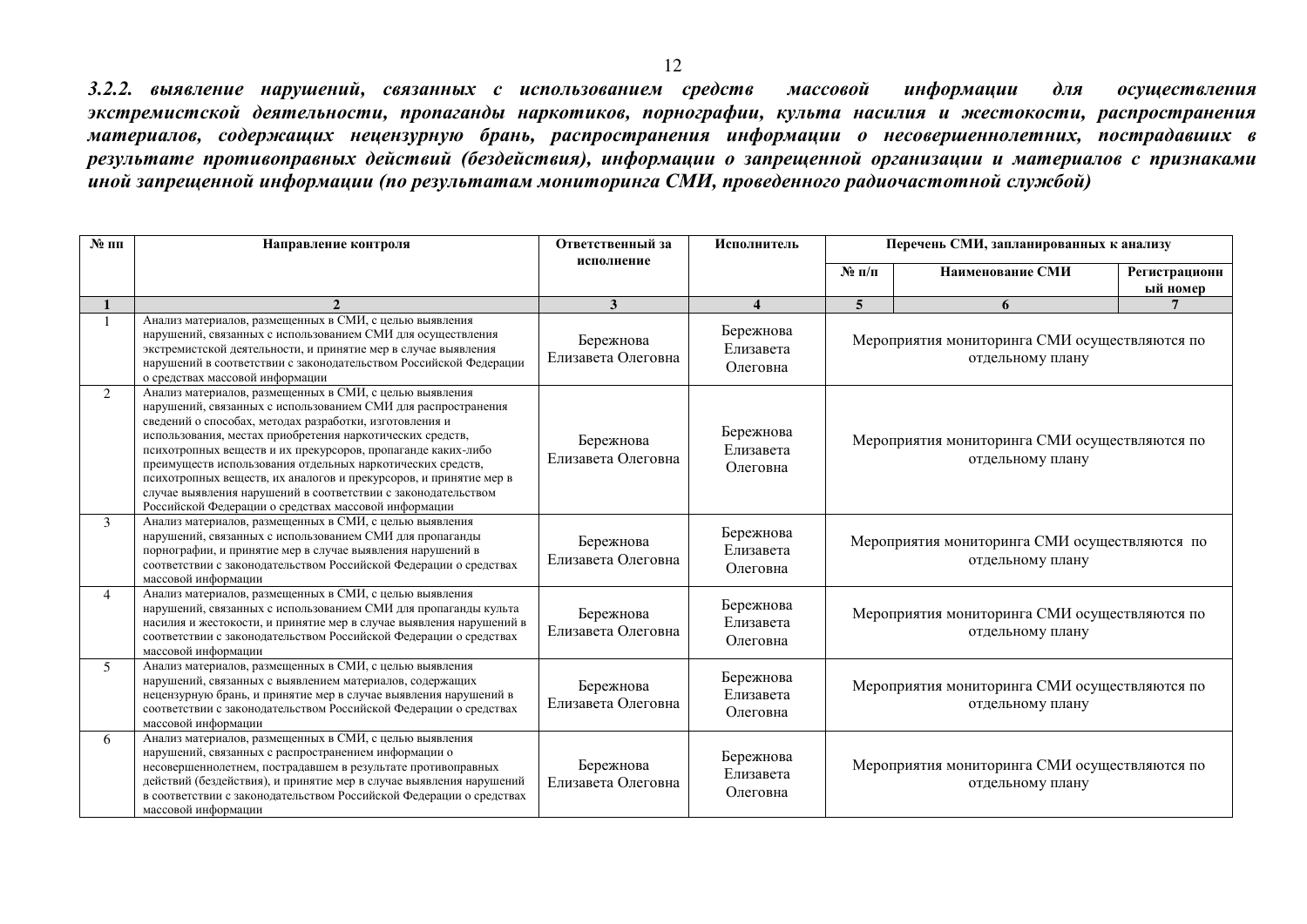***3.2.2. выявление нарушений, связанных с использованием средств массовой информации для осуществления экстремистской деятельности, пропаганды наркотиков, порнографии, культа насилия и жестокости, распространения материалов, содержащих нецензурную брань, распространения информации о несовершеннолетних, пострадавших в результате противоправных действий (бездействия), информации о запрещенной организации и материалов с признаками иной запрещенной информации (по результатам мониторинга СМИ, проведенного радиочастотной службой)***

| № пп | Направление контроля | Ответственный за исполнение | Исполнитель | Перечень СМИ, запланированных к анализу | | |
|---|---|---|---|---|---|---|
| | | | | № п/п | Наименование СМИ | Регистрационный номер |
| 1 | 2 | 3 | 4 | 5 | 6 | 7 |
| 1 | Анализ материалов, размещенных в СМИ, с целью выявления нарушений, связанных с использованием СМИ для осуществления экстремистской деятельности, и принятие мер в случае выявления нарушений в соответствии с законодательством Российской Федерации о средствах массовой информации | Бережнова Елизавета Олеговна | Бережнова Елизавета Олеговна | Мероприятия мониторинга СМИ осуществляются по отдельному плану | | |
| 2 | Анализ материалов, размещенных в СМИ, с целью выявления нарушений, связанных с использованием СМИ для распространения сведений о способах, методах разработки, изготовления и использования, местах приобретения наркотических средств, психотропных веществ и их прекурсоров, пропаганде каких-либо преимуществ использования отдельных наркотических средств, психотропных веществ, их аналогов и прекурсоров, и принятие мер в случае выявления нарушений в соответствии с законодательством Российской Федерации о средствах массовой информации | Бережнова Елизавета Олеговна | Бережнова Елизавета Олеговна | Мероприятия мониторинга СМИ осуществляются по отдельному плану | | |
| 3 | Анализ материалов, размещенных в СМИ, с целью выявления нарушений, связанных с использованием СМИ для пропаганды порнографии, и принятие мер в случае выявления нарушений в соответствии с законодательством Российской Федерации о средствах массовой информации | Бережнова Елизавета Олеговна | Бережнова Елизавета Олеговна | Мероприятия мониторинга СМИ осуществляются по отдельному плану | | |
| 4 | Анализ материалов, размещенных в СМИ, с целью выявления нарушений, связанных с использованием СМИ для пропаганды культа насилия и жестокости, и принятие мер в случае выявления нарушений в соответствии с законодательством Российской Федерации о средствах массовой информации | Бережнова Елизавета Олеговна | Бережнова Елизавета Олеговна | Мероприятия мониторинга СМИ осуществляются по отдельному плану | | |
| 5 | Анализ материалов, размещенных в СМИ, с целью выявления нарушений, связанных с выявлением материалов, содержащих нецензурную брань, и принятие мер в случае выявления нарушений в соответствии с законодательством Российской Федерации о средствах массовой информации | Бережнова Елизавета Олеговна | Бережнова Елизавета Олеговна | Мероприятия мониторинга СМИ осуществляются по отдельному плану | | |
| 6 | Анализ материалов, размещенных в СМИ, с целью выявления нарушений, связанных с распространением информации о несовершеннолетнем, пострадавшем в результате противоправных действий (бездействия), и принятие мер в случае выявления нарушений в соответствии с законодательством Российской Федерации о средствах массовой информации | Бережнова Елизавета Олеговна | Бережнова Елизавета Олеговна | Мероприятия мониторинга СМИ осуществляются по отдельному плану | | |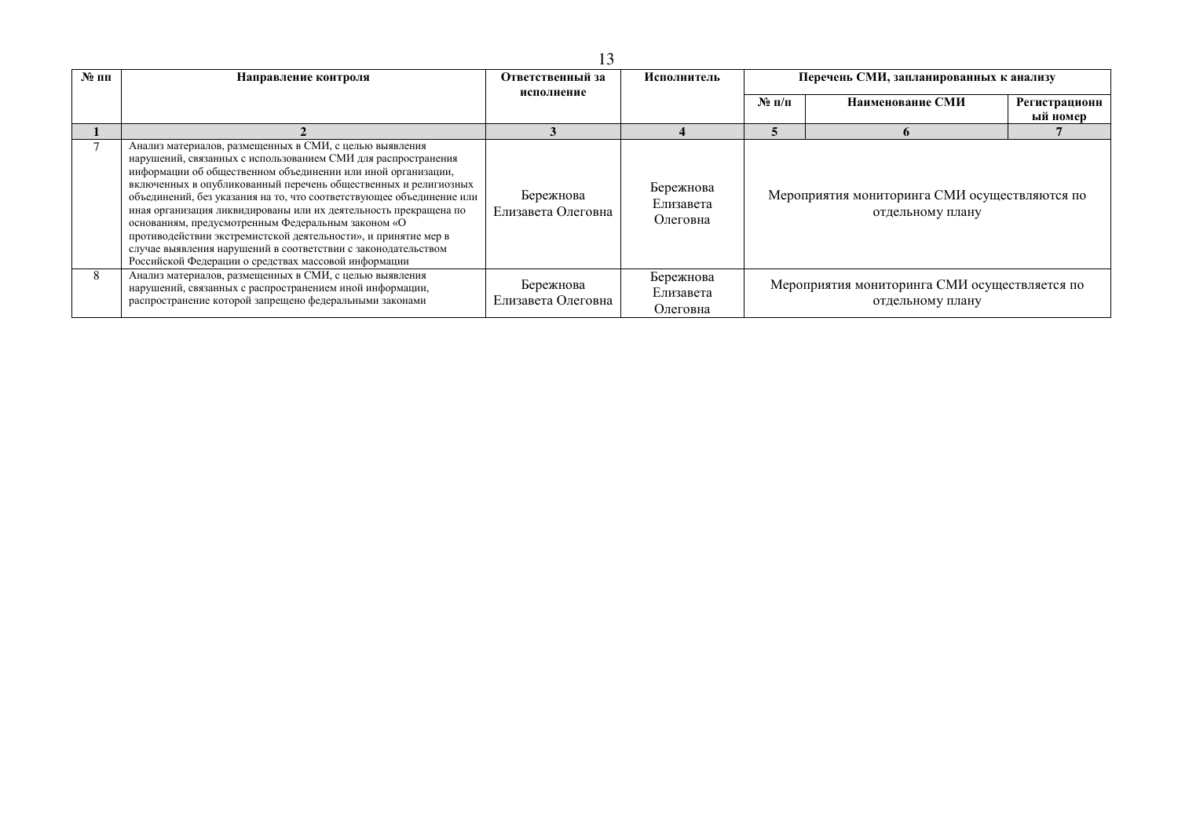| № пп | Направление контроля | Ответственный за исполнение | Исполнитель | Перечень СМИ, запланированных к анализу | | |
|---|---|---|---|---|---|---|
| | | | | № п/п | Наименование СМИ | Регистрационный номер |
| 1 | 2 | 3 | 4 | 5 | 6 | 7 |
| 7 | Анализ материалов, размещенных в СМИ, с целью выявления нарушений, связанных с использованием СМИ для распространения информации об общественном объединении или иной организации, включенных в опубликованный перечень общественных и религиозных объединений, без указания на то, что соответствующее объединение или иная организация ликвидированы или их деятельность прекращена по основаниям, предусмотренным Федеральным законом «О противодействии экстремистской деятельности», и принятие мер в случае выявления нарушений в соответствии с законодательством Российской Федерации о средствах массовой информации | Бережнова Елизавета Олеговна | Бережнова Елизавета Олеговна | Мероприятия мониторинга СМИ осуществляются по отдельному плану | | |
| 8 | Анализ материалов, размещенных в СМИ, с целью выявления нарушений, связанных с распространением иной информации, распространение которой запрещено федеральными законами | Бережнова Елизавета Олеговна | Бережнова Елизавета Олеговна | Мероприятия мониторинга СМИ осуществляется по отдельному плану | | |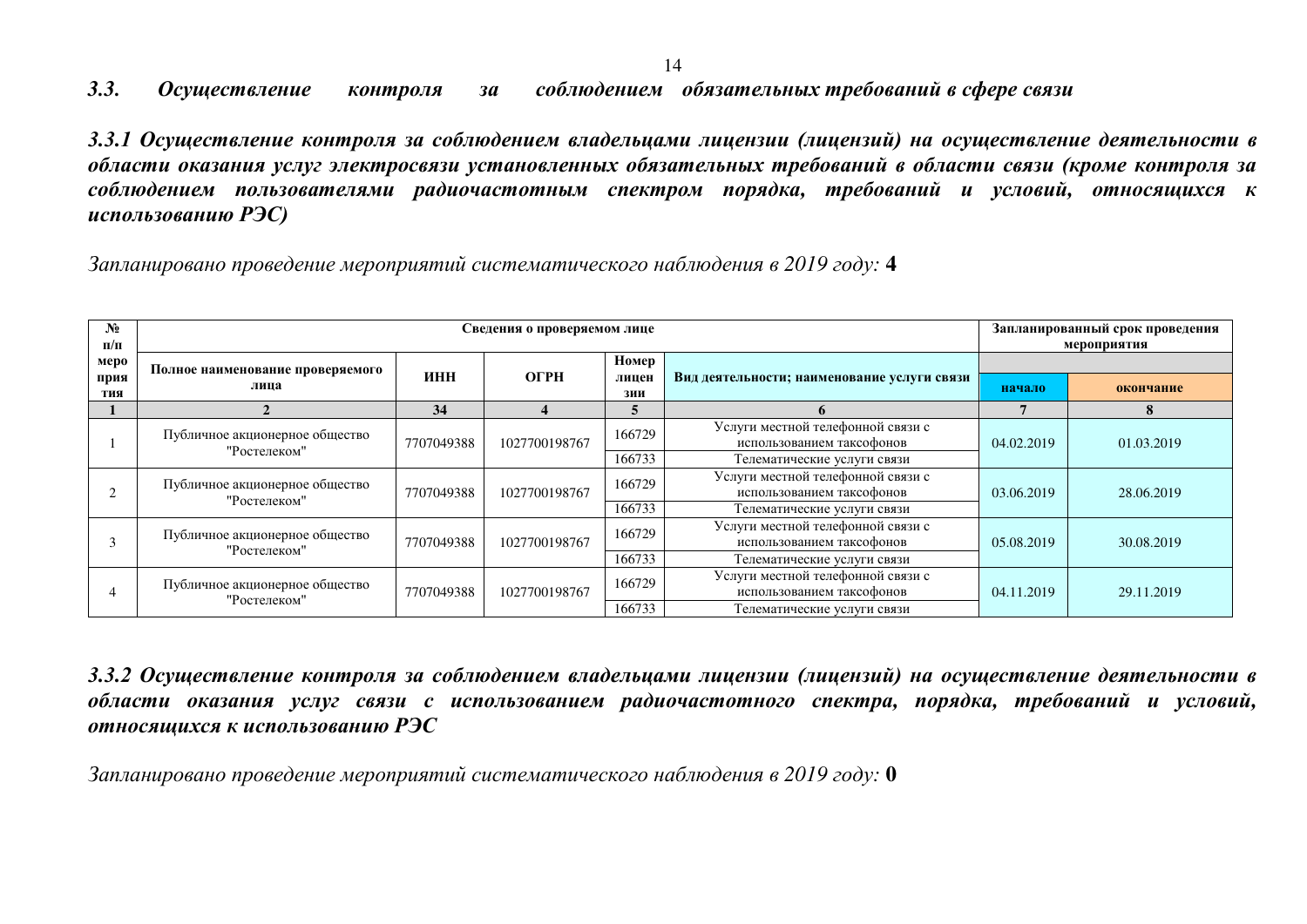### *3.3. Осуществление контроля за соблюдением обязательных требований в сфере связи*

#### *3.3.1 Осуществление контроля за соблюдением владельцами лицензии (лицензий) на осуществление деятельности в области оказания услуг электросвязи установленных обязательных требований в области связи (кроме контроля за соблюдением пользователями радиочастотным спектром порядка, требований и условий, относящихся к использованию РЭС)*

*Запланировано проведение мероприятий систематического наблюдения в 2019 году:* **4**

| № п/п мероприятия | Сведения о проверяемом лице | | | | | Запланированный срок проведения мероприятия | |
|---|---|---|---|---|---|---|---|
| | Полное наименование проверяемого лица | ИНН | ОГРН | Номер лицензии | Вид деятельности; наименование услуги связи | начало | окончание |
| 1 | 2 | 34 | 4 | 5 | 6 | 7 | 8 |
| 1 | Публичное акционерное общество "Ростелеком" | 7707049388 | 1027700198767 | 166729 | Услуги местной телефонной связи с использованием таксофонов | 04.02.2019 | 01.03.2019 |
| | | | | 166733 | Телематические услуги связи | | |
| 2 | Публичное акционерное общество "Ростелеком" | 7707049388 | 1027700198767 | 166729 | Услуги местной телефонной связи с использованием таксофонов | 03.06.2019 | 28.06.2019 |
| | | | | 166733 | Телематические услуги связи | | |
| 3 | Публичное акционерное общество "Ростелеком" | 7707049388 | 1027700198767 | 166729 | Услуги местной телефонной связи с использованием таксофонов | 05.08.2019 | 30.08.2019 |
| | | | | 166733 | Телематические услуги связи | | |
| 4 | Публичное акционерное общество "Ростелеком" | 7707049388 | 1027700198767 | 166729 | Услуги местной телефонной связи с использованием таксофонов | 04.11.2019 | 29.11.2019 |
| | | | | 166733 | Телематические услуги связи | | |

#### *3.3.2 Осуществление контроля за соблюдением владельцами лицензии (лицензий) на осуществление деятельности в области оказания услуг связи с использованием радиочастотного спектра, порядка, требований и условий, относящихся к использованию РЭС*

*Запланировано проведение мероприятий систематического наблюдения в 2019 году:* **0**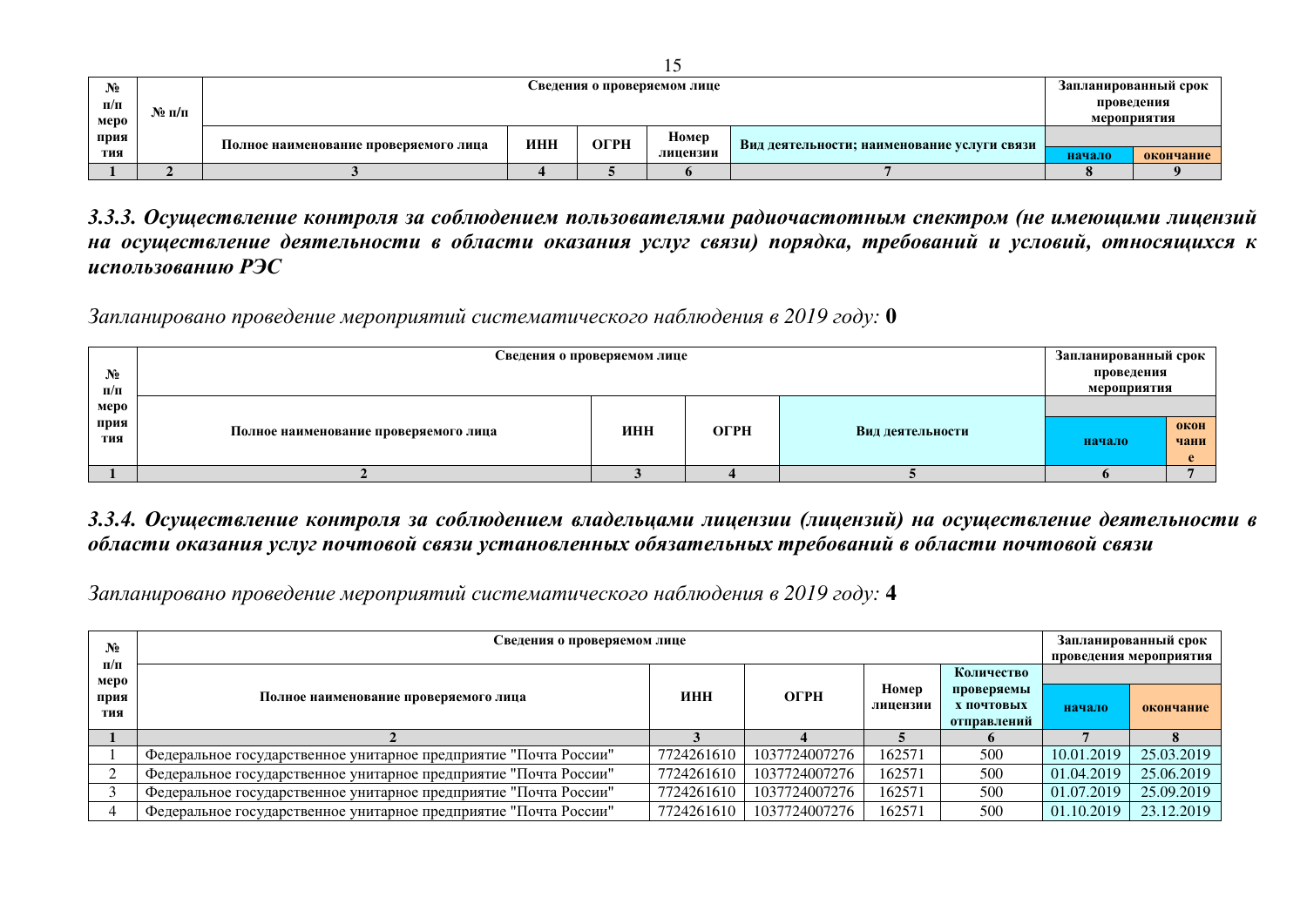| № п/п мероприятия | № п/п | Сведения о проверяемом лице | | | | | Запланированный срок проведения мероприятия | |
|---|---|---|---|---|---|---|---|---|
| | | Полное наименование проверяемого лица | ИНН | ОГРН | Номер лицензии | Вид деятельности; наименование услуги связи | начало | окончание |
| 1 | 2 | 3 | 4 | 5 | 6 | 7 | 8 | 9 |

### *3.3.3. Осуществление контроля за соблюдением пользователями радиочастотным спектром (не имеющими лицензий на осуществление деятельности в области оказания услуг связи) порядка, требований и условий, относящихся к использованию РЭС*

*Запланировано проведение мероприятий систематического наблюдения в 2019 году:* **0**

| № п/п мероприятия | Сведения о проверяемом лице | | | | Запланированный срок проведения мероприятия | |
|---|---|---|---|---|---|---|
| | Полное наименование проверяемого лица | ИНН | ОГРН | Вид деятельности | начало | окончание |
| 1 | 2 | 3 | 4 | 5 | 6 | 7 |

### *3.3.4. Осуществление контроля за соблюдением владельцами лицензии (лицензий) на осуществление деятельности в области оказания услуг почтовой связи установленных обязательных требований в области почтовой связи*

*Запланировано проведение мероприятий систематического наблюдения в 2019 году:* **4**

| № п/п мероприятия | Сведения о проверяемом лице | | | | | Запланированный срок проведения мероприятия | |
|---|---|---|---|---|---|---|---|
| | Полное наименование проверяемого лица | ИНН | ОГРН | Номер лицензии | Количество проверяемых почтовых отправлений | начало | окончание |
| 1 | 2 | 3 | 4 | 5 | 6 | 7 | 8 |
| 1 | Федеральное государственное унитарное предприятие "Почта России" | 7724261610 | 1037724007276 | 162571 | 500 | 10.01.2019 | 25.03.2019 |
| 2 | Федеральное государственное унитарное предприятие "Почта России" | 7724261610 | 1037724007276 | 162571 | 500 | 01.04.2019 | 25.06.2019 |
| 3 | Федеральное государственное унитарное предприятие "Почта России" | 7724261610 | 1037724007276 | 162571 | 500 | 01.07.2019 | 25.09.2019 |
| 4 | Федеральное государственное унитарное предприятие "Почта России" | 7724261610 | 1037724007276 | 162571 | 500 | 01.10.2019 | 23.12.2019 |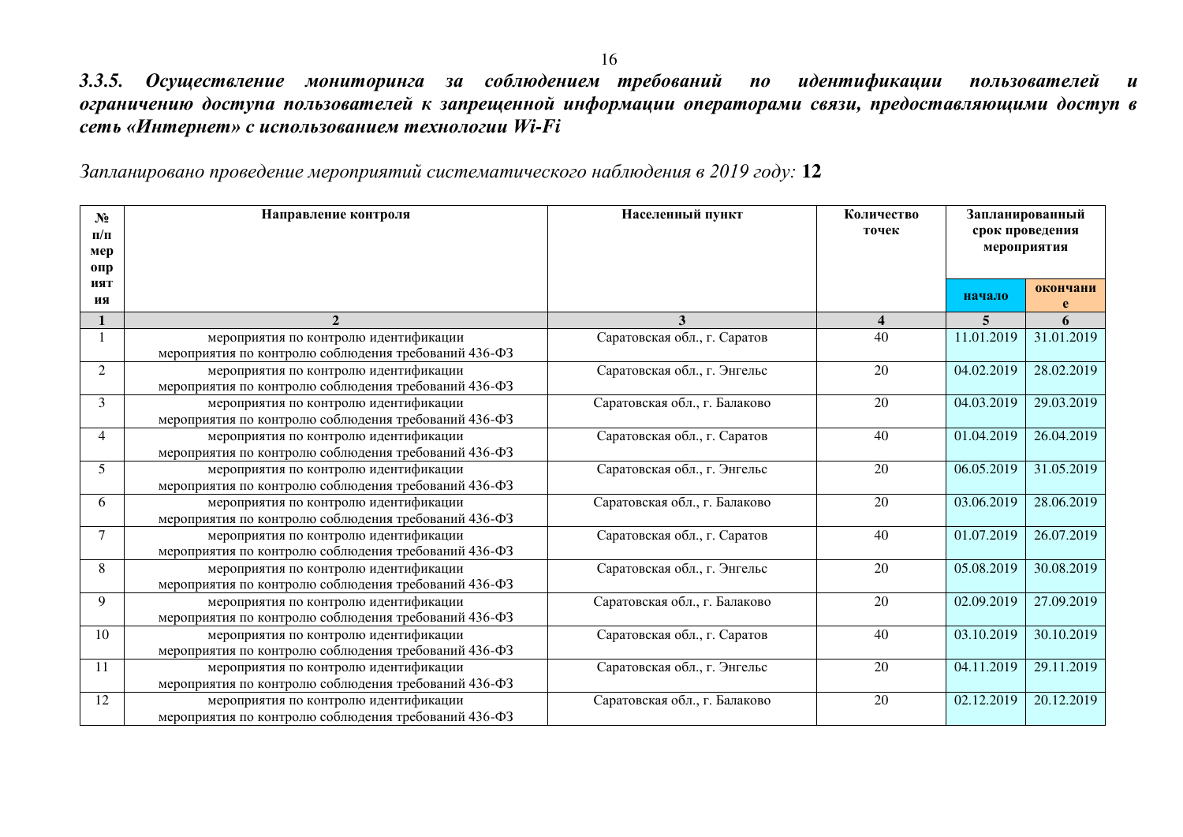### *3.3.5. Осуществление мониторинга за соблюдением требований по идентификации пользователей и ограничению доступа пользователей к запрещенной информации операторами связи, предоставляющими доступ в сеть «Интернет» с использованием технологии Wi-Fi*

*Запланировано проведение мероприятий систематического наблюдения в 2019 году:* **12**

| № п/п мероприятия | Направление контроля | Населенный пункт | Количество точек | Запланированный срок проведения мероприятия | |
|---|---|---|---|---|---|
| | | | | начало | окончание |
| **1** | **2** | **3** | **4** | **5** | **6** |
| 1 | мероприятия по контролю идентификации мероприятия по контролю соблюдения требований 436-ФЗ | Саратовская обл., г. Саратов | 40 | 11.01.2019 | 31.01.2019 |
| 2 | мероприятия по контролю идентификации мероприятия по контролю соблюдения требований 436-ФЗ | Саратовская обл., г. Энгельс | 20 | 04.02.2019 | 28.02.2019 |
| 3 | мероприятия по контролю идентификации мероприятия по контролю соблюдения требований 436-ФЗ | Саратовская обл., г. Балаково | 20 | 04.03.2019 | 29.03.2019 |
| 4 | мероприятия по контролю идентификации мероприятия по контролю соблюдения требований 436-ФЗ | Саратовская обл., г. Саратов | 40 | 01.04.2019 | 26.04.2019 |
| 5 | мероприятия по контролю идентификации мероприятия по контролю соблюдения требований 436-ФЗ | Саратовская обл., г. Энгельс | 20 | 06.05.2019 | 31.05.2019 |
| 6 | мероприятия по контролю идентификации мероприятия по контролю соблюдения требований 436-ФЗ | Саратовская обл., г. Балаково | 20 | 03.06.2019 | 28.06.2019 |
| 7 | мероприятия по контролю идентификации мероприятия по контролю соблюдения требований 436-ФЗ | Саратовская обл., г. Саратов | 40 | 01.07.2019 | 26.07.2019 |
| 8 | мероприятия по контролю идентификации мероприятия по контролю соблюдения требований 436-ФЗ | Саратовская обл., г. Энгельс | 20 | 05.08.2019 | 30.08.2019 |
| 9 | мероприятия по контролю идентификации мероприятия по контролю соблюдения требований 436-ФЗ | Саратовская обл., г. Балаково | 20 | 02.09.2019 | 27.09.2019 |
| 10 | мероприятия по контролю идентификации мероприятия по контролю соблюдения требований 436-ФЗ | Саратовская обл., г. Саратов | 40 | 03.10.2019 | 30.10.2019 |
| 11 | мероприятия по контролю идентификации мероприятия по контролю соблюдения требований 436-ФЗ | Саратовская обл., г. Энгельс | 20 | 04.11.2019 | 29.11.2019 |
| 12 | мероприятия по контролю идентификации мероприятия по контролю соблюдения требований 436-ФЗ | Саратовская обл., г. Балаково | 20 | 02.12.2019 | 20.12.2019 |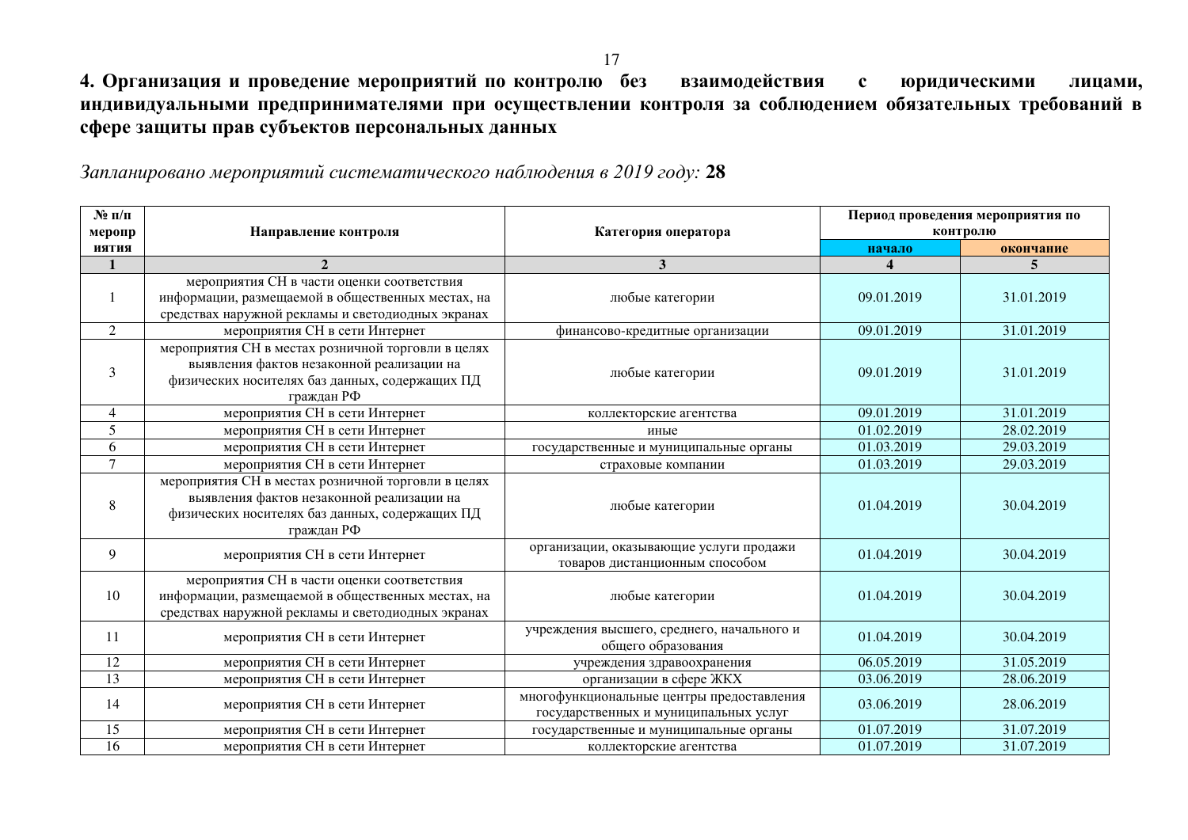## 4. Организация и проведение мероприятий по контролю без взаимодействия с юридическими лицами, индивидуальными предпринимателями при осуществлении контроля за соблюдением обязательных требований в сфере защиты прав субъектов персональных данных

*Запланировано мероприятий систематического наблюдения в 2019 году:* **28**

| № п/п мероприятия | Направление контроля | Категория оператора | Период проведения мероприятия по контролю | |
|---|---|---|---|---|
| | | | начало | окончание |
| 1 | 2 | 3 | 4 | 5 |
| 1 | мероприятия СН в части оценки соответствия информации, размещаемой в общественных местах, на средствах наружной рекламы и светодиодных экранах | любые категории | 09.01.2019 | 31.01.2019 |
| 2 | мероприятия СН в сети Интернет | финансово-кредитные организации | 09.01.2019 | 31.01.2019 |
| 3 | мероприятия СН в местах розничной торговли в целях выявления фактов незаконной реализации на физических носителях баз данных, содержащих ПД граждан РФ | любые категории | 09.01.2019 | 31.01.2019 |
| 4 | мероприятия СН в сети Интернет | коллекторские агентства | 09.01.2019 | 31.01.2019 |
| 5 | мероприятия СН в сети Интернет | иные | 01.02.2019 | 28.02.2019 |
| 6 | мероприятия СН в сети Интернет | государственные и муниципальные органы | 01.03.2019 | 29.03.2019 |
| 7 | мероприятия СН в сети Интернет | страховые компании | 01.03.2019 | 29.03.2019 |
| 8 | мероприятия СН в местах розничной торговли в целях выявления фактов незаконной реализации на физических носителях баз данных, содержащих ПД граждан РФ | любые категории | 01.04.2019 | 30.04.2019 |
| 9 | мероприятия СН в сети Интернет | организации, оказывающие услуги продажи товаров дистанционным способом | 01.04.2019 | 30.04.2019 |
| 10 | мероприятия СН в части оценки соответствия информации, размещаемой в общественных местах, на средствах наружной рекламы и светодиодных экранах | любые категории | 01.04.2019 | 30.04.2019 |
| 11 | мероприятия СН в сети Интернет | учреждения высшего, среднего, начального и общего образования | 01.04.2019 | 30.04.2019 |
| 12 | мероприятия СН в сети Интернет | учреждения здравоохранения | 06.05.2019 | 31.05.2019 |
| 13 | мероприятия СН в сети Интернет | организации в сфере ЖКХ | 03.06.2019 | 28.06.2019 |
| 14 | мероприятия СН в сети Интернет | многофункциональные центры предоставления государственных и муниципальных услуг | 03.06.2019 | 28.06.2019 |
| 15 | мероприятия СН в сети Интернет | государственные и муниципальные органы | 01.07.2019 | 31.07.2019 |
| 16 | мероприятия СН в сети Интернет | коллекторские агентства | 01.07.2019 | 31.07.2019 |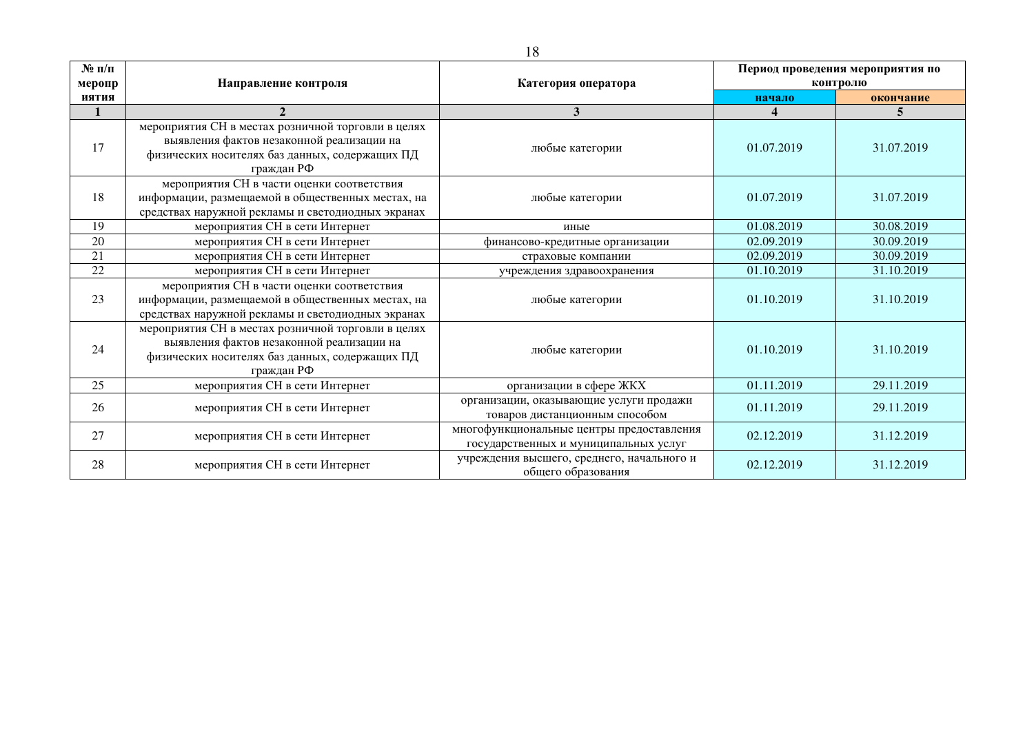| № п/п мероприятия | Направление контроля | Категория оператора | Период проведения мероприятия по контролю | |
|---|---|---|---|---|
| | | | начало | окончание |
| 1 | 2 | 3 | 4 | 5 |
| 17 | мероприятия СН в местах розничной торговли в целях выявления фактов незаконной реализации на физических носителях баз данных, содержащих ПД граждан РФ | любые категории | 01.07.2019 | 31.07.2019 |
| 18 | мероприятия СН в части оценки соответствия информации, размещаемой в общественных местах, на средствах наружной рекламы и светодиодных экранах | любые категории | 01.07.2019 | 31.07.2019 |
| 19 | мероприятия СН в сети Интернет | иные | 01.08.2019 | 30.08.2019 |
| 20 | мероприятия СН в сети Интернет | финансово-кредитные организации | 02.09.2019 | 30.09.2019 |
| 21 | мероприятия СН в сети Интернет | страховые компании | 02.09.2019 | 30.09.2019 |
| 22 | мероприятия СН в сети Интернет | учреждения здравоохранения | 01.10.2019 | 31.10.2019 |
| 23 | мероприятия СН в части оценки соответствия информации, размещаемой в общественных местах, на средствах наружной рекламы и светодиодных экранах | любые категории | 01.10.2019 | 31.10.2019 |
| 24 | мероприятия СН в местах розничной торговли в целях выявления фактов незаконной реализации на физических носителях баз данных, содержащих ПД граждан РФ | любые категории | 01.10.2019 | 31.10.2019 |
| 25 | мероприятия СН в сети Интернет | организации в сфере ЖКХ | 01.11.2019 | 29.11.2019 |
| 26 | мероприятия СН в сети Интернет | организации, оказывающие услуги продажи товаров дистанционным способом | 01.11.2019 | 29.11.2019 |
| 27 | мероприятия СН в сети Интернет | многофункциональные центры предоставления государственных и муниципальных услуг | 02.12.2019 | 31.12.2019 |
| 28 | мероприятия СН в сети Интернет | учреждения высшего, среднего, начального и общего образования | 02.12.2019 | 31.12.2019 |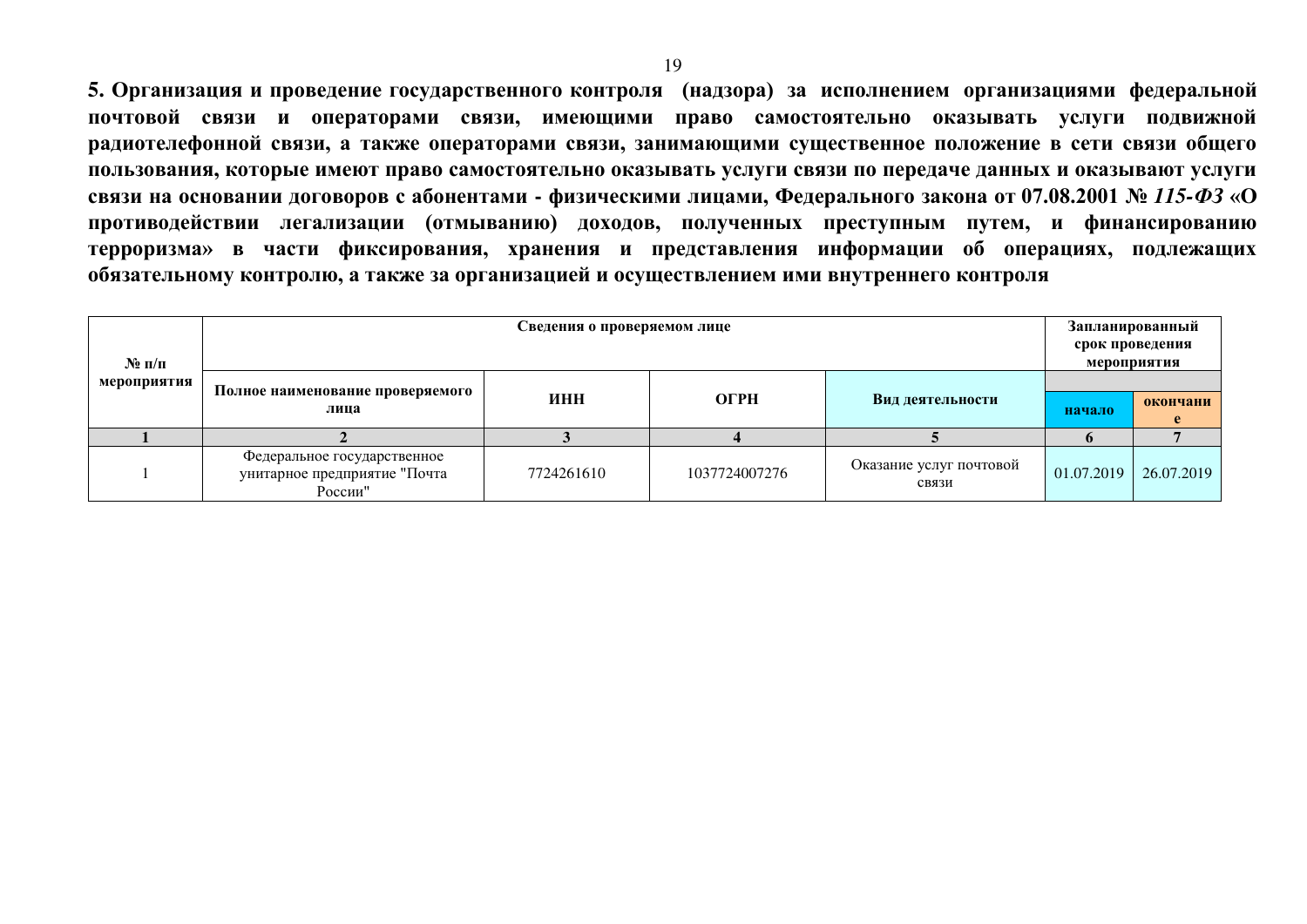**5. Организация и проведение государственного контроля (надзора) за исполнением организациями федеральной почтовой связи и операторами связи, имеющими право самостоятельно оказывать услуги подвижной радиотелефонной связи, а также операторами связи, занимающими существенное положение в сети связи общего пользования, которые имеют право самостоятельно оказывать услуги связи по передаче данных и оказывают услуги связи на основании договоров с абонентами - физическими лицами, Федерального закона от 07.08.2001 № *115-ФЗ* «О противодействии легализации (отмыванию) доходов, полученных преступным путем, и финансированию терроризма» в части фиксирования, хранения и представления информации об операциях, подлежащих обязательному контролю, а также за организацией и осуществлением ими внутреннего контроля**

| № п/п мероприятия | Сведения о проверяемом лице | | | | Запланированный срок проведения мероприятия | |
|---|---|---|---|---|---|---|
| | Полное наименование проверяемого лица | ИНН | ОГРН | Вид деятельности | начало | окончание |
| 1 | 2 | 3 | 4 | 5 | 6 | 7 |
| 1 | Федеральное государственное унитарное предприятие "Почта России" | 7724261610 | 1037724007276 | Оказание услуг почтовой связи | 01.07.2019 | 26.07.2019 |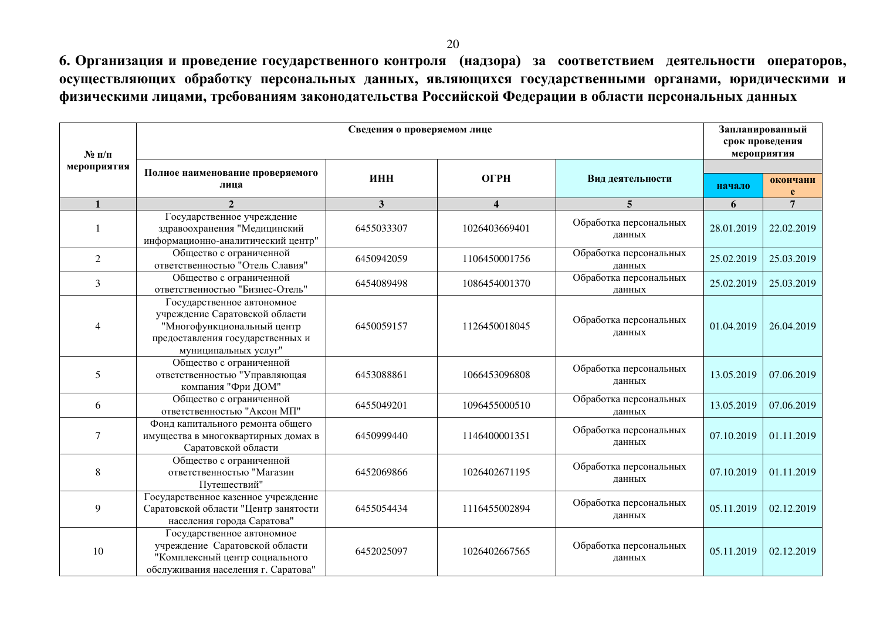## 6. Организация и проведение государственного контроля (надзора) за соответствием деятельности операторов, осуществляющих обработку персональных данных, являющихся государственными органами, юридическими и физическими лицами, требованиям законодательства Российской Федерации в области персональных данных

| № п/п мероприятия | Сведения о проверяемом лице | | | | Запланированный срок проведения мероприятия | |
|---|---|---|---|---|---|---|
| | Полное наименование проверяемого лица | ИНН | ОГРН | Вид деятельности | начало | окончание |
| 1 | 2 | 3 | 4 | 5 | 6 | 7 |
| 1 | Государственное учреждение здравоохранения "Медицинский информационно-аналитический центр" | 6455033307 | 1026403669401 | Обработка персональных данных | 28.01.2019 | 22.02.2019 |
| 2 | Общество с ограниченной ответственностью "Отель Славия" | 6450942059 | 1106450001756 | Обработка персональных данных | 25.02.2019 | 25.03.2019 |
| 3 | Общество с ограниченной ответственностью "Бизнес-Отель" | 6454089498 | 1086454001370 | Обработка персональных данных | 25.02.2019 | 25.03.2019 |
| 4 | Государственное автономное учреждение Саратовской области "Многофункциональный центр предоставления государственных и муниципальных услуг" | 6450059157 | 1126450018045 | Обработка персональных данных | 01.04.2019 | 26.04.2019 |
| 5 | Общество с ограниченной ответственностью "Управляющая компания "Фри ДОМ" | 6453088861 | 1066453096808 | Обработка персональных данных | 13.05.2019 | 07.06.2019 |
| 6 | Общество с ограниченной ответственностью "Аксон МП" | 6455049201 | 1096455000510 | Обработка персональных данных | 13.05.2019 | 07.06.2019 |
| 7 | Фонд капитального ремонта общего имущества в многоквартирных домах в Саратовской области | 6450999440 | 1146400001351 | Обработка персональных данных | 07.10.2019 | 01.11.2019 |
| 8 | Общество с ограниченной ответственностью "Магазин Путешествий" | 6452069866 | 1026402671195 | Обработка персональных данных | 07.10.2019 | 01.11.2019 |
| 9 | Государственное казенное учреждение Саратовской области "Центр занятости населения города Саратова" | 6455054434 | 1116455002894 | Обработка персональных данных | 05.11.2019 | 02.12.2019 |
| 10 | Государственное автономное учреждение Саратовской области "Комплексный центр социального обслуживания населения г. Саратова" | 6452025097 | 1026402667565 | Обработка персональных данных | 05.11.2019 | 02.12.2019 |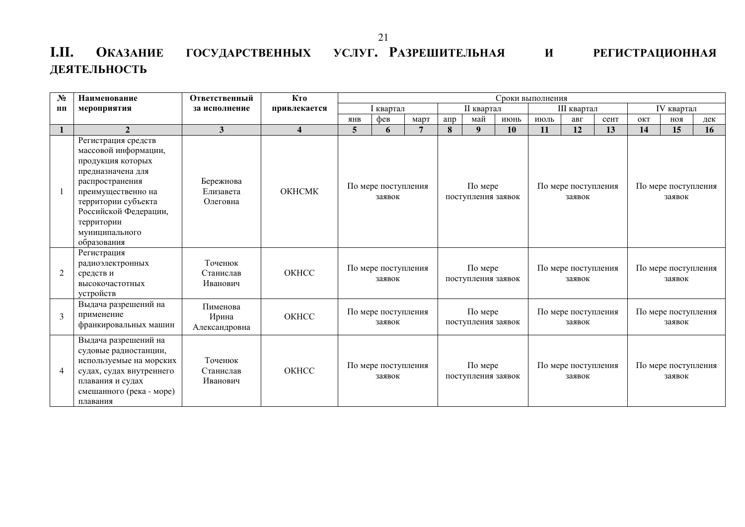## I.II. Оказание государственных услуг. Разрешительная и регистрационная деятельность

| № пп | Наименование мероприятия | Ответственный за исполнение | Кто привлекается | Сроки выполнения | | | | | | | | | | | |
|---|---|---|---|---|---|---|---|---|---|---|---|---|---|---|---|
| | | | | I квартал | | | II квартал | | | III квартал | | | IV квартал | | |
| | | | | янв | фев | март | апр | май | июнь | июль | авг | сент | окт | ноя | дек |
| **1** | **2** | **3** | **4** | **5** | **6** | **7** | **8** | **9** | **10** | **11** | **12** | **13** | **14** | **15** | **16** |
| 1 | Регистрация средств массовой информации, продукция которых предназначена для распространения преимущественно на территории субъекта Российской Федерации, территории муниципального образования | Бережнова Елизавета Олеговна | ОКНСМК | По мере поступления заявок | | | По мере поступления заявок | | | По мере поступления заявок | | | По мере поступления заявок | | |
| 2 | Регистрация радиоэлектронных средств и высокочастотных устройств | Точенюк Станислав Иванович | ОКНСС | По мере поступления заявок | | | По мере поступления заявок | | | По мере поступления заявок | | | По мере поступления заявок | | |
| 3 | Выдача разрешений на применение франкировальных машин | Пименова Ирина Александровна | ОКНСС | По мере поступления заявок | | | По мере поступления заявок | | | По мере поступления заявок | | | По мере поступления заявок | | |
| 4 | Выдача разрешений на судовые радиостанции, используемые на морских судах, судах внутреннего плавания и судах смешанного (река - море) плавания | Точенюк Станислав Иванович | ОКНСС | По мере поступления заявок | | | По мере поступления заявок | | | По мере поступления заявок | | | По мере поступления заявок | | |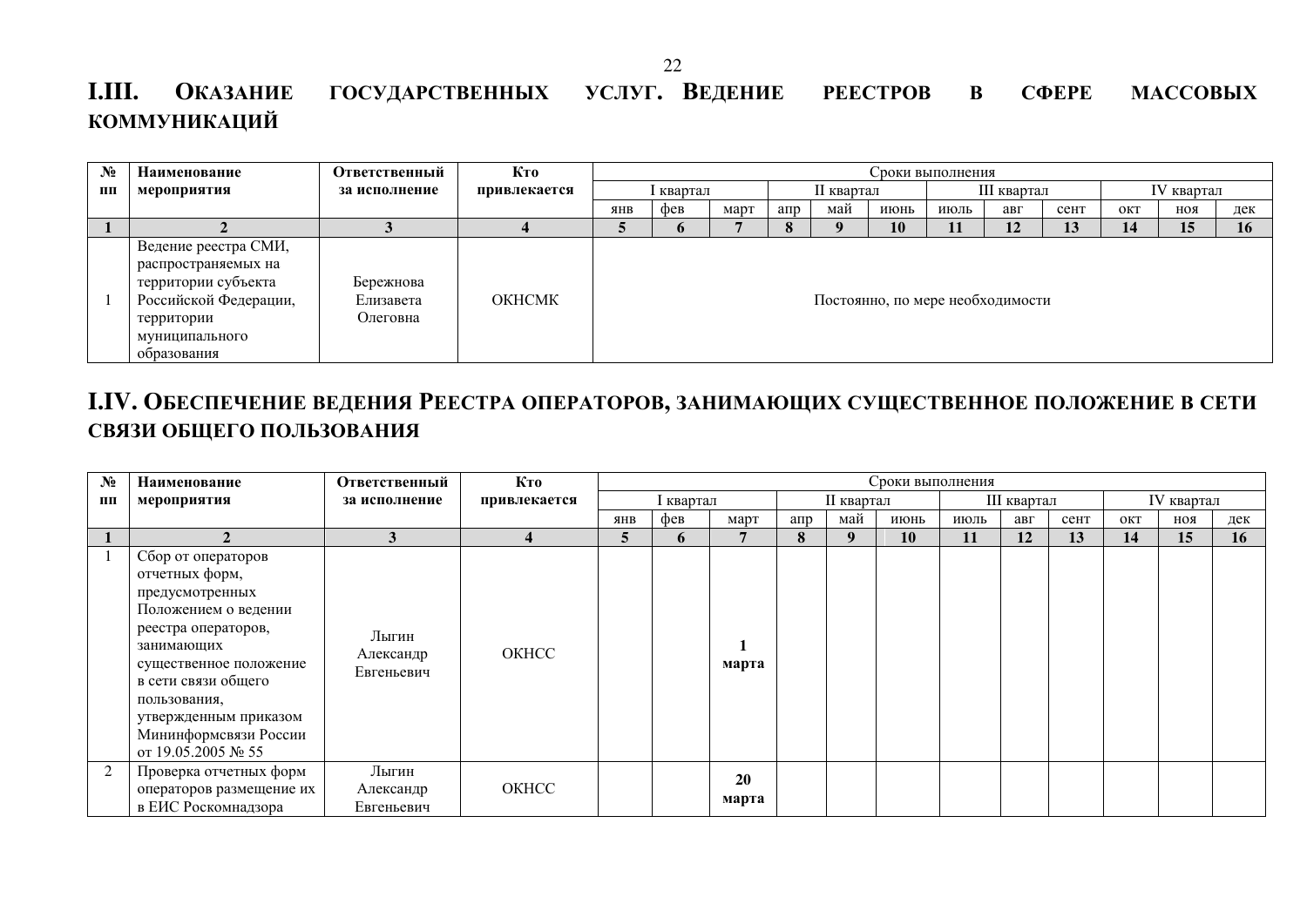## I.III. Оказание государственных услуг. Ведение реестров в сфере массовых коммуникаций

| № пп | Наименование мероприятия | Ответственный за исполнение | Кто привлекается | Сроки выполнения | | | | | | | | | | | |
|---|---|---|---|---|---|---|---|---|---|---|---|---|---|---|---|
| | | | | I квартал | | | II квартал | | | III квартал | | | IV квартал | | |
| | | | | янв | фев | март | апр | май | июнь | июль | авг | сент | окт | ноя | дек |
| **1** | **2** | **3** | **4** | **5** | **6** | **7** | **8** | **9** | **10** | **11** | **12** | **13** | **14** | **15** | **16** |
| 1 | Ведение реестра СМИ, распространяемых на территории субъекта Российской Федерации, территории муниципального образования | Бережнова Елизавета Олеговна | ОКНСМК | Постоянно, по мере необходимости | | | | | | | | | | | |

## I.IV. Обеспечение ведения Реестра операторов, занимающих существенное положение в сети связи общего пользования

| № пп | Наименование мероприятия | Ответственный за исполнение | Кто привлекается | Сроки выполнения | | | | | | | | | | | |
|---|---|---|---|---|---|---|---|---|---|---|---|---|---|---|---|
| | | | | I квартал | | | II квартал | | | III квартал | | | IV квартал | | |
| | | | | янв | фев | март | апр | май | июнь | июль | авг | сент | окт | ноя | дек |
| **1** | **2** | **3** | **4** | **5** | **6** | **7** | **8** | **9** | **10** | **11** | **12** | **13** | **14** | **15** | **16** |
| 1 | Сбор от операторов отчетных форм, предусмотренных Положением о ведении реестра операторов, занимающих существенное положение в сети связи общего пользования, утвержденным приказом Мининформсвязи России от 19.05.2005 № 55 | Лыгин Александр Евгеньевич | ОКНСС | | | **1 марта** | | | | | | | | | |
| 2 | Проверка отчетных форм операторов размещение их в ЕИС Роскомнадзора | Лыгин Александр Евгеньевич | ОКНСС | | | **20 марта** | | | | | | | | | |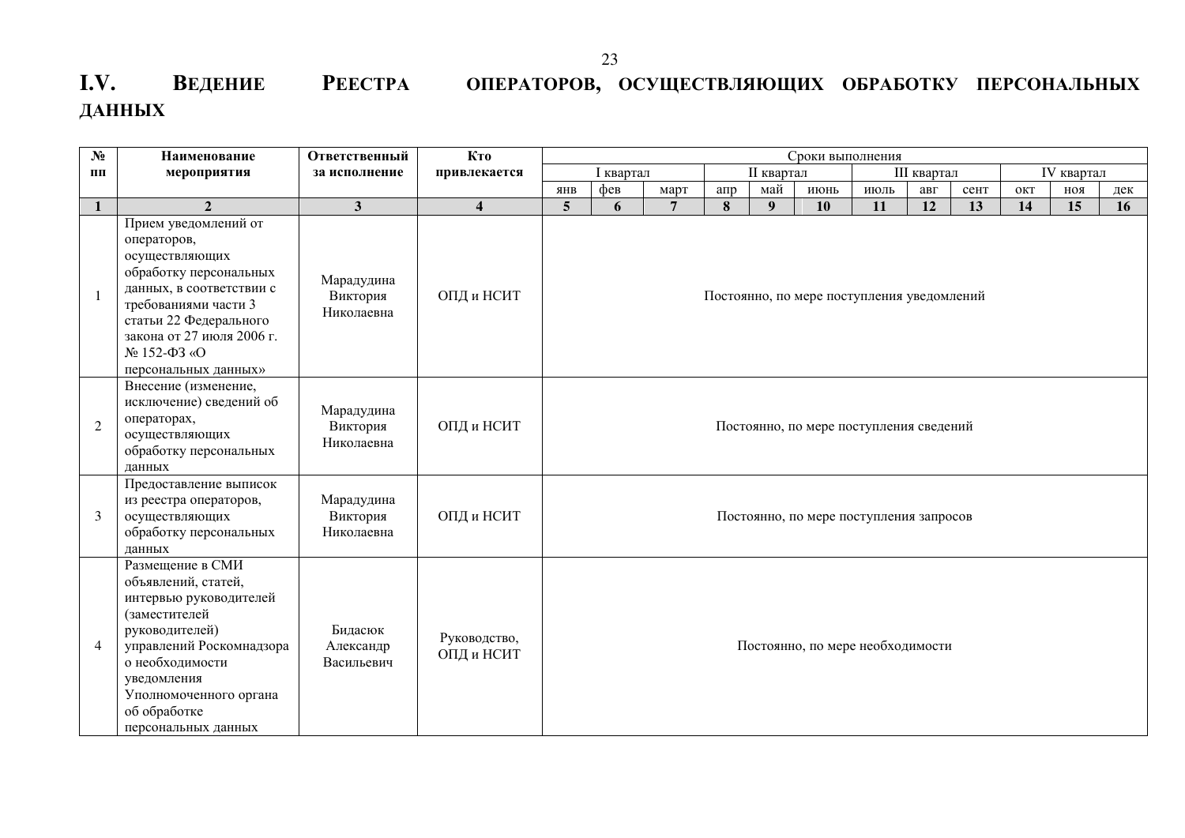## I.V. Ведение Реестра операторов, осуществляющих обработку персональных данных

| № пп | Наименование мероприятия | Ответственный за исполнение | Кто привлекается | Сроки выполнения | | | | | | | | | | | |
|---|---|---|---|---|---|---|---|---|---|---|---|---|---|---|---|
| | | | | I квартал | | | II квартал | | | III квартал | | | IV квартал | | |
| | | | | янв | фев | март | апр | май | июнь | июль | авг | сент | окт | ноя | дек |
| 1 | 2 | 3 | 4 | 5 | 6 | 7 | 8 | 9 | 10 | 11 | 12 | 13 | 14 | 15 | 16 |
| 1 | Прием уведомлений от операторов, осуществляющих обработку персональных данных, в соответствии с требованиями части 3 статьи 22 Федерального закона от 27 июля 2006 г. № 152-ФЗ «О персональных данных» | Марадудина Виктория Николаевна | ОПД и НСИТ | Постоянно, по мере поступления уведомлений | | | | | | | | | | | |
| 2 | Внесение (изменение, исключение) сведений об операторах, осуществляющих обработку персональных данных | Марадудина Виктория Николаевна | ОПД и НСИТ | Постоянно, по мере поступления сведений | | | | | | | | | | | |
| 3 | Предоставление выписок из реестра операторов, осуществляющих обработку персональных данных | Марадудина Виктория Николаевна | ОПД и НСИТ | Постоянно, по мере поступления запросов | | | | | | | | | | | |
| 4 | Размещение в СМИ объявлений, статей, интервью руководителей (заместителей руководителей) управлений Роскомнадзора о необходимости уведомления Уполномоченного органа об обработке персональных данных | Бидасюк Александр Васильевич | Руководство, ОПД и НСИТ | Постоянно, по мере необходимости | | | | | | | | | | | |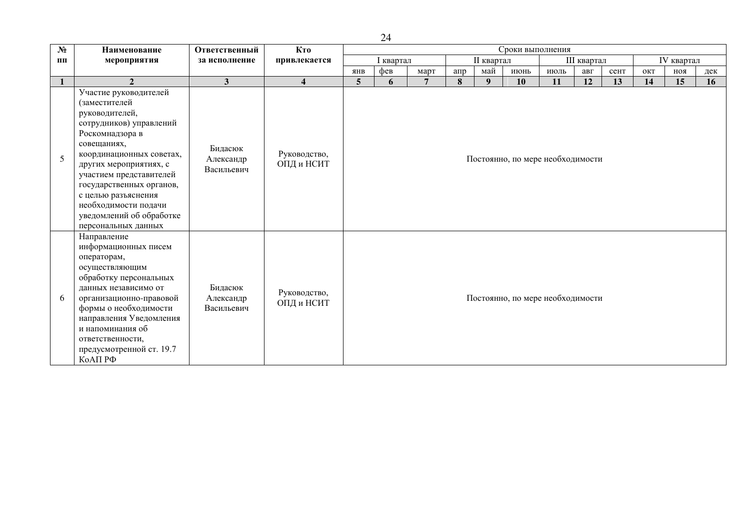| № пп | Наименование мероприятия | Ответственный за исполнение | Кто привлекается | Сроки выполнения | | | | | | | | | | | |
|---|---|---|---|---|---|---|---|---|---|---|---|---|---|---|---|
| | | | | I квартал | | | II квартал | | | III квартал | | | IV квартал | | |
| | | | | янв | фев | март | апр | май | июнь | июль | авг | сент | окт | ноя | дек |
| 1 | 2 | 3 | 4 | 5 | 6 | 7 | 8 | 9 | 10 | 11 | 12 | 13 | 14 | 15 | 16 |
| 5 | Участие руководителей (заместителей руководителей, сотрудников) управлений Роскомнадзора в совещаниях, координационных советах, других мероприятиях, с участием представителей государственных органов, с целью разъяснения необходимости подачи уведомлений об обработке персональных данных | Бидасюк Александр Васильевич | Руководство, ОПД и НСИТ | Постоянно, по мере необходимости | | | | | | | | | | | |
| 6 | Направление информационных писем операторам, осуществляющим обработку персональных данных независимо от организационно-правовой формы о необходимости направления Уведомления и напоминания об ответственности, предусмотренной ст. 19.7 КоАП РФ | Бидасюк Александр Васильевич | Руководство, ОПД и НСИТ | Постоянно, по мере необходимости | | | | | | | | | | | |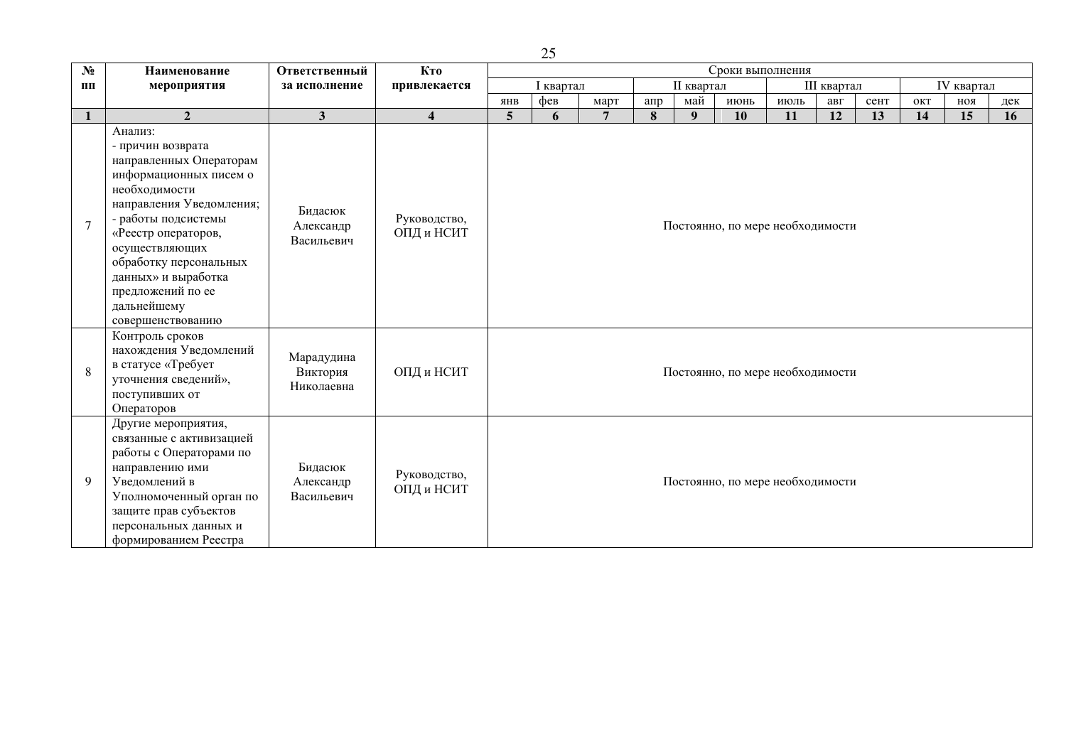| № пп | Наименование мероприятия | Ответственный за исполнение | Кто привлекается | Сроки выполнения | | | | | | | | | | | |
|---|---|---|---|---|---|---|---|---|---|---|---|---|---|---|---|
| | | | | I квартал | | | II квартал | | | III квартал | | | IV квартал | | |
| | | | | янв | фев | март | апр | май | июнь | июль | авг | сент | окт | ноя | дек |
| 1 | 2 | 3 | 4 | 5 | 6 | 7 | 8 | 9 | 10 | 11 | 12 | 13 | 14 | 15 | 16 |
| 7 | Анализ:<br>- причин возврата направленных Операторам информационных писем о необходимости направления Уведомления;<br>- работы подсистемы «Реестр операторов, осуществляющих обработку персональных данных» и выработка предложений по ее дальнейшему совершенствованию | Бидасюк Александр Васильевич | Руководство, ОПД и НСИТ | Постоянно, по мере необходимости | | | | | | | | | | | |
| 8 | Контроль сроков нахождения Уведомлений в статусе «Требует уточнения сведений», поступивших от Операторов | Марадудина Виктория Николаевна | ОПД и НСИТ | Постоянно, по мере необходимости | | | | | | | | | | | |
| 9 | Другие мероприятия, связанные с активизацией работы с Операторами по направлению ими Уведомлений в Уполномоченный орган по защите прав субъектов персональных данных и формированием Реестра | Бидасюк Александр Васильевич | Руководство, ОПД и НСИТ | Постоянно, по мере необходимости | | | | | | | | | | | |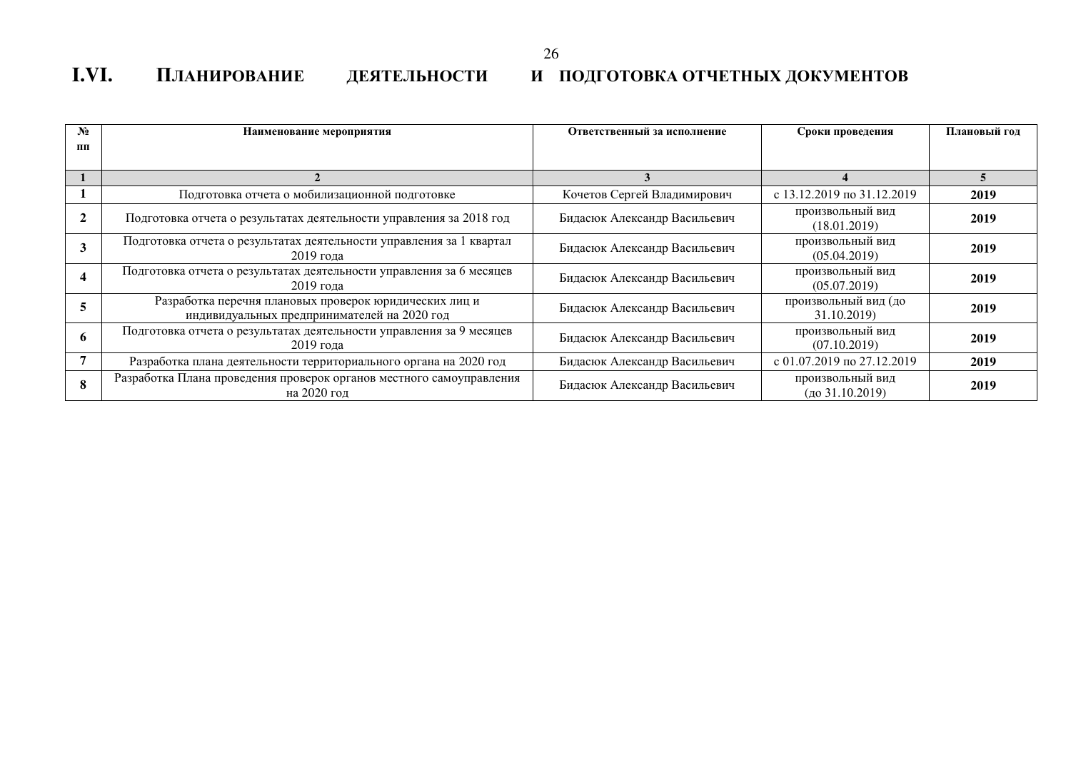# I.VI. Планирование деятельности и подготовка отчетных документов

| № пп | Наименование мероприятия | Ответственный за исполнение | Сроки проведения | Плановый год |
|---|---|---|---|---|
| 1 | 2 | 3 | 4 | 5 |
| 1 | Подготовка отчета о мобилизационной подготовке | Кочетов Сергей Владимирович | с 13.12.2019 по 31.12.2019 | **2019** |
| 2 | Подготовка отчета о результатах деятельности управления за 2018 год | Бидасюк Александр Васильевич | произвольный вид (18.01.2019) | **2019** |
| 3 | Подготовка отчета о результатах деятельности управления за 1 квартал 2019 года | Бидасюк Александр Васильевич | произвольный вид (05.04.2019) | **2019** |
| 4 | Подготовка отчета о результатах деятельности управления за 6 месяцев 2019 года | Бидасюк Александр Васильевич | произвольный вид (05.07.2019) | **2019** |
| 5 | Разработка перечня плановых проверок юридических лиц и индивидуальных предпринимателей на 2020 год | Бидасюк Александр Васильевич | произвольный вид (до 31.10.2019) | **2019** |
| 6 | Подготовка отчета о результатах деятельности управления за 9 месяцев 2019 года | Бидасюк Александр Васильевич | произвольный вид (07.10.2019) | **2019** |
| 7 | Разработка плана деятельности территориального органа на 2020 год | Бидасюк Александр Васильевич | с 01.07.2019 по 27.12.2019 | **2019** |
| 8 | Разработка Плана проведения проверок органов местного самоуправления на 2020 год | Бидасюк Александр Васильевич | произвольный вид (до 31.10.2019) | **2019** |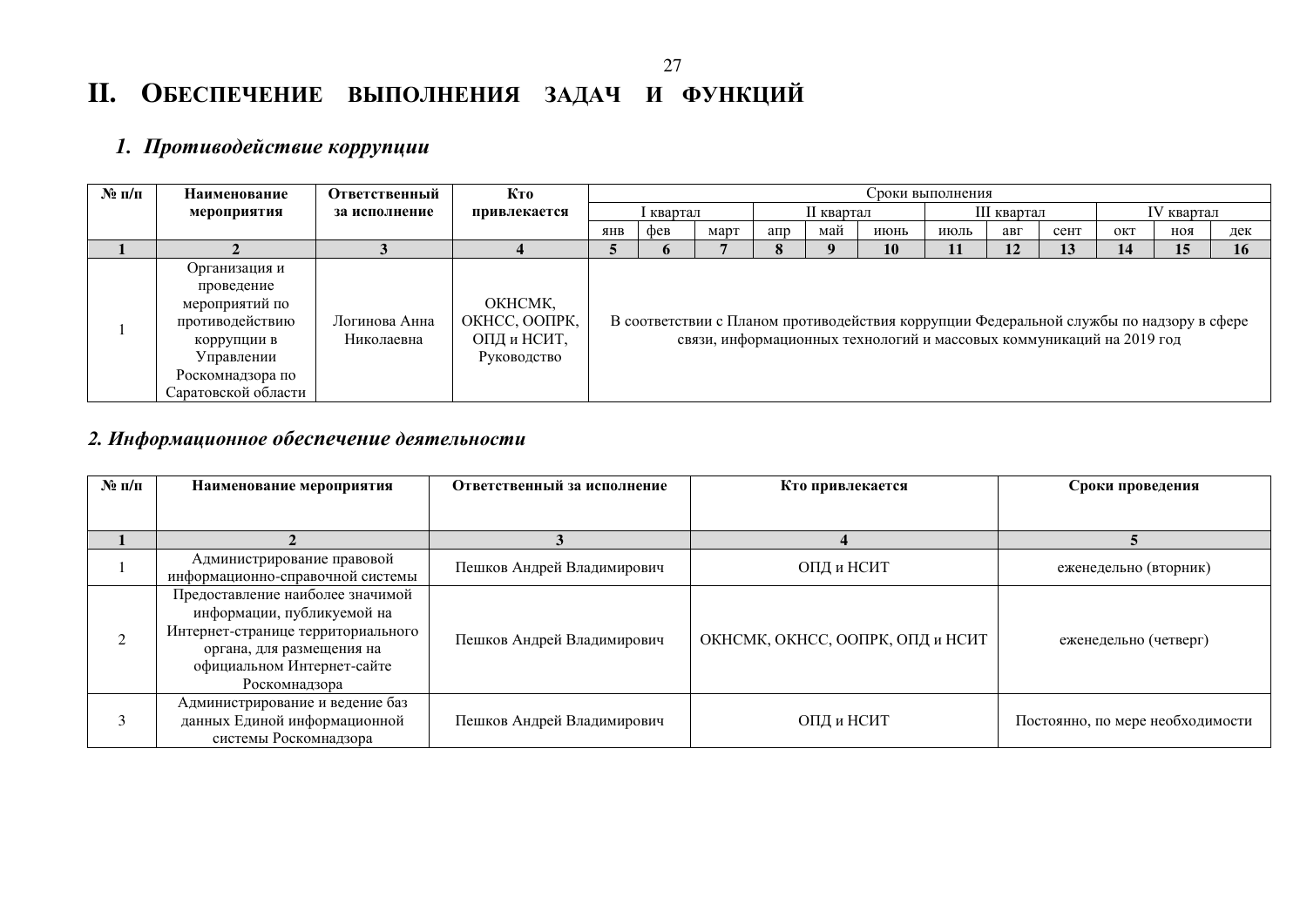# II. Обеспечение выполнения задач и функций

## *1. Противодействие коррупции*

| № п/п | Наименование мероприятия | Ответственный за исполнение | Кто привлекается | Сроки выполнения | | | | | | | | | | | |
|---|---|---|---|---|---|---|---|---|---|---|---|---|---|---|---|
| | | | | I квартал | | | II квартал | | | III квартал | | | IV квартал | | |
| | | | | янв | фев | март | апр | май | июнь | июль | авг | сент | окт | ноя | дек |
| **1** | **2** | **3** | **4** | **5** | **6** | **7** | **8** | **9** | **10** | **11** | **12** | **13** | **14** | **15** | **16** |
| 1 | Организация и проведение мероприятий по противодействию коррупции в Управлении Роскомнадзора по Саратовской области | Логинова Анна Николаевна | ОКНСМК, ОКНСС, ООПРК, ОПД и НСИТ, Руководство | В соответствии с Планом противодействия коррупции Федеральной службы по надзору в сфере связи, информационных технологий и массовых коммуникаций на 2019 год | | | | | | | | | | | |

## *2. Информационное обеспечение деятельности*

| № п/п | Наименование мероприятия | Ответственный за исполнение | Кто привлекается | Сроки проведения |
|---|---|---|---|---|
| **1** | **2** | **3** | **4** | **5** |
| 1 | Администрирование правовой информационно-справочной системы | Пешков Андрей Владимирович | ОПД и НСИТ | еженедельно (вторник) |
| 2 | Предоставление наиболее значимой информации, публикуемой на Интернет-странице территориального органа, для размещения на официальном Интернет-сайте Роскомнадзора | Пешков Андрей Владимирович | ОКНСМК, ОКНСС, ООПРК, ОПД и НСИТ | еженедельно (четверг) |
| 3 | Администрирование и ведение баз данных Единой информационной системы Роскомнадзора | Пешков Андрей Владимирович | ОПД и НСИТ | Постоянно, по мере необходимости |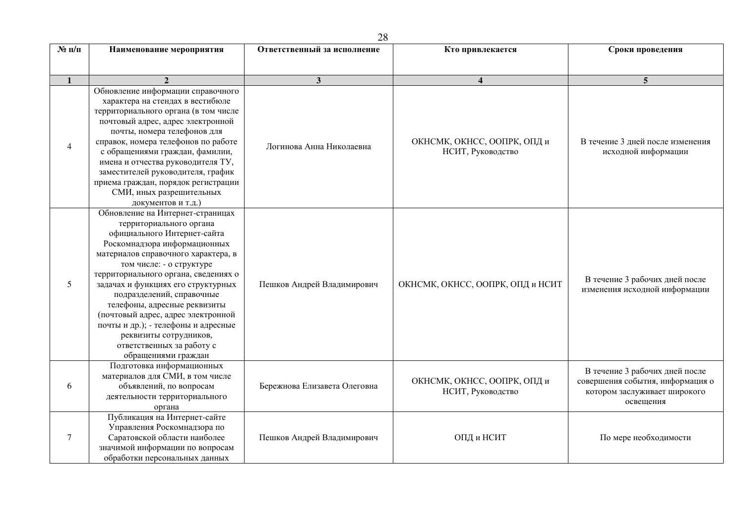| № п/п | Наименование мероприятия | Ответственный за исполнение | Кто привлекается | Сроки проведения |
|---|---|---|---|---|
| 1 | 2 | 3 | 4 | 5 |
| 4 | Обновление информации справочного характера на стендах в вестибюле территориального органа (в том числе почтовый адрес, адрес электронной почты, номера телефонов для справок, номера телефонов по работе с обращениями граждан, фамилии, имена и отчества руководителя ТУ, заместителей руководителя, график приема граждан, порядок регистрации СМИ, иных разрешительных документов и т.д.) | Логинова Анна Николаевна | ОКНСМК, ОКНСС, ООПРК, ОПД и НСИТ, Руководство | В течение 3 дней после изменения исходной информации |
| 5 | Обновление на Интернет-страницах территориального органа официального Интернет-сайта Роскомнадзора информационных материалов справочного характера, в том числе: - о структуре территориального органа, сведениях о задачах и функциях его структурных подразделений, справочные телефоны, адресные реквизиты (почтовый адрес, адрес электронной почты и др.); - телефоны и адресные реквизиты сотрудников, ответственных за работу с обращениями граждан | Пешков Андрей Владимирович | ОКНСМК, ОКНСС, ООПРК, ОПД и НСИТ | В течение 3 рабочих дней после изменения исходной информации |
| 6 | Подготовка информационных материалов для СМИ, в том числе объявлений, по вопросам деятельности территориального органа | Бережнова Елизавета Олеговна | ОКНСМК, ОКНСС, ООПРК, ОПД и НСИТ, Руководство | В течение 3 рабочих дней после совершения события, информация о котором заслуживает широкого освещения |
| 7 | Публикация на Интернет-сайте Управления Роскомнадзора по Саратовской области наиболее значимой информации по вопросам обработки персональных данных | Пешков Андрей Владимирович | ОПД и НСИТ | По мере необходимости |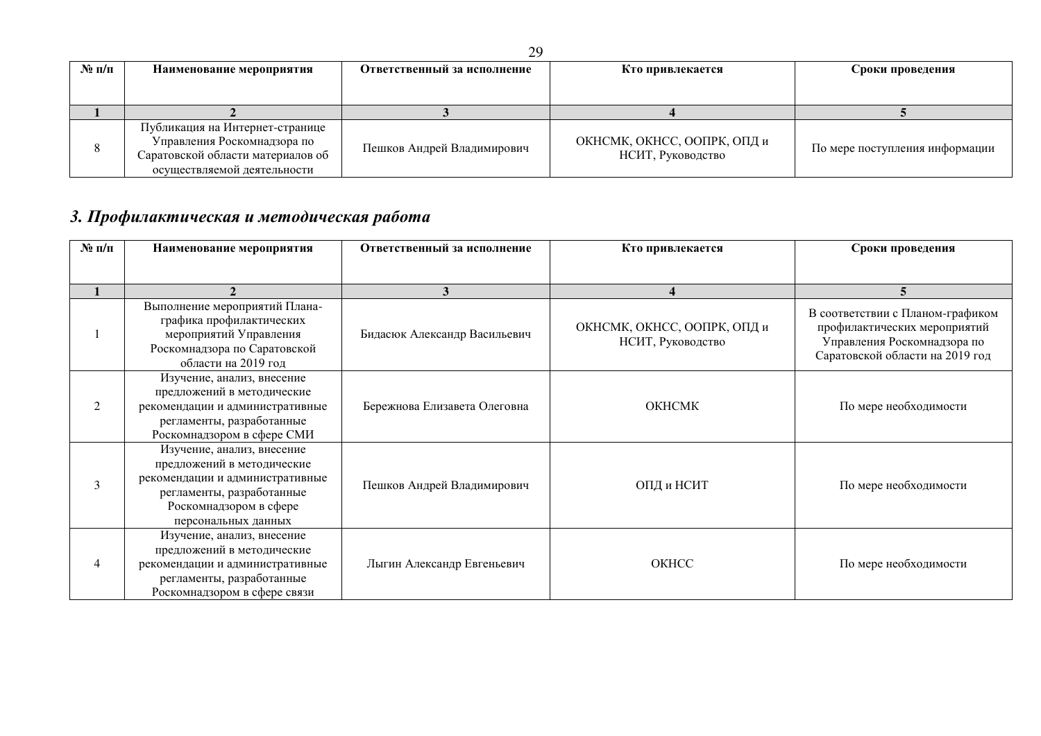| № п/п | Наименование мероприятия | Ответственный за исполнение | Кто привлекается | Сроки проведения |
|---|---|---|---|---|
| 1 | 2 | 3 | 4 | 5 |
| 8 | Публикация на Интернет-странице Управления Роскомнадзора по Саратовской области материалов об осуществляемой деятельности | Пешков Андрей Владимирович | ОКНСМК, ОКНСС, ООПРК, ОПД и НСИТ, Руководство | По мере поступления информации |

## *3. Профилактическая и методическая работа*

| № п/п | Наименование мероприятия | Ответственный за исполнение | Кто привлекается | Сроки проведения |
|---|---|---|---|---|
| 1 | 2 | 3 | 4 | 5 |
| 1 | Выполнение мероприятий Плана-графика профилактических мероприятий Управления Роскомнадзора по Саратовской области на 2019 год | Бидасюк Александр Васильевич | ОКНСМК, ОКНСС, ООПРК, ОПД и НСИТ, Руководство | В соответствии с Планом-графиком профилактических мероприятий Управления Роскомнадзора по Саратовской области на 2019 год |
| 2 | Изучение, анализ, внесение предложений в методические рекомендации и административные регламенты, разработанные Роскомнадзором в сфере СМИ | Бережнова Елизавета Олеговна | ОКНСМК | По мере необходимости |
| 3 | Изучение, анализ, внесение предложений в методические рекомендации и административные регламенты, разработанные Роскомнадзором в сфере персональных данных | Пешков Андрей Владимирович | ОПД и НСИТ | По мере необходимости |
| 4 | Изучение, анализ, внесение предложений в методические рекомендации и административные регламенты, разработанные Роскомнадзором в сфере связи | Лыгин Александр Евгеньевич | ОКНСС | По мере необходимости |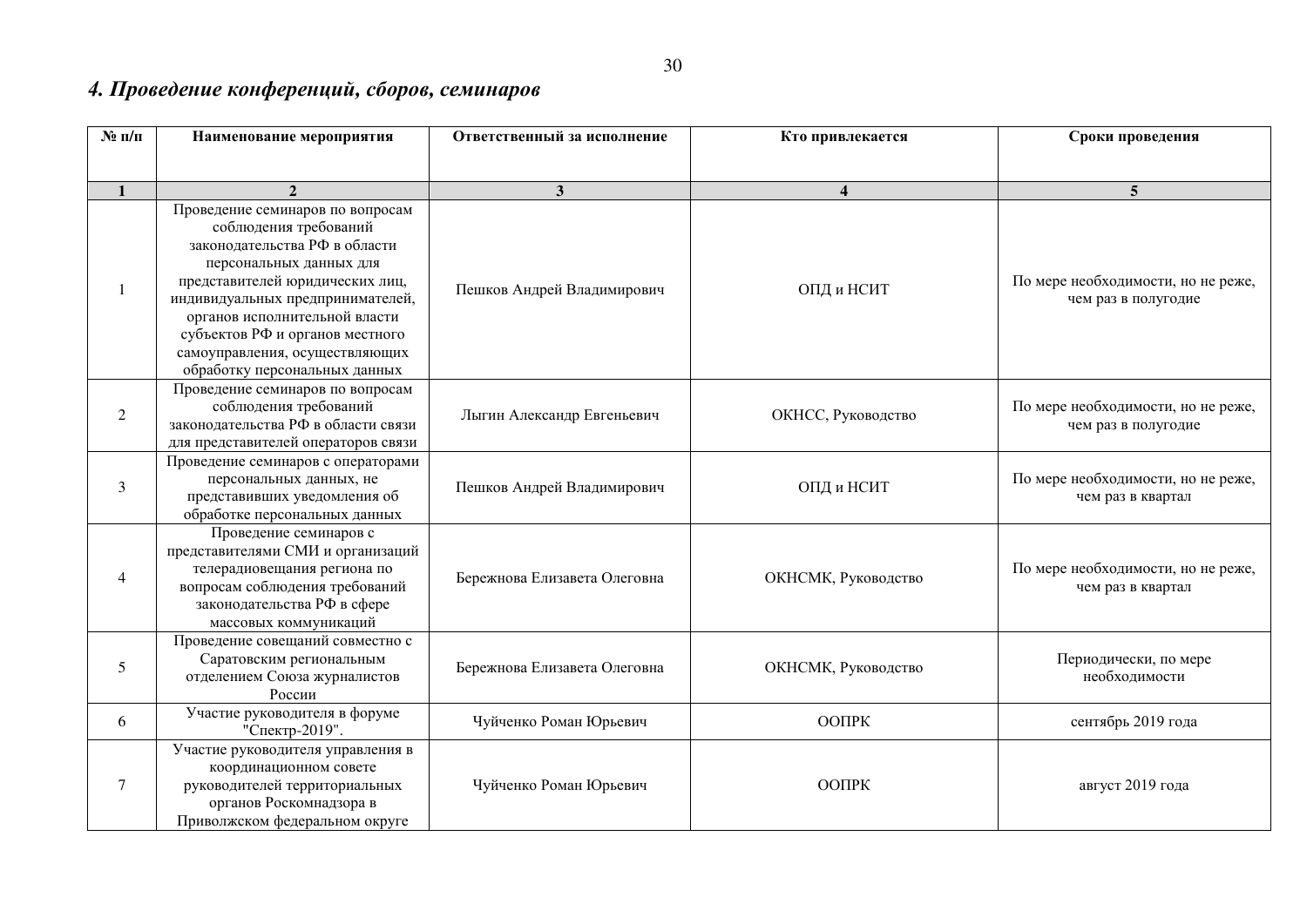## *4. Проведение конференций, сборов, семинаров*

| № п/п | Наименование мероприятия | Ответственный за исполнение | Кто привлекается | Сроки проведения |
|---|---|---|---|---|
| 1 | 2 | 3 | 4 | 5 |
| 1 | Проведение семинаров по вопросам соблюдения требований законодательства РФ в области персональных данных для представителей юридических лиц, индивидуальных предпринимателей, органов исполнительной власти субъектов РФ и органов местного самоуправления, осуществляющих обработку персональных данных | Пешков Андрей Владимирович | ОПД и НСИТ | По мере необходимости, но не реже, чем раз в полугодие |
| 2 | Проведение семинаров по вопросам соблюдения требований законодательства РФ в области связи для представителей операторов связи | Лыгин Александр Евгеньевич | ОКНСС, Руководство | По мере необходимости, но не реже, чем раз в полугодие |
| 3 | Проведение семинаров с операторами персональных данных, не представивших уведомления об обработке персональных данных | Пешков Андрей Владимирович | ОПД и НСИТ | По мере необходимости, но не реже, чем раз в квартал |
| 4 | Проведение семинаров с представителями СМИ и организаций телерадиовещания региона по вопросам соблюдения требований законодательства РФ в сфере массовых коммуникаций | Бережнова Елизавета Олеговна | ОКНСМК, Руководство | По мере необходимости, но не реже, чем раз в квартал |
| 5 | Проведение совещаний совместно с Саратовским региональным отделением Союза журналистов России | Бережнова Елизавета Олеговна | ОКНСМК, Руководство | Периодически, по мере необходимости |
| 6 | Участие руководителя в форуме "Спектр-2019". | Чуйченко Роман Юрьевич | ООПРК | сентябрь 2019 года |
| 7 | Участие руководителя управления в координационном совете руководителей территориальных органов Роскомнадзора в Приволжском федеральном округе | Чуйченко Роман Юрьевич | ООПРК | август 2019 года |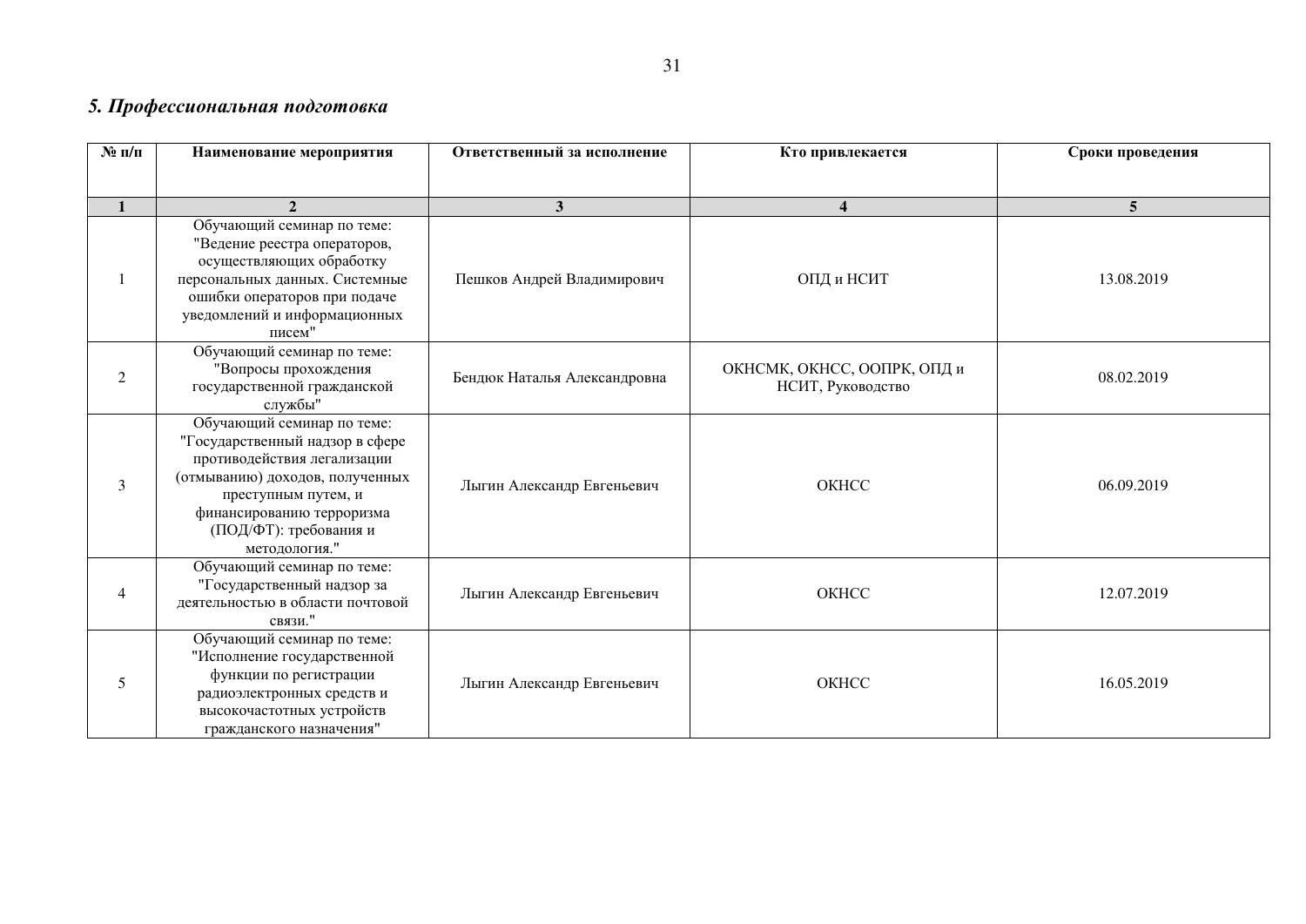## *5. Профессиональная подготовка*

| № п/п | Наименование мероприятия | Ответственный за исполнение | Кто привлекается | Сроки проведения |
|---|---|---|---|---|
| **1** | **2** | **3** | **4** | **5** |
| 1 | Обучающий семинар по теме: "Ведение реестра операторов, осуществляющих обработку персональных данных. Системные ошибки операторов при подаче уведомлений и информационных писем" | Пешков Андрей Владимирович | ОПД и НСИТ | 13.08.2019 |
| 2 | Обучающий семинар по теме: "Вопросы прохождения государственной гражданской службы" | Бендюк Наталья Александровна | ОКНСМК, ОКНСС, ООПРК, ОПД и НСИТ, Руководство | 08.02.2019 |
| 3 | Обучающий семинар по теме: "Государственный надзор в сфере противодействия легализации (отмыванию) доходов, полученных преступным путем, и финансированию терроризма (ПОД/ФТ): требования и методология." | Лыгин Александр Евгеньевич | ОКНСС | 06.09.2019 |
| 4 | Обучающий семинар по теме: "Государственный надзор за деятельностью в области почтовой связи." | Лыгин Александр Евгеньевич | ОКНСС | 12.07.2019 |
| 5 | Обучающий семинар по теме: "Исполнение государственной функции по регистрации радиоэлектронных средств и высокочастотных устройств гражданского назначения" | Лыгин Александр Евгеньевич | ОКНСС | 16.05.2019 |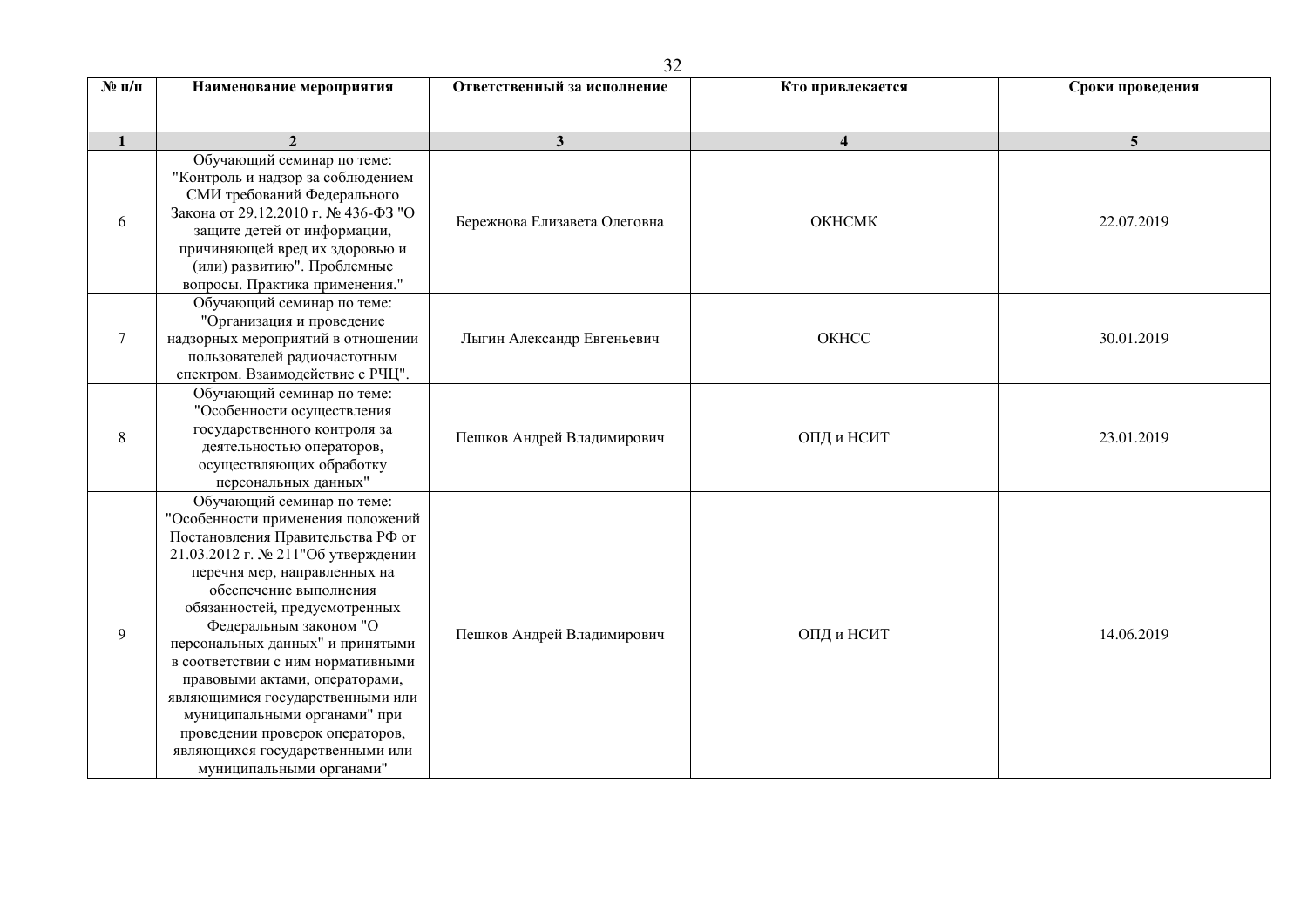| № п/п | Наименование мероприятия | Ответственный за исполнение | Кто привлекается | Сроки проведения |
|---|---|---|---|---|
| 1 | 2 | 3 | 4 | 5 |
| 6 | Обучающий семинар по теме: "Контроль и надзор за соблюдением СМИ требований Федерального Закона от 29.12.2010 г. № 436-ФЗ "О защите детей от информации, причиняющей вред их здоровью и (или) развитию". Проблемные вопросы. Практика применения." | Бережнова Елизавета Олеговна | ОКНСМК | 22.07.2019 |
| 7 | Обучающий семинар по теме: "Организация и проведение надзорных мероприятий в отношении пользователей радиочастотным спектром. Взаимодействие с РЧЦ". | Лыгин Александр Евгеньевич | ОКНСС | 30.01.2019 |
| 8 | Обучающий семинар по теме: "Особенности осуществления государственного контроля за деятельностью операторов, осуществляющих обработку персональных данных" | Пешков Андрей Владимирович | ОПД и НСИТ | 23.01.2019 |
| 9 | Обучающий семинар по теме: "Особенности применения положений Постановления Правительства РФ от 21.03.2012 г. № 211"Об утверждении перечня мер, направленных на обеспечение выполнения обязанностей, предусмотренных Федеральным законом "О персональных данных" и принятыми в соответствии с ним нормативными правовыми актами, операторами, являющимися государственными или муниципальными органами" при проведении проверок операторов, являющихся государственными или муниципальными органами" | Пешков Андрей Владимирович | ОПД и НСИТ | 14.06.2019 |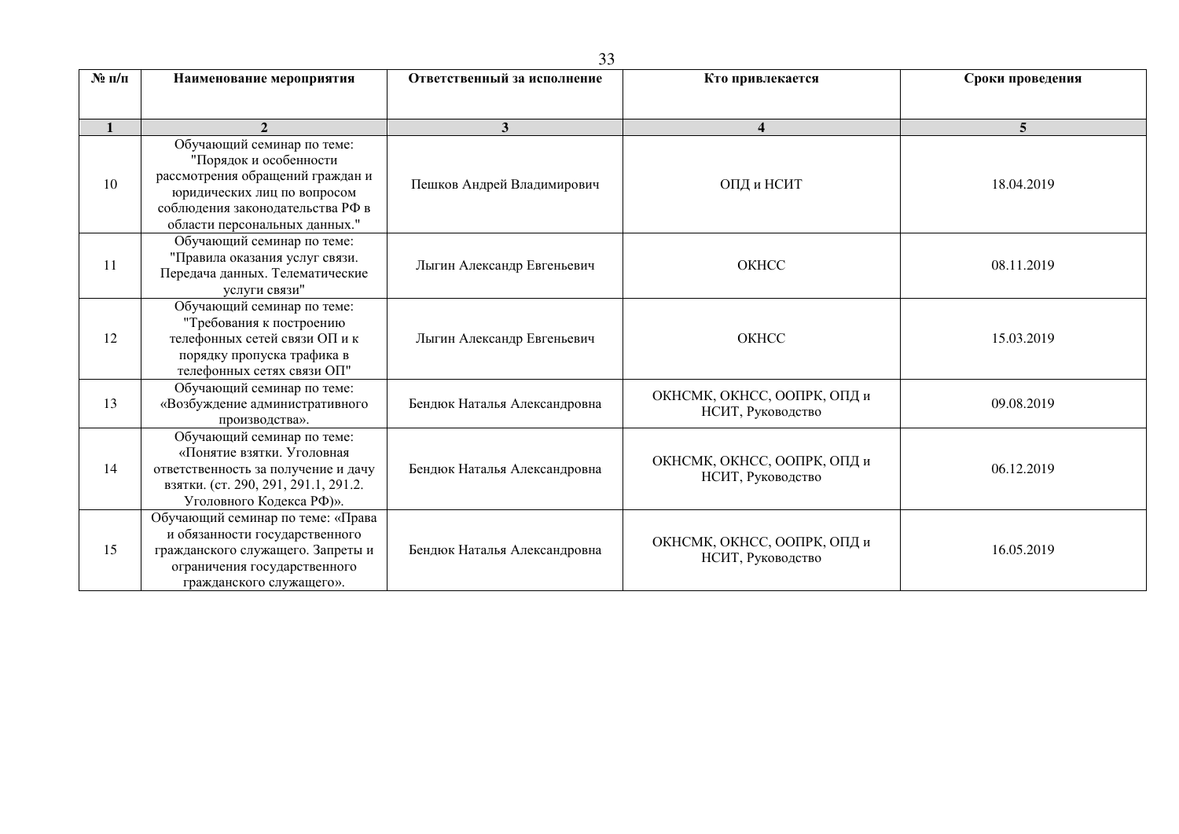| № п/п | Наименование мероприятия | Ответственный за исполнение | Кто привлекается | Сроки проведения |
|---|---|---|---|---|
| 1 | 2 | 3 | 4 | 5 |
| 10 | Обучающий семинар по теме: "Порядок и особенности рассмотрения обращений граждан и юридических лиц по вопросом соблюдения законодательства РФ в области персональных данных." | Пешков Андрей Владимирович | ОПД и НСИТ | 18.04.2019 |
| 11 | Обучающий семинар по теме: "Правила оказания услуг связи. Передача данных. Телематические услуги связи" | Лыгин Александр Евгеньевич | ОКНСС | 08.11.2019 |
| 12 | Обучающий семинар по теме: "Требования к построению телефонных сетей связи ОП и к порядку пропуска трафика в телефонных сетях связи ОП" | Лыгин Александр Евгеньевич | ОКНСС | 15.03.2019 |
| 13 | Обучающий семинар по теме: «Возбуждение административного производства». | Бендюк Наталья Александровна | ОКНСМК, ОКНСС, ООПРК, ОПД и НСИТ, Руководство | 09.08.2019 |
| 14 | Обучающий семинар по теме: «Понятие взятки. Уголовная ответственность за получение и дачу взятки. (ст. 290, 291, 291.1, 291.2. Уголовного Кодекса РФ)». | Бендюк Наталья Александровна | ОКНСМК, ОКНСС, ООПРК, ОПД и НСИТ, Руководство | 06.12.2019 |
| 15 | Обучающий семинар по теме: «Права и обязанности государственного гражданского служащего. Запреты и ограничения государственного гражданского служащего». | Бендюк Наталья Александровна | ОКНСМК, ОКНСС, ООПРК, ОПД и НСИТ, Руководство | 16.05.2019 |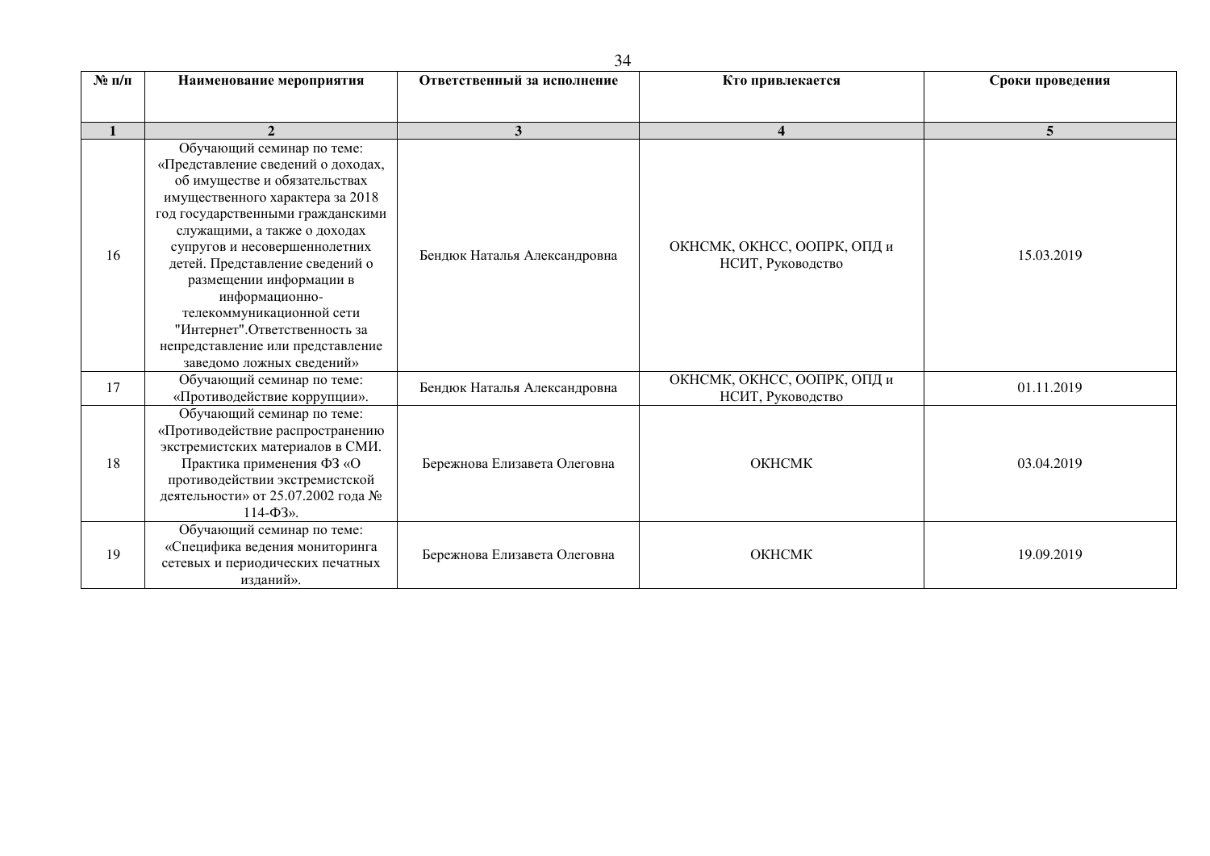| № п/п | Наименование мероприятия | Ответственный за исполнение | Кто привлекается | Сроки проведения |
|---|---|---|---|---|
| 1 | 2 | 3 | 4 | 5 |
| 16 | Обучающий семинар по теме: «Представление сведений о доходах, об имуществе и обязательствах имущественного характера за 2018 год государственными гражданскими служащими, а также о доходах супругов и несовершеннолетних детей. Представление сведений о размещении информации в информационно-телекоммуникационной сети "Интернет".Ответственность за непредставление или представление заведомо ложных сведений» | Бендюк Наталья Александровна | ОКНСМК, ОКНСС, ООПРК, ОПД и НСИТ, Руководство | 15.03.2019 |
| 17 | Обучающий семинар по теме: «Противодействие коррупции». | Бендюк Наталья Александровна | ОКНСМК, ОКНСС, ООПРК, ОПД и НСИТ, Руководство | 01.11.2019 |
| 18 | Обучающий семинар по теме: «Противодействие распространению экстремистских материалов в СМИ. Практика применения ФЗ «О противодействии экстремистской деятельности» от 25.07.2002 года № 114-ФЗ». | Бережнова Елизавета Олеговна | ОКНСМК | 03.04.2019 |
| 19 | Обучающий семинар по теме: «Специфика ведения мониторинга сетевых и периодических печатных изданий». | Бережнова Елизавета Олеговна | ОКНСМК | 19.09.2019 |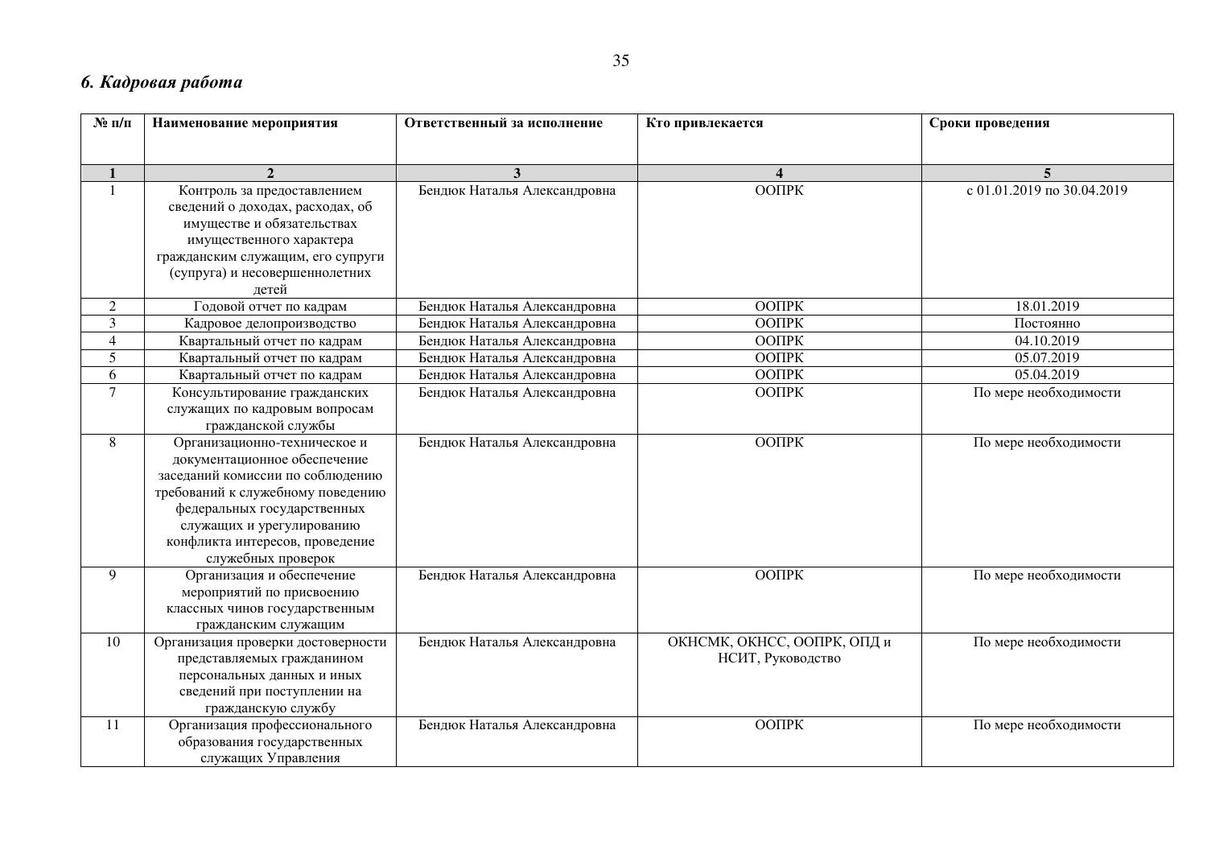### *6. Кадровая работа*

| № п/п | Наименование мероприятия | Ответственный за исполнение | Кто привлекается | Сроки проведения |
|---|---|---|---|---|
| 1 | 2 | 3 | 4 | 5 |
| 1 | Контроль за предоставлением сведений о доходах, расходах, об имуществе и обязательствах имущественного характера гражданским служащим, его супруги (супруга) и несовершеннолетних детей | Бендюк Наталья Александровна | ООПРК | с 01.01.2019 по 30.04.2019 |
| 2 | Годовой отчет по кадрам | Бендюк Наталья Александровна | ООПРК | 18.01.2019 |
| 3 | Кадровое делопроизводство | Бендюк Наталья Александровна | ООПРК | Постоянно |
| 4 | Квартальный отчет по кадрам | Бендюк Наталья Александровна | ООПРК | 04.10.2019 |
| 5 | Квартальный отчет по кадрам | Бендюк Наталья Александровна | ООПРК | 05.07.2019 |
| 6 | Квартальный отчет по кадрам | Бендюк Наталья Александровна | ООПРК | 05.04.2019 |
| 7 | Консультирование гражданских служащих по кадровым вопросам гражданской службы | Бендюк Наталья Александровна | ООПРК | По мере необходимости |
| 8 | Организационно-техническое и документационное обеспечение заседаний комиссии по соблюдению требований к служебному поведению федеральных государственных служащих и урегулированию конфликта интересов, проведение служебных проверок | Бендюк Наталья Александровна | ООПРК | По мере необходимости |
| 9 | Организация и обеспечение мероприятий по присвоению классных чинов государственным гражданским служащим | Бендюк Наталья Александровна | ООПРК | По мере необходимости |
| 10 | Организация проверки достоверности представляемых гражданином персональных данных и иных сведений при поступлении на гражданскую службу | Бендюк Наталья Александровна | ОКНСМК, ОКНСС, ООПРК, ОПД и НСИТ, Руководство | По мере необходимости |
| 11 | Организация профессионального образования государственных служащих Управления | Бендюк Наталья Александровна | ООПРК | По мере необходимости |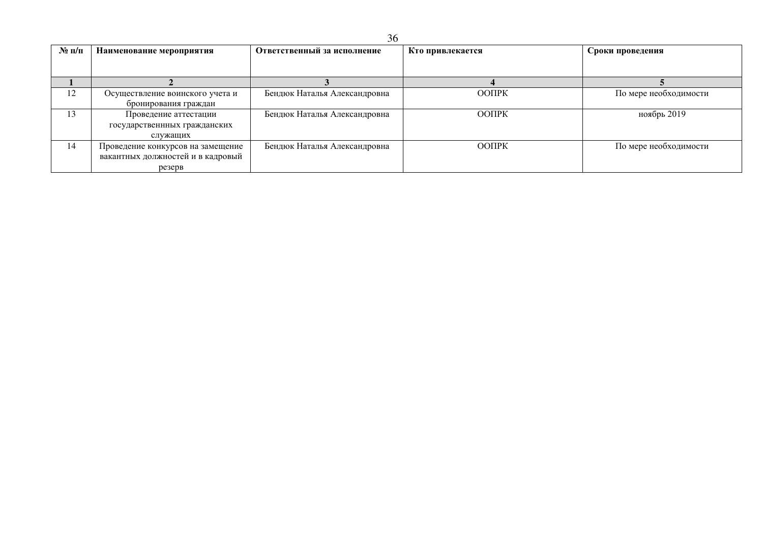| № п/п | Наименование мероприятия | Ответственный за исполнение | Кто привлекается | Сроки проведения |
|---|---|---|---|---|
| **1** | **2** | **3** | **4** | **5** |
| 12 | Осуществление воинского учета и бронирования граждан | Бендюк Наталья Александровна | ООПРК | По мере необходимости |
| 13 | Проведение аттестации государственнных гражданских служащих | Бендюк Наталья Александровна | ООПРК | ноябрь 2019 |
| 14 | Проведение конкурсов на замещение вакантных должностей и в кадровый резерв | Бендюк Наталья Александровна | ООПРК | По мере необходимости |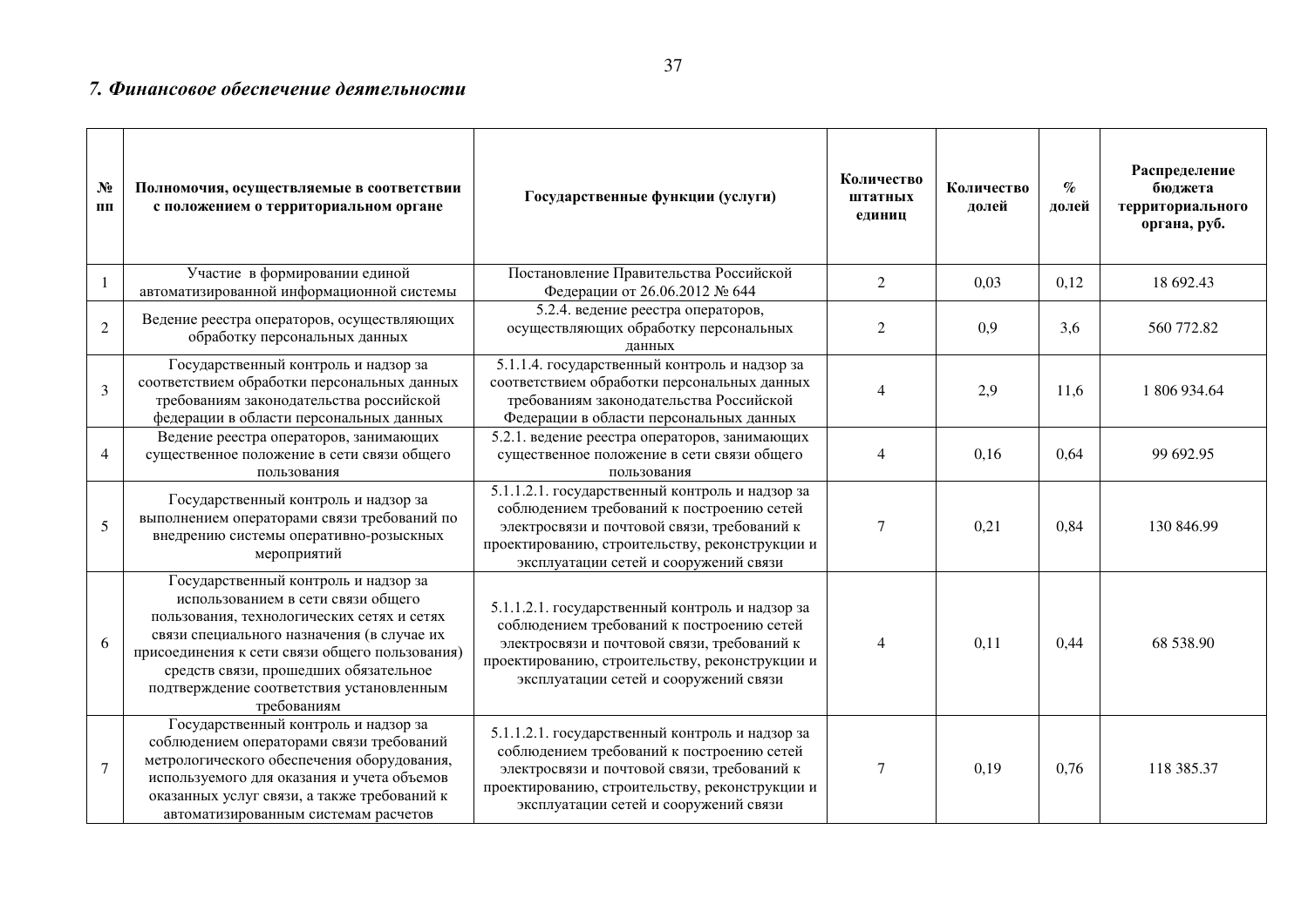### *7. Финансовое обеспечение деятельности*

| № пп | Полномочия, осуществляемые в соответствии с положением о территориальном органе | Государственные функции (услуги) | Количество штатных единиц | Количество долей | % долей | Распределение бюджета территориального органа, руб. |
|---|---|---|---|---|---|---|
| 1 | Участие в формировании единой автоматизированной информационной системы | Постановление Правительства Российской Федерации от 26.06.2012 № 644 | 2 | 0,03 | 0,12 | 18 692.43 |
| 2 | Ведение реестра операторов, осуществляющих обработку персональных данных | 5.2.4. ведение реестра операторов, осуществляющих обработку персональных данных | 2 | 0,9 | 3,6 | 560 772.82 |
| 3 | Государственный контроль и надзор за соответствием обработки персональных данных требованиям законодательства российской федерации в области персональных данных | 5.1.1.4. государственный контроль и надзор за соответствием обработки персональных данных требованиям законодательства Российской Федерации в области персональных данных | 4 | 2,9 | 11,6 | 1 806 934.64 |
| 4 | Ведение реестра операторов, занимающих существенное положение в сети связи общего пользования | 5.2.1. ведение реестра операторов, занимающих существенное положение в сети связи общего пользования | 4 | 0,16 | 0,64 | 99 692.95 |
| 5 | Государственный контроль и надзор за выполнением операторами связи требований по внедрению системы оперативно-розыскных мероприятий | 5.1.1.2.1. государственный контроль и надзор за соблюдением требований к построению сетей электросвязи и почтовой связи, требований к проектированию, строительству, реконструкции и эксплуатации сетей и сооружений связи | 7 | 0,21 | 0,84 | 130 846.99 |
| 6 | Государственный контроль и надзор за использованием в сети связи общего пользования, технологических сетях и сетях связи специального назначения (в случае их присоединения к сети связи общего пользования) средств связи, прошедших обязательное подтверждение соответствия установленным требованиям | 5.1.1.2.1. государственный контроль и надзор за соблюдением требований к построению сетей электросвязи и почтовой связи, требований к проектированию, строительству, реконструкции и эксплуатации сетей и сооружений связи | 4 | 0,11 | 0,44 | 68 538.90 |
| 7 | Государственный контроль и надзор за соблюдением операторами связи требований метрологического обеспечения оборудования, используемого для оказания и учета объемов оказанных услуг связи, а также требований к автоматизированным системам расчетов | 5.1.1.2.1. государственный контроль и надзор за соблюдением требований к построению сетей электросвязи и почтовой связи, требований к проектированию, строительству, реконструкции и эксплуатации сетей и сооружений связи | 7 | 0,19 | 0,76 | 118 385.37 |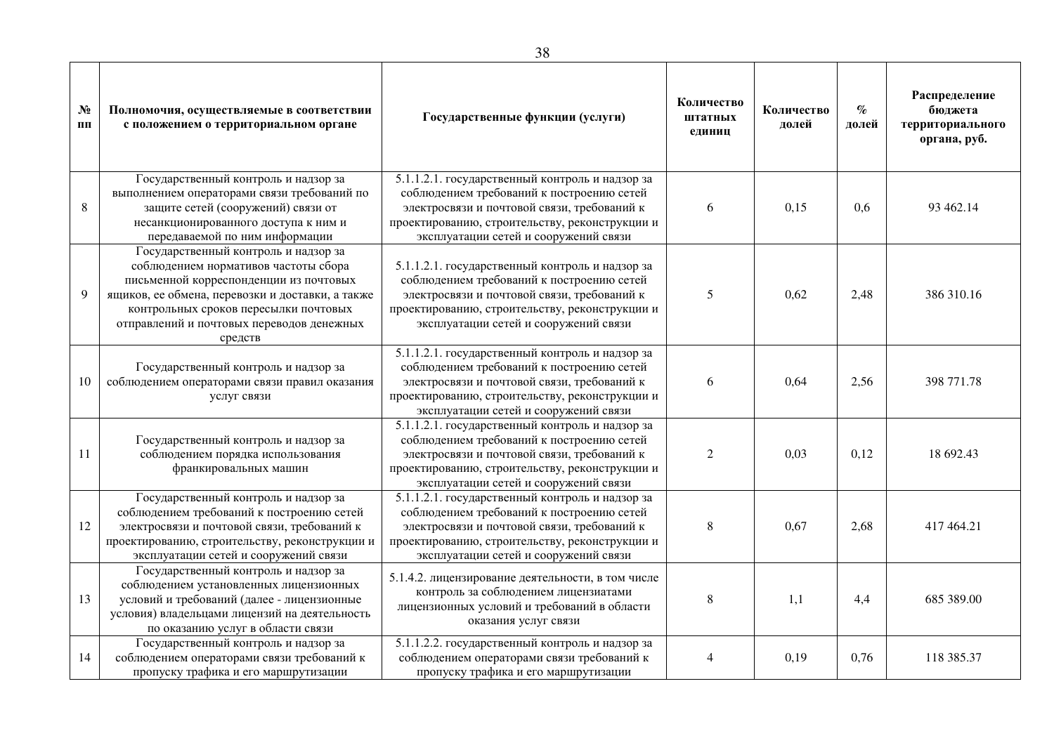| № пп | Полномочия, осуществляемые в соответствии с положением о территориальном органе | Государственные функции (услуги) | Количество штатных единиц | Количество долей | % долей | Распределение бюджета территориального органа, руб. |
|---|---|---|---|---|---|---|
| 8 | Государственный контроль и надзор за выполнением операторами связи требований по защите сетей (сооружений) связи от несанкционированного доступа к ним и передаваемой по ним информации | 5.1.1.2.1. государственный контроль и надзор за соблюдением требований к построению сетей электросвязи и почтовой связи, требований к проектированию, строительству, реконструкции и эксплуатации сетей и сооружений связи | 6 | 0,15 | 0,6 | 93 462.14 |
| 9 | Государственный контроль и надзор за соблюдением нормативов частоты сбора письменной корреспонденции из почтовых ящиков, ее обмена, перевозки и доставки, а также контрольных сроков пересылки почтовых отправлений и почтовых переводов денежных средств | 5.1.1.2.1. государственный контроль и надзор за соблюдением требований к построению сетей электросвязи и почтовой связи, требований к проектированию, строительству, реконструкции и эксплуатации сетей и сооружений связи | 5 | 0,62 | 2,48 | 386 310.16 |
| 10 | Государственный контроль и надзор за соблюдением операторами связи правил оказания услуг связи | 5.1.1.2.1. государственный контроль и надзор за соблюдением требований к построению сетей электросвязи и почтовой связи, требований к проектированию, строительству, реконструкции и эксплуатации сетей и сооружений связи | 6 | 0,64 | 2,56 | 398 771.78 |
| 11 | Государственный контроль и надзор за соблюдением порядка использования франкировальных машин | 5.1.1.2.1. государственный контроль и надзор за соблюдением требований к построению сетей электросвязи и почтовой связи, требований к проектированию, строительству, реконструкции и эксплуатации сетей и сооружений связи | 2 | 0,03 | 0,12 | 18 692.43 |
| 12 | Государственный контроль и надзор за соблюдением требований к построению сетей электросвязи и почтовой связи, требований к проектированию, строительству, реконструкции и эксплуатации сетей и сооружений связи | 5.1.1.2.1. государственный контроль и надзор за соблюдением требований к построению сетей электросвязи и почтовой связи, требований к проектированию, строительству, реконструкции и эксплуатации сетей и сооружений связи | 8 | 0,67 | 2,68 | 417 464.21 |
| 13 | Государственный контроль и надзор за соблюдением установленных лицензионных условий и требований (далее - лицензионные условия) владельцами лицензий на деятельность по оказанию услуг в области связи | 5.1.4.2. лицензирование деятельности, в том числе контроль за соблюдением лицензиатами лицензионных условий и требований в области оказания услуг связи | 8 | 1,1 | 4,4 | 685 389.00 |
| 14 | Государственный контроль и надзор за соблюдением операторами связи требований к пропуску трафика и его маршрутизации | 5.1.1.2.2. государственный контроль и надзор за соблюдением операторами связи требований к пропуску трафика и его маршрутизации | 4 | 0,19 | 0,76 | 118 385.37 |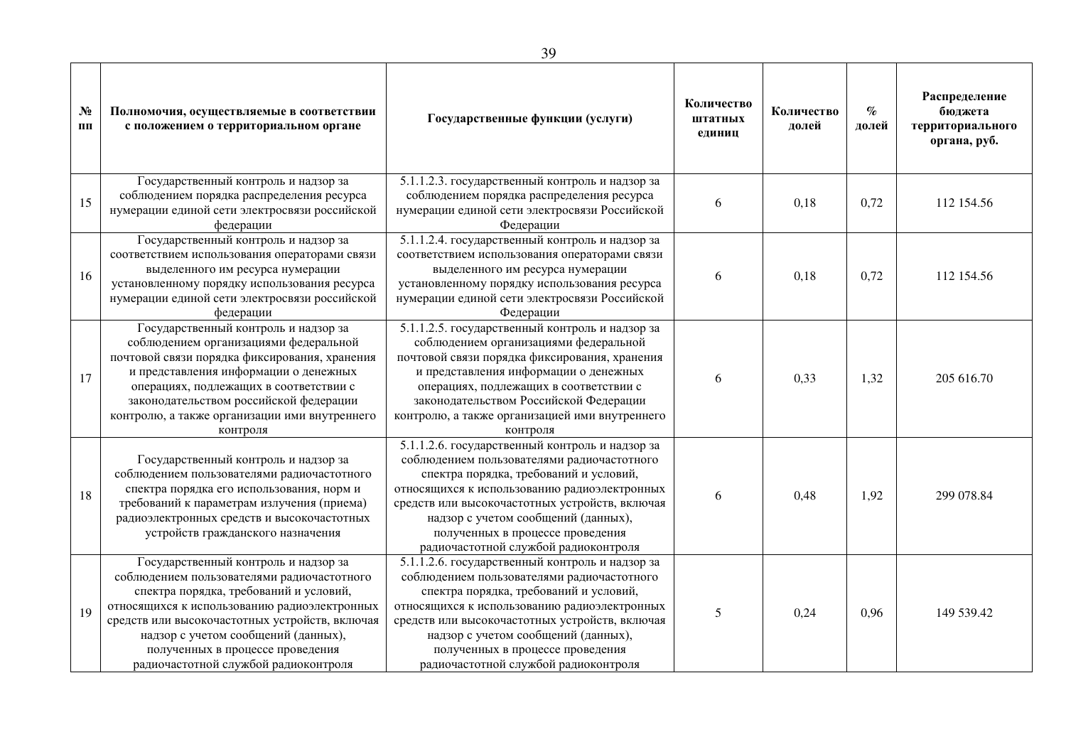| № пп | Полномочия, осуществляемые в соответствии с положением о территориальном органе | Государственные функции (услуги) | Количество штатных единиц | Количество долей | % долей | Распределение бюджета территориального органа, руб. |
|---|---|---|---|---|---|---|
| 15 | Государственный контроль и надзор за соблюдением порядка распределения ресурса нумерации единой сети электросвязи российской федерации | 5.1.1.2.3. государственный контроль и надзор за соблюдением порядка распределения ресурса нумерации единой сети электросвязи Российской Федерации | 6 | 0,18 | 0,72 | 112 154.56 |
| 16 | Государственный контроль и надзор за соответствием использования операторами связи выделенного им ресурса нумерации установленному порядку использования ресурса нумерации единой сети электросвязи российской федерации | 5.1.1.2.4. государственный контроль и надзор за соответствием использования операторами связи выделенного им ресурса нумерации установленному порядку использования ресурса нумерации единой сети электросвязи Российской Федерации | 6 | 0,18 | 0,72 | 112 154.56 |
| 17 | Государственный контроль и надзор за соблюдением организациями федеральной почтовой связи порядка фиксирования, хранения и представления информации о денежных операциях, подлежащих в соответствии с законодательством российской федерации контролю, а также организации ими внутреннего контроля | 5.1.1.2.5. государственный контроль и надзор за соблюдением организациями федеральной почтовой связи порядка фиксирования, хранения и представления информации о денежных операциях, подлежащих в соответствии с законодательством Российской Федерации контролю, а также организацией ими внутреннего контроля | 6 | 0,33 | 1,32 | 205 616.70 |
| 18 | Государственный контроль и надзор за соблюдением пользователями радиочастотного спектра порядка его использования, норм и требований к параметрам излучения (приема) радиоэлектронных средств и высокочастотных устройств гражданского назначения | 5.1.1.2.6. государственный контроль и надзор за соблюдением пользователями радиочастотного спектра порядка, требований и условий, относящихся к использованию радиоэлектронных средств или высокочастотных устройств, включая надзор с учетом сообщений (данных), полученных в процессе проведения радиочастотной службой радиоконтроля | 6 | 0,48 | 1,92 | 299 078.84 |
| 19 | Государственный контроль и надзор за соблюдением пользователями радиочастотного спектра порядка, требований и условий, относящихся к использованию радиоэлектронных средств или высокочастотных устройств, включая надзор с учетом сообщений (данных), полученных в процессе проведения радиочастотной службой радиоконтроля | 5.1.1.2.6. государственный контроль и надзор за соблюдением пользователями радиочастотного спектра порядка, требований и условий, относящихся к использованию радиоэлектронных средств или высокочастотных устройств, включая надзор с учетом сообщений (данных), полученных в процессе проведения радиочастотной службой радиоконтроля | 5 | 0,24 | 0,96 | 149 539.42 |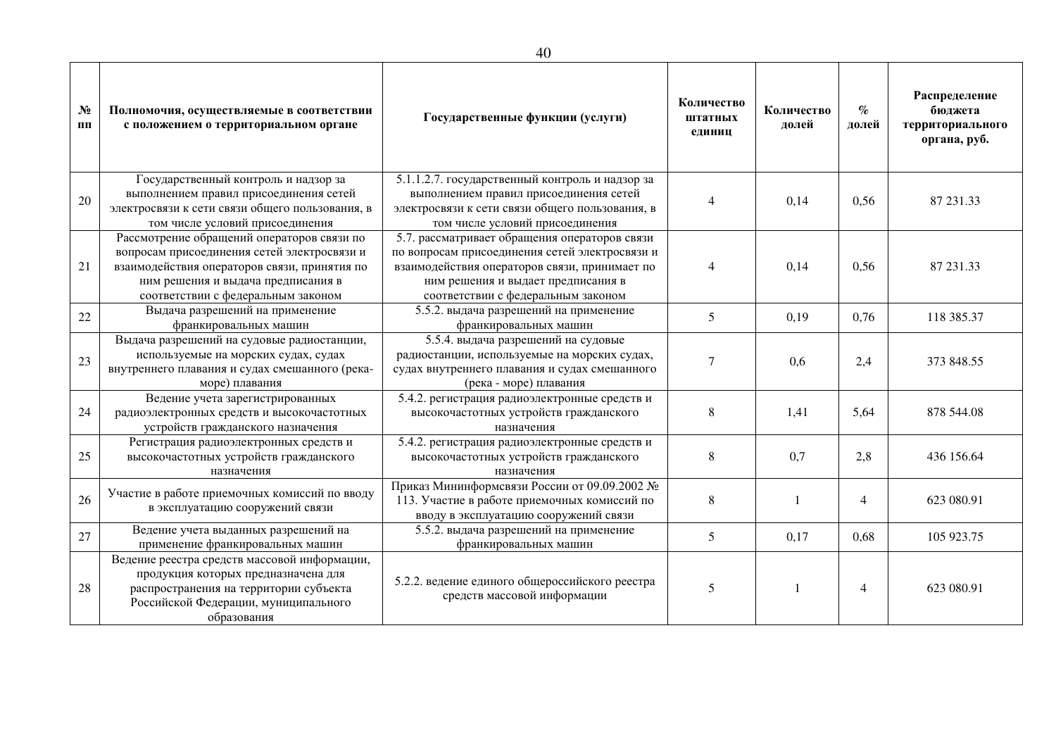| № пп | Полномочия, осуществляемые в соответствии с положением о территориальном органе | Государственные функции (услуги) | Количество штатных единиц | Количество долей | % долей | Распределение бюджета территориального органа, руб. |
|---|---|---|---|---|---|---|
| 20 | Государственный контроль и надзор за выполнением правил присоединения сетей электросвязи к сети связи общего пользования, в том числе условий присоединения | 5.1.1.2.7. государственный контроль и надзор за выполнением правил присоединения сетей электросвязи к сети связи общего пользования, в том числе условий присоединения | 4 | 0,14 | 0,56 | 87 231.33 |
| 21 | Рассмотрение обращений операторов связи по вопросам присоединения сетей электросвязи и взаимодействия операторов связи, принятия по ним решения и выдача предписания в соответствии с федеральным законом | 5.7. рассматривает обращения операторов связи по вопросам присоединения сетей электросвязи и взаимодействия операторов связи, принимает по ним решения и выдает предписания в соответствии с федеральным законом | 4 | 0,14 | 0,56 | 87 231.33 |
| 22 | Выдача разрешений на применение франкировальных машин | 5.5.2. выдача разрешений на применение франкировальных машин | 5 | 0,19 | 0,76 | 118 385.37 |
| 23 | Выдача разрешений на судовые радиостанции, используемые на морских судах, судах внутреннего плавания и судах смешанного (река-море) плавания | 5.5.4. выдача разрешений на судовые радиостанции, используемые на морских судах, судах внутреннего плавания и судах смешанного (река - море) плавания | 7 | 0,6 | 2,4 | 373 848.55 |
| 24 | Ведение учета зарегистрированных радиоэлектронных средств и высокочастотных устройств гражданского назначения | 5.4.2. регистрация радиоэлектронные средств и высокочастотных устройств гражданского назначения | 8 | 1,41 | 5,64 | 878 544.08 |
| 25 | Регистрация радиоэлектронных средств и высокочастотных устройств гражданского назначения | 5.4.2. регистрация радиоэлектронные средств и высокочастотных устройств гражданского назначения | 8 | 0,7 | 2,8 | 436 156.64 |
| 26 | Участие в работе приемочных комиссий по вводу в эксплуатацию сооружений связи | Приказ Мининформсвязи России от 09.09.2002 № 113. Участие в работе приемочных комиссий по вводу в эксплуатацию сооружений связи | 8 | 1 | 4 | 623 080.91 |
| 27 | Ведение учета выданных разрешений на применение франкировальных машин | 5.5.2. выдача разрешений на применение франкировальных машин | 5 | 0,17 | 0,68 | 105 923.75 |
| 28 | Ведение реестра средств массовой информации, продукция которых предназначена для распространения на территории субъекта Российской Федерации, муниципального образования | 5.2.2. ведение единого общероссийского реестра средств массовой информации | 5 | 1 | 4 | 623 080.91 |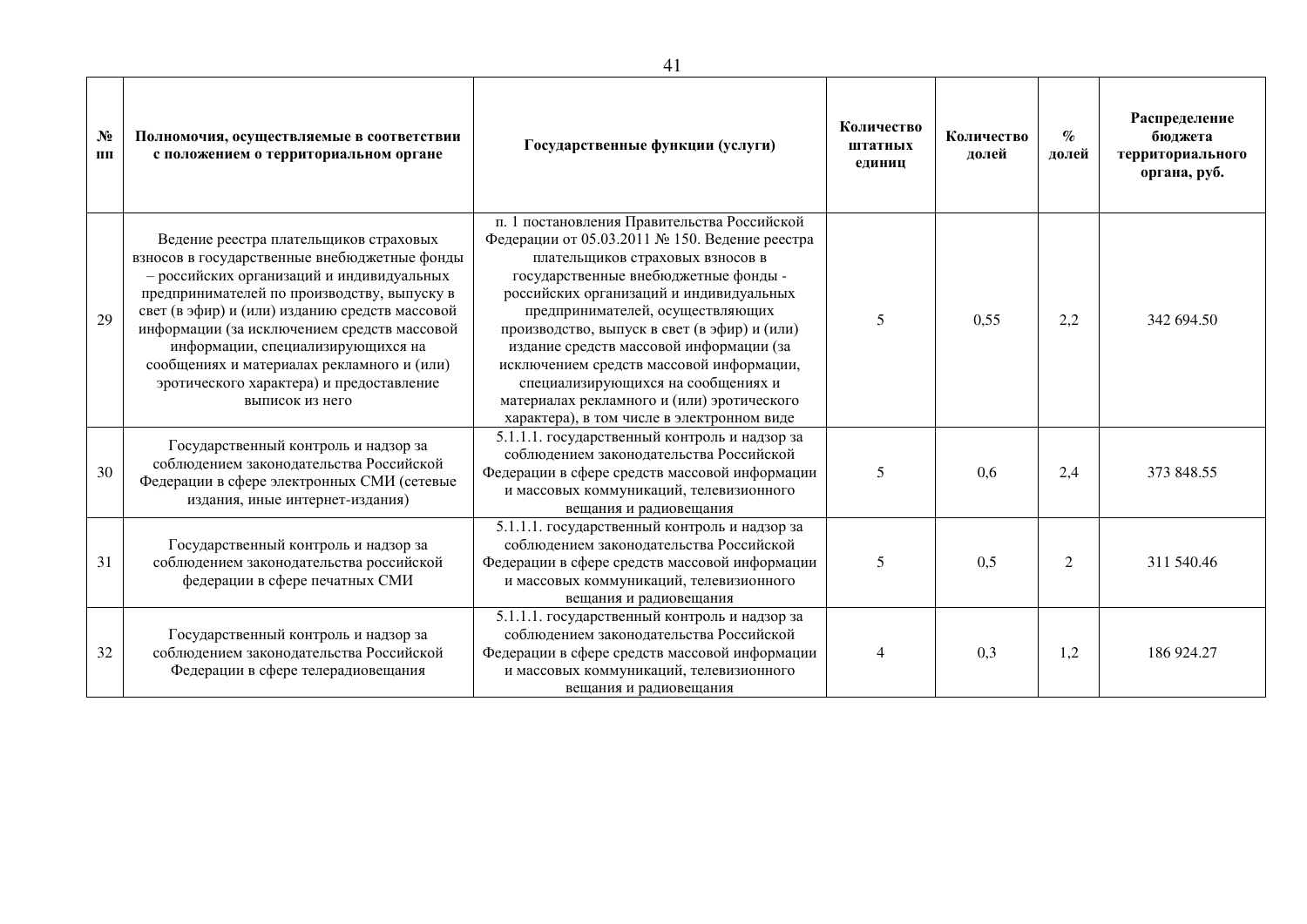| № пп | Полномочия, осуществляемые в соответствии с положением о территориальном органе | Государственные функции (услуги) | Количество штатных единиц | Количество долей | % долей | Распределение бюджета территориального органа, руб. |
|---|---|---|---|---|---|---|
| 29 | Ведение реестра плательщиков страховых взносов в государственные внебюджетные фонды – российских организаций и индивидуальных предпринимателей по производству, выпуску в свет (в эфир) и (или) изданию средств массовой информации (за исключением средств массовой информации, специализирующихся на сообщениях и материалах рекламного и (или) эротического характера) и предоставление выписок из него | п. 1 постановления Правительства Российской Федерации от 05.03.2011 № 150. Ведение реестра плательщиков страховых взносов в государственные внебюджетные фонды - российских организаций и индивидуальных предпринимателей, осуществляющих производство, выпуск в свет (в эфир) и (или) издание средств массовой информации (за исключением средств массовой информации, специализирующихся на сообщениях и материалах рекламного и (или) эротического характера), в том числе в электронном виде | 5 | 0,55 | 2,2 | 342 694.50 |
| 30 | Государственный контроль и надзор за соблюдением законодательства Российской Федерации в сфере электронных СМИ (сетевые издания, иные интернет-издания) | 5.1.1.1. государственный контроль и надзор за соблюдением законодательства Российской Федерации в сфере средств массовой информации и массовых коммуникаций, телевизионного вещания и радиовещания | 5 | 0,6 | 2,4 | 373 848.55 |
| 31 | Государственный контроль и надзор за соблюдением законодательства российской федерации в сфере печатных СМИ | 5.1.1.1. государственный контроль и надзор за соблюдением законодательства Российской Федерации в сфере средств массовой информации и массовых коммуникаций, телевизионного вещания и радиовещания | 5 | 0,5 | 2 | 311 540.46 |
| 32 | Государственный контроль и надзор за соблюдением законодательства Российской Федерации в сфере телерадиовещания | 5.1.1.1. государственный контроль и надзор за соблюдением законодательства Российской Федерации в сфере средств массовой информации и массовых коммуникаций, телевизионного вещания и радиовещания | 4 | 0,3 | 1,2 | 186 924.27 |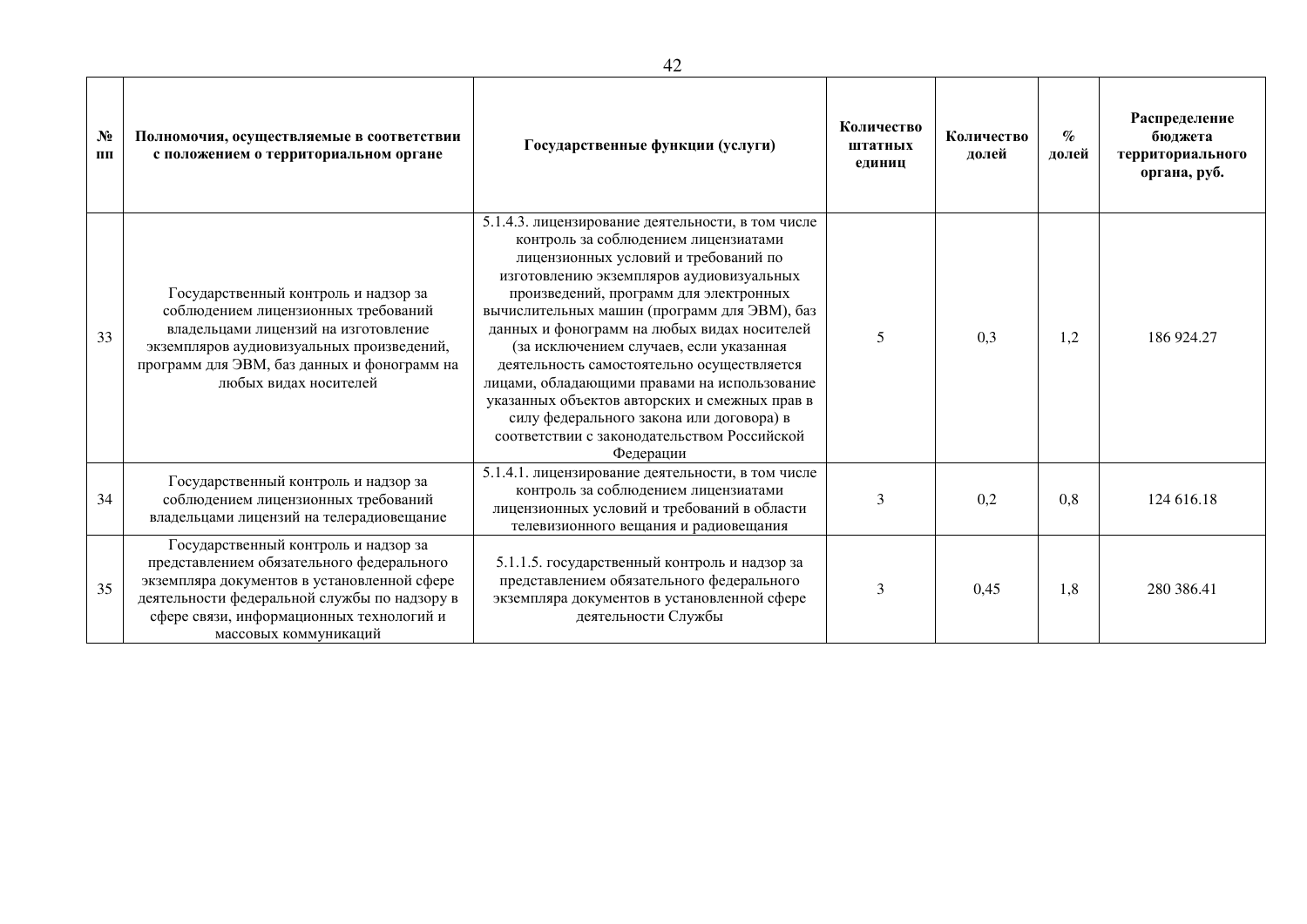| № пп | Полномочия, осуществляемые в соответствии с положением о территориальном органе | Государственные функции (услуги) | Количество штатных единиц | Количество долей | % долей | Распределение бюджета территориального органа, руб. |
|---|---|---|---|---|---|---|
| 33 | Государственный контроль и надзор за соблюдением лицензионных требований владельцами лицензий на изготовление экземпляров аудиовизуальных произведений, программ для ЭВМ, баз данных и фонограмм на любых видах носителей | 5.1.4.3. лицензирование деятельности, в том числе контроль за соблюдением лицензиатами лицензионных условий и требований по изготовлению экземпляров аудиовизуальных произведений, программ для электронных вычислительных машин (программ для ЭВМ), баз данных и фонограмм на любых видах носителей (за исключением случаев, если указанная деятельность самостоятельно осуществляется лицами, обладающими правами на использование указанных объектов авторских и смежных прав в силу федерального закона или договора) в соответствии с законодательством Российской Федерации | 5 | 0,3 | 1,2 | 186 924.27 |
| 34 | Государственный контроль и надзор за соблюдением лицензионных требований владельцами лицензий на телерадиовещание | 5.1.4.1. лицензирование деятельности, в том числе контроль за соблюдением лицензиатами лицензионных условий и требований в области телевизионного вещания и радиовещания | 3 | 0,2 | 0,8 | 124 616.18 |
| 35 | Государственный контроль и надзор за представлением обязательного федерального экземпляра документов в установленной сфере деятельности федеральной службы по надзору в сфере связи, информационных технологий и массовых коммуникаций | 5.1.1.5. государственный контроль и надзор за представлением обязательного федерального экземпляра документов в установленной сфере деятельности Службы | 3 | 0,45 | 1,8 | 280 386.41 |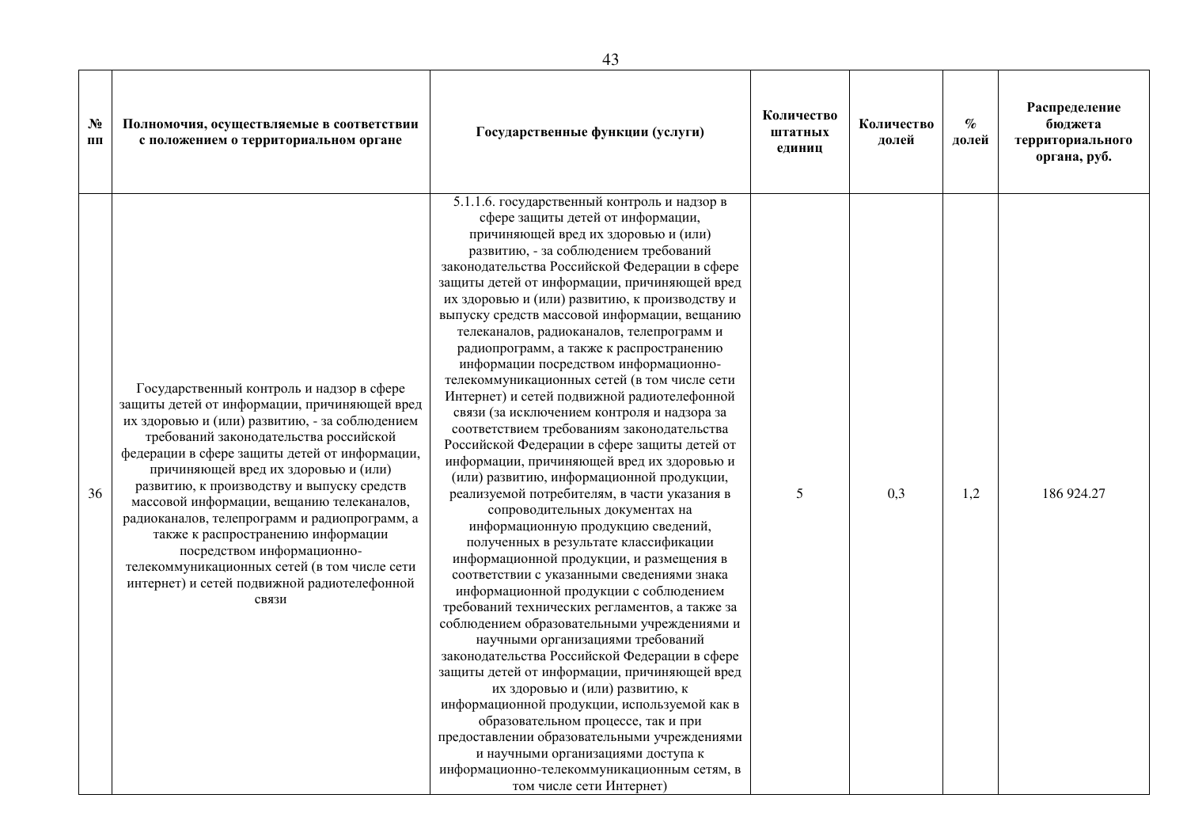| № пп | Полномочия, осуществляемые в соответствии с положением о территориальном органе | Государственные функции (услуги) | Количество штатных единиц | Количество долей | % долей | Распределение бюджета территориального органа, руб. |
|---|---|---|---|---|---|---|
| 36 | Государственный контроль и надзор в сфере защиты детей от информации, причиняющей вред их здоровью и (или) развитию, - за соблюдением требований законодательства российской федерации в сфере защиты детей от информации, причиняющей вред их здоровью и (или) развитию, к производству и выпуску средств массовой информации, вещанию телеканалов, радиоканалов, телепрограмм и радиопрограмм, а также к распространению информации посредством информационно-телекоммуникационных сетей (в том числе сети интернет) и сетей подвижной радиотелефонной связи | 5.1.1.6. государственный контроль и надзор в сфере защиты детей от информации, причиняющей вред их здоровью и (или) развитию, - за соблюдением требований законодательства Российской Федерации в сфере защиты детей от информации, причиняющей вред их здоровью и (или) развитию, к производству и выпуску средств массовой информации, вещанию телеканалов, радиоканалов, телепрограмм и радиопрограмм, а также к распространению информации посредством информационно-телекоммуникационных сетей (в том числе сети Интернет) и сетей подвижной радиотелефонной связи (за исключением контроля и надзора за соответствием требованиям законодательства Российской Федерации в сфере защиты детей от информации, причиняющей вред их здоровью и (или) развитию, информационной продукции, реализуемой потребителям, в части указания в сопроводительных документах на информационную продукцию сведений, полученных в результате классификации информационной продукции, и размещения в соответствии с указанными сведениями знака информационной продукции с соблюдением требований технических регламентов, а также за соблюдением образовательными учреждениями и научными организациями требований законодательства Российской Федерации в сфере защиты детей от информации, причиняющей вред их здоровью и (или) развитию, к информационной продукции, используемой как в образовательном процессе, так и при предоставлении образовательными учреждениями и научными организациями доступа к информационно-телекоммуникационным сетям, в том числе сети Интернет) | 5 | 0,3 | 1,2 | 186 924.27 |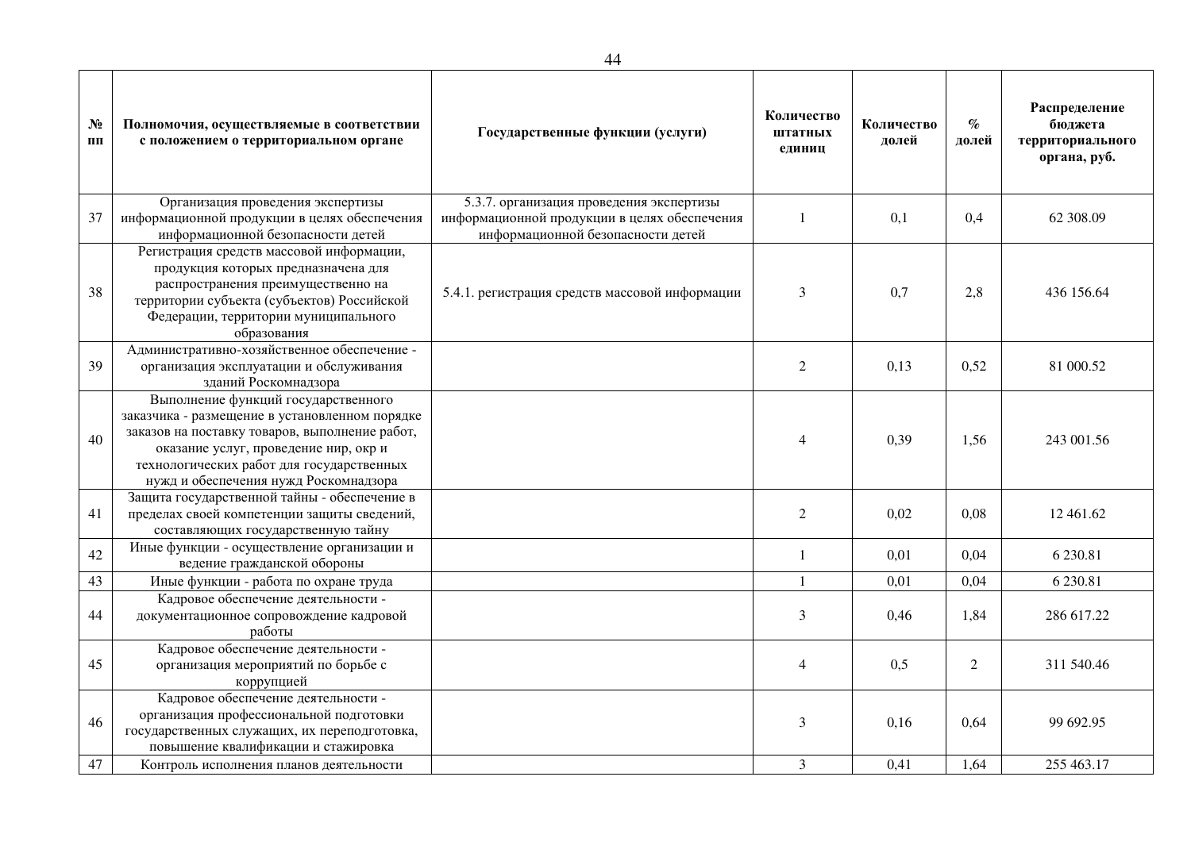| № пп | Полномочия, осуществляемые в соответствии с положением о территориальном органе | Государственные функции (услуги) | Количество штатных единиц | Количество долей | % долей | Распределение бюджета территориального органа, руб. |
|---|---|---|---|---|---|---|
| 37 | Организация проведения экспертизы информационной продукции в целях обеспечения информационной безопасности детей | 5.3.7. организация проведения экспертизы информационной продукции в целях обеспечения информационной безопасности детей | 1 | 0,1 | 0,4 | 62 308.09 |
| 38 | Регистрация средств массовой информации, продукция которых предназначена для распространения преимущественно на территории субъекта (субъектов) Российской Федерации, территории муниципального образования | 5.4.1. регистрация средств массовой информации | 3 | 0,7 | 2,8 | 436 156.64 |
| 39 | Административно-хозяйственное обеспечение - организация эксплуатации и обслуживания зданий Роскомнадзора | | 2 | 0,13 | 0,52 | 81 000.52 |
| 40 | Выполнение функций государственного заказчика - размещение в установленном порядке заказов на поставку товаров, выполнение работ, оказание услуг, проведение нир, окр и технологических работ для государственных нужд и обеспечения нужд Роскомнадзора | | 4 | 0,39 | 1,56 | 243 001.56 |
| 41 | Защита государственной тайны - обеспечение в пределах своей компетенции защиты сведений, составляющих государственную тайну | | 2 | 0,02 | 0,08 | 12 461.62 |
| 42 | Иные функции - осуществление организации и ведение гражданской обороны | | 1 | 0,01 | 0,04 | 6 230.81 |
| 43 | Иные функции - работа по охране труда | | 1 | 0,01 | 0,04 | 6 230.81 |
| 44 | Кадровое обеспечение деятельности - документационное сопровождение кадровой работы | | 3 | 0,46 | 1,84 | 286 617.22 |
| 45 | Кадровое обеспечение деятельности - организация мероприятий по борьбе с коррупцией | | 4 | 0,5 | 2 | 311 540.46 |
| 46 | Кадровое обеспечение деятельности - организация профессиональной подготовки государственных служащих, их переподготовка, повышение квалификации и стажировка | | 3 | 0,16 | 0,64 | 99 692.95 |
| 47 | Контроль исполнения планов деятельности | | 3 | 0,41 | 1,64 | 255 463.17 |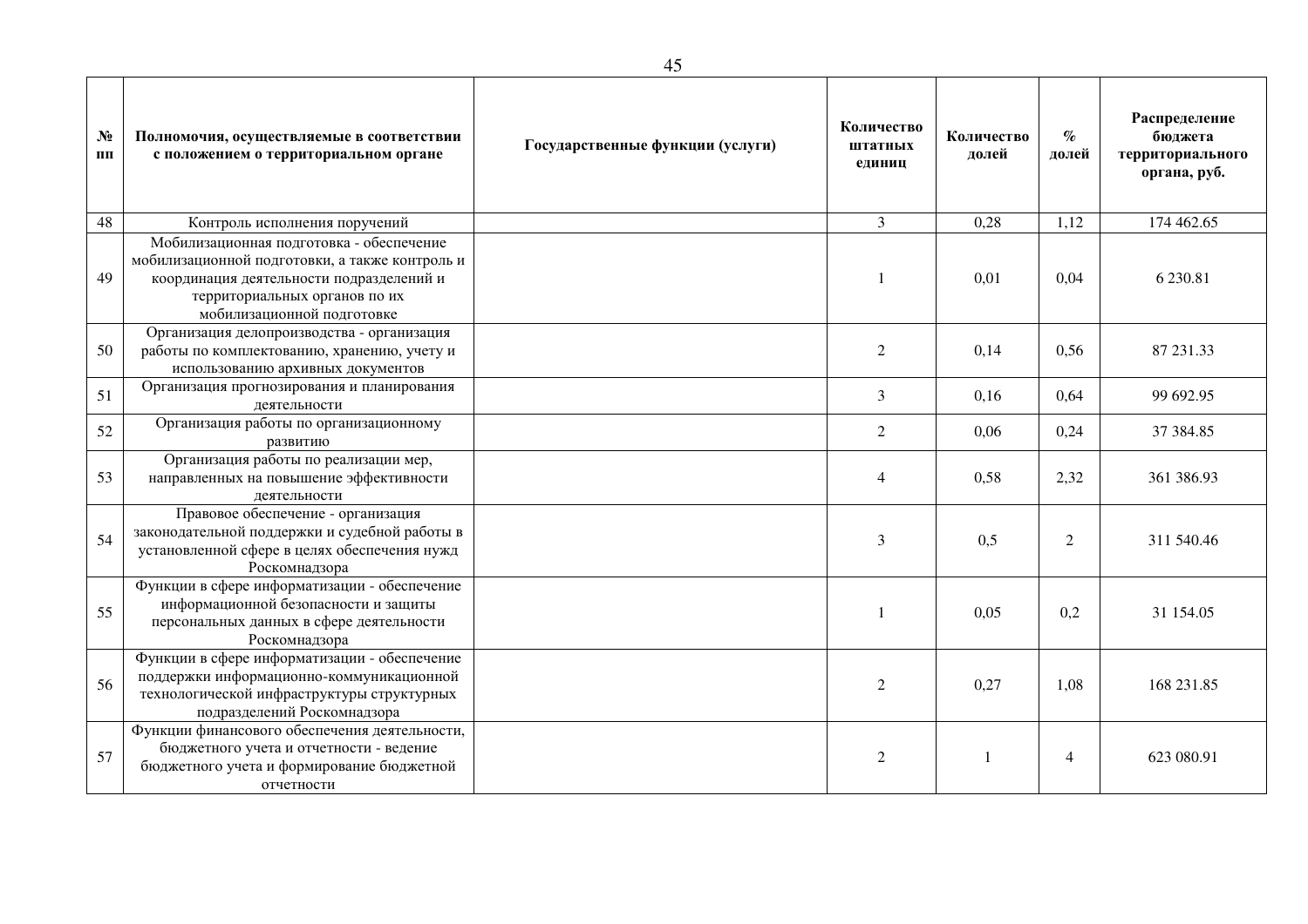| № пп | Полномочия, осуществляемые в соответствии с положением о территориальном органе | Государственные функции (услуги) | Количество штатных единиц | Количество долей | % долей | Распределение бюджета территориального органа, руб. |
|---|---|---|---|---|---|---|
| 48 | Контроль исполнения поручений | | 3 | 0,28 | 1,12 | 174 462.65 |
| 49 | Мобилизационная подготовка - обеспечение мобилизационной подготовки, а также контроль и координация деятельности подразделений и территориальных органов по их мобилизационной подготовке | | 1 | 0,01 | 0,04 | 6 230.81 |
| 50 | Организация делопроизводства - организация работы по комплектованию, хранению, учету и использованию архивных документов | | 2 | 0,14 | 0,56 | 87 231.33 |
| 51 | Организация прогнозирования и планирования деятельности | | 3 | 0,16 | 0,64 | 99 692.95 |
| 52 | Организация работы по организационному развитию | | 2 | 0,06 | 0,24 | 37 384.85 |
| 53 | Организация работы по реализации мер, направленных на повышение эффективности деятельности | | 4 | 0,58 | 2,32 | 361 386.93 |
| 54 | Правовое обеспечение - организация законодательной поддержки и судебной работы в установленной сфере в целях обеспечения нужд Роскомнадзора | | 3 | 0,5 | 2 | 311 540.46 |
| 55 | Функции в сфере информатизации - обеспечение информационной безопасности и защиты персональных данных в сфере деятельности Роскомнадзора | | 1 | 0,05 | 0,2 | 31 154.05 |
| 56 | Функции в сфере информатизации - обеспечение поддержки информационно-коммуникационной технологической инфраструктуры структурных подразделений Роскомнадзора | | 2 | 0,27 | 1,08 | 168 231.85 |
| 57 | Функции финансового обеспечения деятельности, бюджетного учета и отчетности - ведение бюджетного учета и формирование бюджетной отчетности | | 2 | 1 | 4 | 623 080.91 |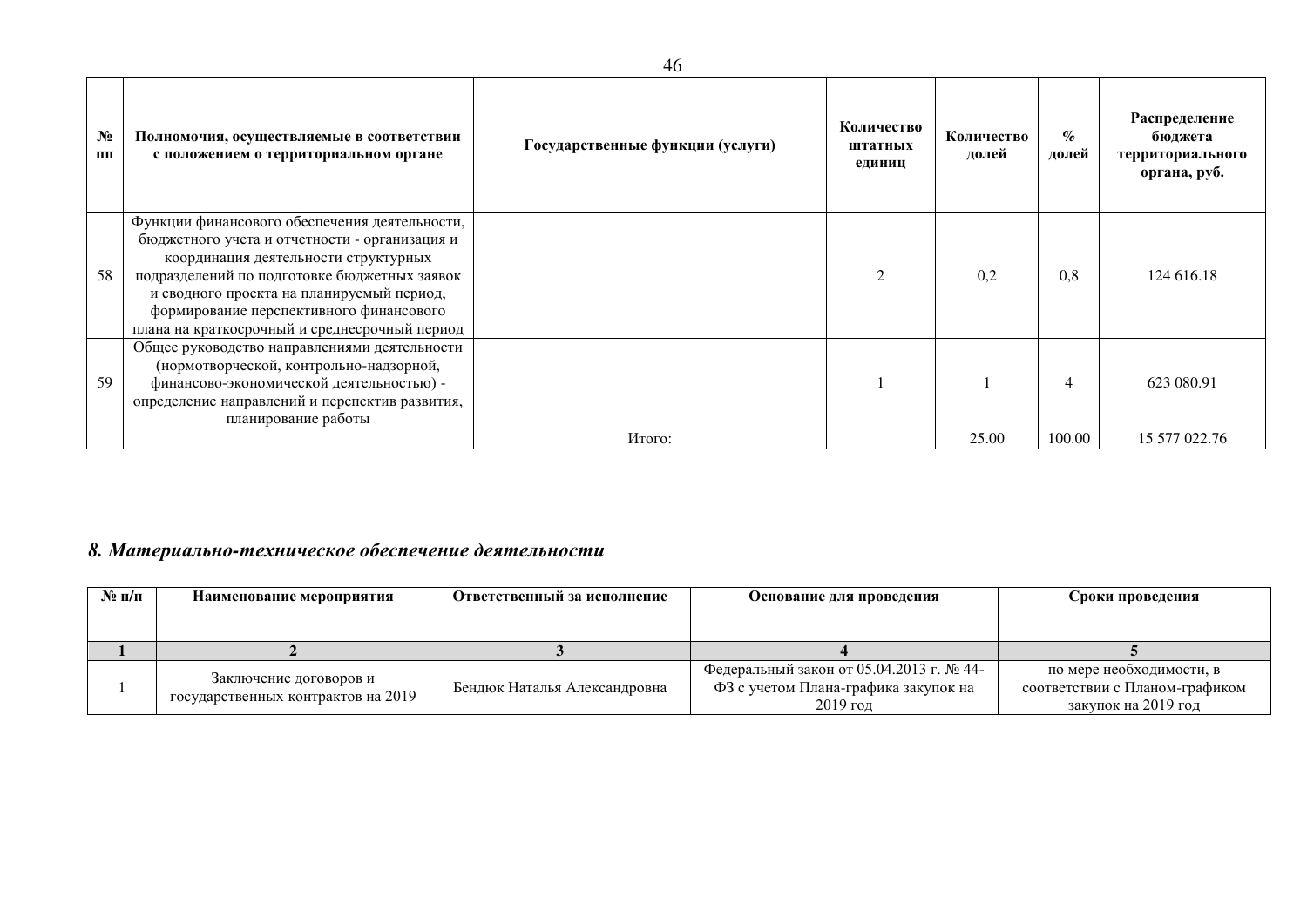| № пп | Полномочия, осуществляемые в соответствии с положением о территориальном органе | Государственные функции (услуги) | Количество штатных единиц | Количество долей | % долей | Распределение бюджета территориального органа, руб. |
|---|---|---|---|---|---|---|
| 58 | Функции финансового обеспечения деятельности, бюджетного учета и отчетности - организация и координация деятельности структурных подразделений по подготовке бюджетных заявок и сводного проекта на планируемый период, формирование перспективного финансового плана на краткосрочный и среднесрочный период | | 2 | 0,2 | 0,8 | 124 616.18 |
| 59 | Общее руководство направлениями деятельности (нормотворческой, контрольно-надзорной, финансово-экономической деятельностью) - определение направлений и перспектив развития, планирование работы | | 1 | 1 | 4 | 623 080.91 |
| | | Итого: | | 25.00 | 100.00 | 15 577 022.76 |

## *8. Материально-техническое обеспечение деятельности*

| № п/п | Наименование мероприятия | Ответственный за исполнение | Основание для проведения | Сроки проведения |
|---|---|---|---|---|
| 1 | 2 | 3 | 4 | 5 |
| 1 | Заключение договоров и государственных контрактов на 2019 | Бендюк Наталья Александровна | Федеральный закон от 05.04.2013 г. № 44-ФЗ с учетом Плана-графика закупок на 2019 год | по мере необходимости, в соответствии с Планом-графиком закупок на 2019 год |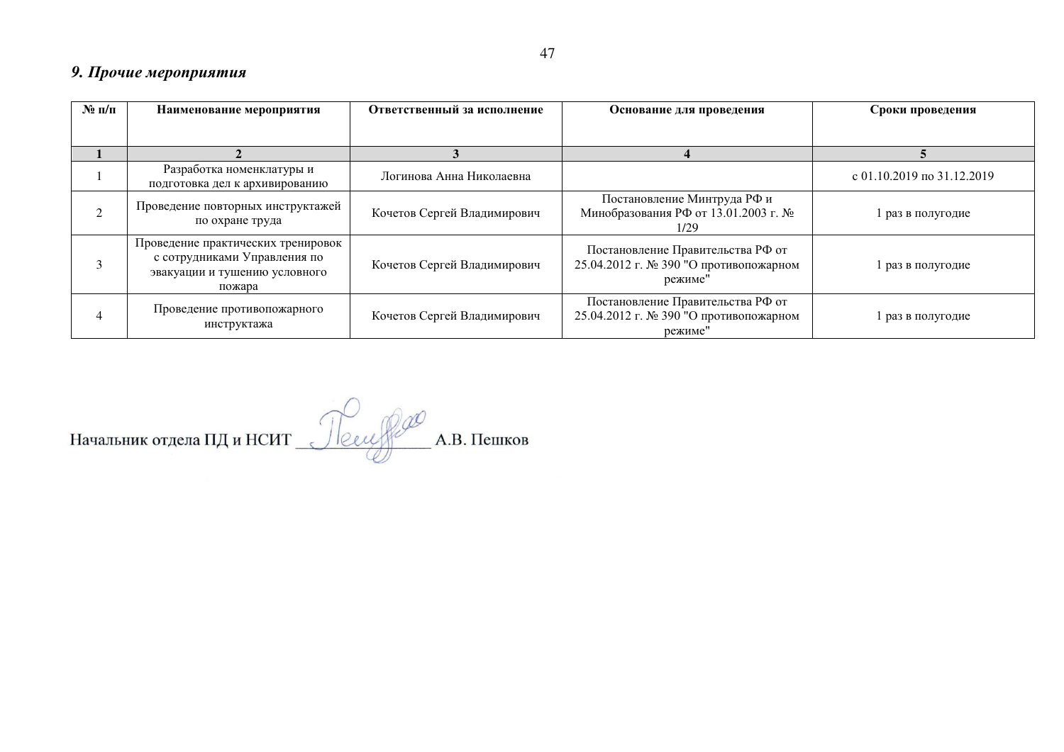### *9. Прочие мероприятия*

| № п/п | Наименование мероприятия | Ответственный за исполнение | Основание для проведения | Сроки проведения |
|---|---|---|---|---|
| 1 | 2 | 3 | 4 | 5 |
| 1 | Разработка номенклатуры и подготовка дел к архивированию | Логинова Анна Николаевна | | с 01.10.2019 по 31.12.2019 |
| 2 | Проведение повторных инструктажей по охране труда | Кочетов Сергей Владимирович | Постановление Минтруда РФ и Минобразования РФ от 13.01.2003 г. № 1/29 | 1 раз в полугодие |
| 3 | Проведение практических тренировок с сотрудниками Управления по эвакуации и тушению условного пожара | Кочетов Сергей Владимирович | Постановление Правительства РФ от 25.04.2012 г. № 390 "О противопожарном режиме" | 1 раз в полугодие |
| 4 | Проведение противопожарного инструктажа | Кочетов Сергей Владимирович | Постановление Правительства РФ от 25.04.2012 г. № 390 "О противопожарном режиме" | 1 раз в полугодие |

Начальник отдела ПД и НСИТ _______________ А.В. Пешков